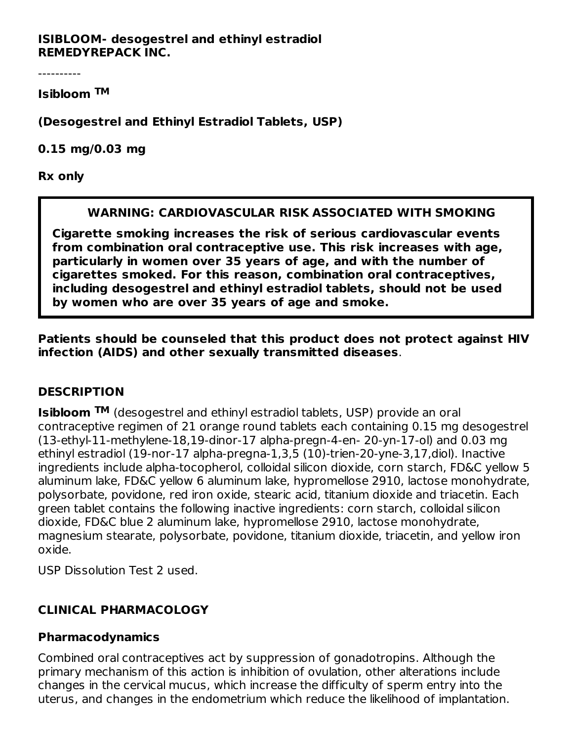**ISIBLOOM- desogestrel and ethinyl estradiol**
**REMEDYREPACK INC.**

----------

**Isibloom TM**

**(Desogestrel and Ethinyl Estradiol Tablets, USP)**

**0.15 mg/0.03 mg**

**Rx only**

> **WARNING: CARDIOVASCULAR RISK ASSOCIATED WITH SMOKING**
>
> **Cigarette smoking increases the risk of serious cardiovascular events from combination oral contraceptive use. This risk increases with age, particularly in women over 35 years of age, and with the number of cigarettes smoked. For this reason, combination oral contraceptives, including desogestrel and ethinyl estradiol tablets, should not be used by women who are over 35 years of age and smoke.**

**Patients should be counseled that this product does not protect against HIV infection (AIDS) and other sexually transmitted diseases**.

## DESCRIPTION

**Isibloom TM** (desogestrel and ethinyl estradiol tablets, USP) provide an oral contraceptive regimen of 21 orange round tablets each containing 0.15 mg desogestrel (13-ethyl-11-methylene-18,19-dinor-17 alpha-pregn-4-en- 20-yn-17-ol) and 0.03 mg ethinyl estradiol (19-nor-17 alpha-pregna-1,3,5 (10)-trien-20-yne-3,17,diol). Inactive ingredients include alpha-tocopherol, colloidal silicon dioxide, corn starch, FD&C yellow 5 aluminum lake, FD&C yellow 6 aluminum lake, hypromellose 2910, lactose monohydrate, polysorbate, povidone, red iron oxide, stearic acid, titanium dioxide and triacetin. Each green tablet contains the following inactive ingredients: corn starch, colloidal silicon dioxide, FD&C blue 2 aluminum lake, hypromellose 2910, lactose monohydrate, magnesium stearate, polysorbate, povidone, titanium dioxide, triacetin, and yellow iron oxide.

USP Dissolution Test 2 used.

## CLINICAL PHARMACOLOGY

### Pharmacodynamics

Combined oral contraceptives act by suppression of gonadotropins. Although the primary mechanism of this action is inhibition of ovulation, other alterations include changes in the cervical mucus, which increase the difficulty of sperm entry into the uterus, and changes in the endometrium which reduce the likelihood of implantation.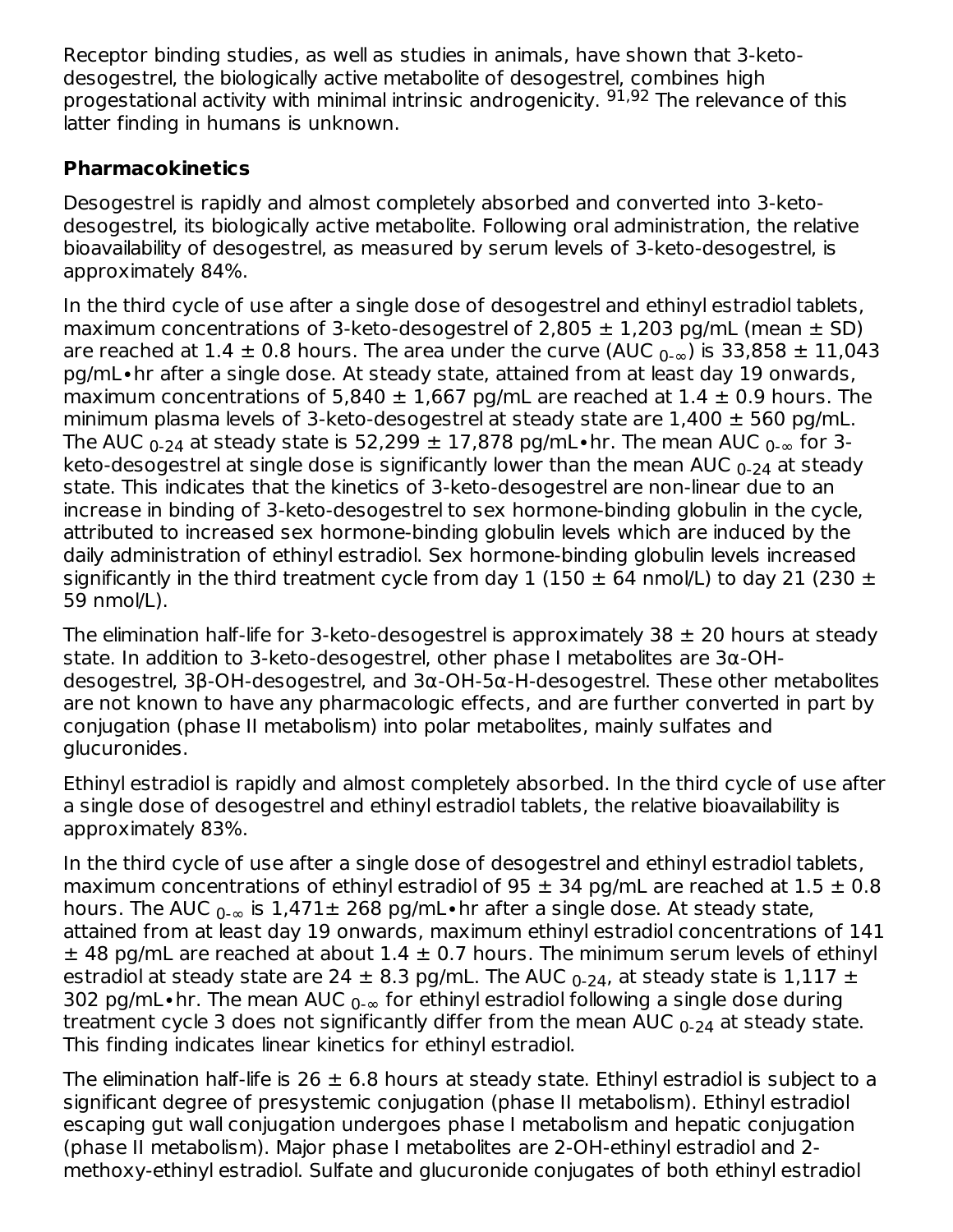Receptor binding studies, as well as studies in animals, have shown that 3-keto-desogestrel, the biologically active metabolite of desogestrel, combines high progestational activity with minimal intrinsic androgenicity. [91,92] The relevance of this latter finding in humans is unknown.

**Pharmacokinetics**

Desogestrel is rapidly and almost completely absorbed and converted into 3-keto-desogestrel, its biologically active metabolite. Following oral administration, the relative bioavailability of desogestrel, as measured by serum levels of 3-keto-desogestrel, is approximately 84%.

In the third cycle of use after a single dose of desogestrel and ethinyl estradiol tablets, maximum concentrations of 3-keto-desogestrel of 2,805 ± 1,203 pg/mL (mean ± SD) are reached at 1.4 ± 0.8 hours. The area under the curve ($AUC_{0-\infty}$) is 33,858 ± 11,043 pg/mL•hr after a single dose. At steady state, attained from at least day 19 onwards, maximum concentrations of 5,840 ± 1,667 pg/mL are reached at 1.4 ± 0.9 hours. The minimum plasma levels of 3-keto-desogestrel at steady state are 1,400 ± 560 pg/mL. The $AUC_{0-24}$ at steady state is 52,299 ± 17,878 pg/mL•hr. The mean $AUC_{0-\infty}$ for 3-keto-desogestrel at single dose is significantly lower than the mean $AUC_{0-24}$ at steady state. This indicates that the kinetics of 3-keto-desogestrel are non-linear due to an increase in binding of 3-keto-desogestrel to sex hormone-binding globulin in the cycle, attributed to increased sex hormone-binding globulin levels which are induced by the daily administration of ethinyl estradiol. Sex hormone-binding globulin levels increased significantly in the third treatment cycle from day 1 (150 ± 64 nmol/L) to day 21 (230 ± 59 nmol/L).

The elimination half-life for 3-keto-desogestrel is approximately 38 ± 20 hours at steady state. In addition to 3-keto-desogestrel, other phase I metabolites are 3α-OH-desogestrel, 3β-OH-desogestrel, and 3α-OH-5α-H-desogestrel. These other metabolites are not known to have any pharmacologic effects, and are further converted in part by conjugation (phase II metabolism) into polar metabolites, mainly sulfates and glucuronides.

Ethinyl estradiol is rapidly and almost completely absorbed. In the third cycle of use after a single dose of desogestrel and ethinyl estradiol tablets, the relative bioavailability is approximately 83%.

In the third cycle of use after a single dose of desogestrel and ethinyl estradiol tablets, maximum concentrations of ethinyl estradiol of 95 ± 34 pg/mL are reached at 1.5 ± 0.8 hours. The $AUC_{0-\infty}$ is 1,471± 268 pg/mL•hr after a single dose. At steady state, attained from at least day 19 onwards, maximum ethinyl estradiol concentrations of 141 ± 48 pg/mL are reached at about 1.4 ± 0.7 hours. The minimum serum levels of ethinyl estradiol at steady state are 24 ± 8.3 pg/mL. The $AUC_{0-24}$, at steady state is 1,117 ± 302 pg/mL•hr. The mean $AUC_{0-\infty}$ for ethinyl estradiol following a single dose during treatment cycle 3 does not significantly differ from the mean $AUC_{0-24}$ at steady state. This finding indicates linear kinetics for ethinyl estradiol.

The elimination half-life is 26 ± 6.8 hours at steady state. Ethinyl estradiol is subject to a significant degree of presystemic conjugation (phase II metabolism). Ethinyl estradiol escaping gut wall conjugation undergoes phase I metabolism and hepatic conjugation (phase II metabolism). Major phase I metabolites are 2-OH-ethinyl estradiol and 2-methoxy-ethinyl estradiol. Sulfate and glucuronide conjugates of both ethinyl estradiol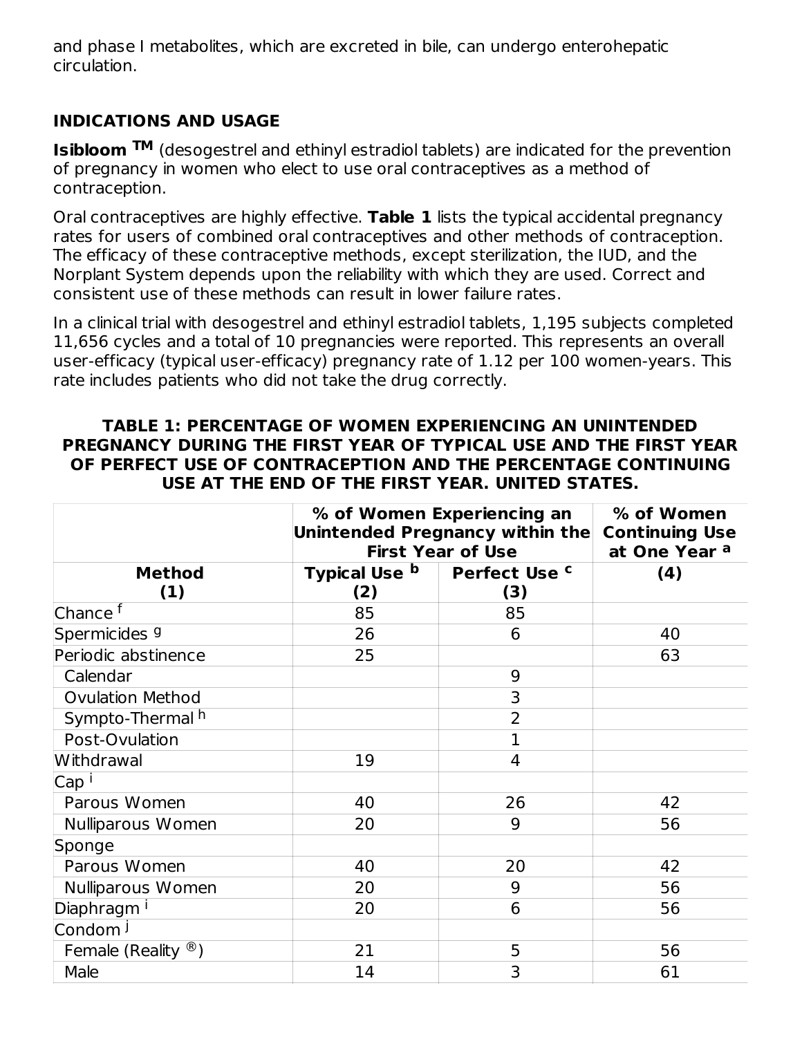and phase I metabolites, which are excreted in bile, can undergo enterohepatic circulation.

## INDICATIONS AND USAGE

**Isibloom™** (desogestrel and ethinyl estradiol tablets) are indicated for the prevention of pregnancy in women who elect to use oral contraceptives as a method of contraception.

Oral contraceptives are highly effective. **Table 1** lists the typical accidental pregnancy rates for users of combined oral contraceptives and other methods of contraception. The efficacy of these contraceptive methods, except sterilization, the IUD, and the Norplant System depends upon the reliability with which they are used. Correct and consistent use of these methods can result in lower failure rates.

In a clinical trial with desogestrel and ethinyl estradiol tablets, 1,195 subjects completed 11,656 cycles and a total of 10 pregnancies were reported. This represents an overall user-efficacy (typical user-efficacy) pregnancy rate of 1.12 per 100 women-years. This rate includes patients who did not take the drug correctly.

**TABLE 1: PERCENTAGE OF WOMEN EXPERIENCING AN UNINTENDED PREGNANCY DURING THE FIRST YEAR OF TYPICAL USE AND THE FIRST YEAR OF PERFECT USE OF CONTRACEPTION AND THE PERCENTAGE CONTINUING USE AT THE END OF THE FIRST YEAR. UNITED STATES.**

| | % of Women Experiencing an Unintended Pregnancy within the First Year of Use | | % of Women Continuing Use at One Year [a] |
|---|---|---|---|
| **Method (1)** | **Typical Use [b] (2)** | **Perfect Use [c] (3)** | **(4)** |
| Chance [f] | 85 | 85 | |
| Spermicides [g] | 26 | 6 | 40 |
| Periodic abstinence | 25 | | 63 |
| Calendar | | 9 | |
| Ovulation Method | | 3 | |
| Sympto-Thermal [h] | | 2 | |
| Post-Ovulation | | 1 | |
| Withdrawal | 19 | 4 | |
| Cap [i] | | | |
| Parous Women | 40 | 26 | 42 |
| Nulliparous Women | 20 | 9 | 56 |
| Sponge | | | |
| Parous Women | 40 | 20 | 42 |
| Nulliparous Women | 20 | 9 | 56 |
| Diaphragm [i] | 20 | 6 | 56 |
| Condom [j] | | | |
| Female (Reality®) | 21 | 5 | 56 |
| Male | 14 | 3 | 61 |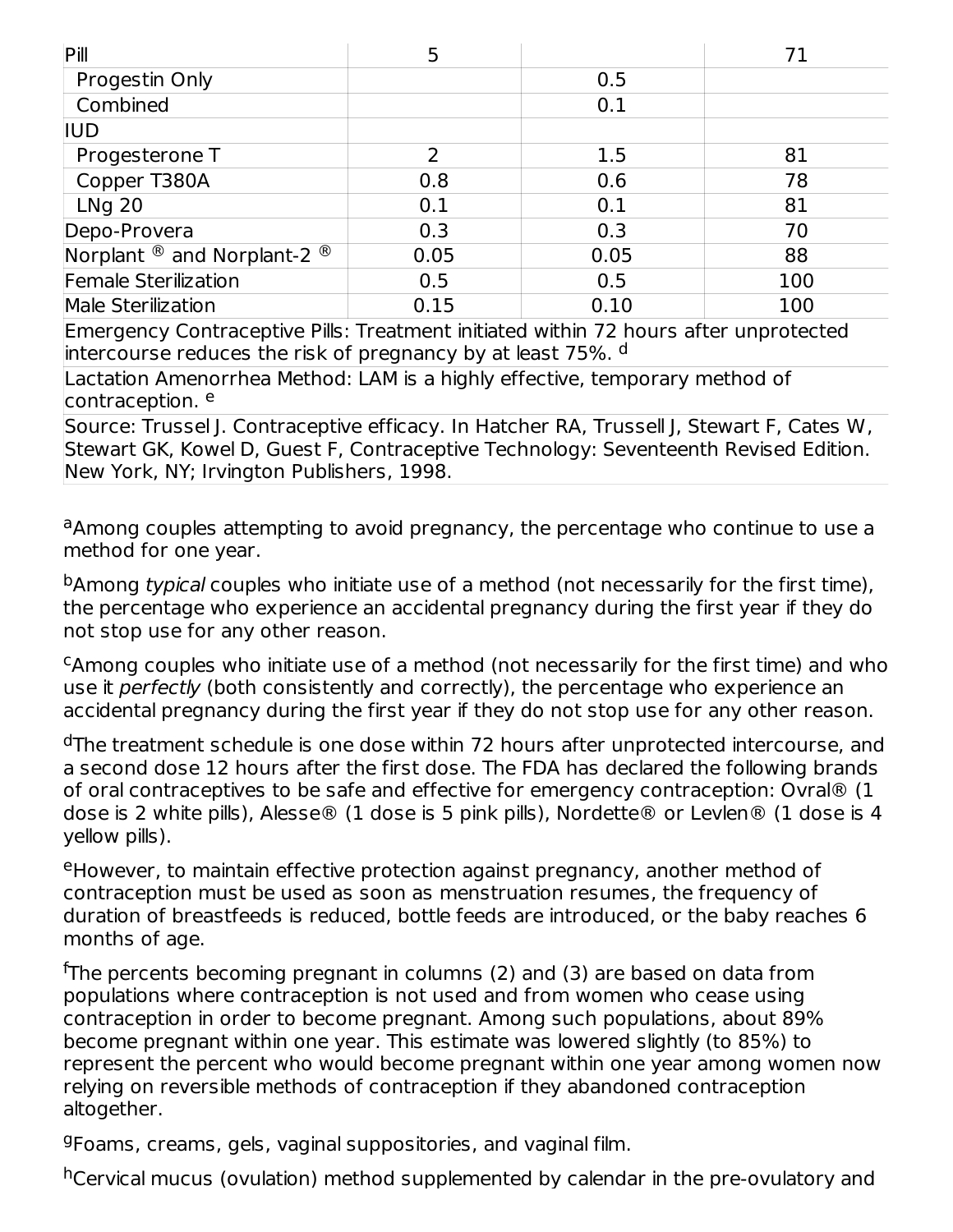| | | | |
|---|---|---|---|
| Pill | 5 | | 71 |
| Progestin Only | | 0.5 | |
| Combined | | 0.1 | |
| IUD | | | |
| Progesterone T | 2 | 1.5 | 81 |
| Copper T380A | 0.8 | 0.6 | 78 |
| LNg 20 | 0.1 | 0.1 | 81 |
| Depo-Provera | 0.3 | 0.3 | 70 |
| Norplant ® and Norplant-2 ® | 0.05 | 0.05 | 88 |
| Female Sterilization | 0.5 | 0.5 | 100 |
| Male Sterilization | 0.15 | 0.10 | 100 |
| Emergency Contraceptive Pills: Treatment initiated within 72 hours after unprotected intercourse reduces the risk of pregnancy by at least 75%. [d] | | | |
| Lactation Amenorrhea Method: LAM is a highly effective, temporary method of contraception. [e] | | | |
| Source: Trussel J. Contraceptive efficacy. In Hatcher RA, Trussell J, Stewart F, Cates W, Stewart GK, Kowel D, Guest F, Contraceptive Technology: Seventeenth Revised Edition. New York, NY; Irvington Publishers, 1998. | | | |

[a]Among couples attempting to avoid pregnancy, the percentage who continue to use a method for one year.

[b]Among *typical* couples who initiate use of a method (not necessarily for the first time), the percentage who experience an accidental pregnancy during the first year if they do not stop use for any other reason.

[c]Among couples who initiate use of a method (not necessarily for the first time) and who use it *perfectly* (both consistently and correctly), the percentage who experience an accidental pregnancy during the first year if they do not stop use for any other reason.

[d]The treatment schedule is one dose within 72 hours after unprotected intercourse, and a second dose 12 hours after the first dose. The FDA has declared the following brands of oral contraceptives to be safe and effective for emergency contraception: Ovral® (1 dose is 2 white pills), Alesse® (1 dose is 5 pink pills), Nordette® or Levlen® (1 dose is 4 yellow pills).

[e]However, to maintain effective protection against pregnancy, another method of contraception must be used as soon as menstruation resumes, the frequency of duration of breastfeeds is reduced, bottle feeds are introduced, or the baby reaches 6 months of age.

[f]The percents becoming pregnant in columns (2) and (3) are based on data from populations where contraception is not used and from women who cease using contraception in order to become pregnant. Among such populations, about 89% become pregnant within one year. This estimate was lowered slightly (to 85%) to represent the percent who would become pregnant within one year among women now relying on reversible methods of contraception if they abandoned contraception altogether.

[g]Foams, creams, gels, vaginal suppositories, and vaginal film.

[h]Cervical mucus (ovulation) method supplemented by calendar in the pre-ovulatory and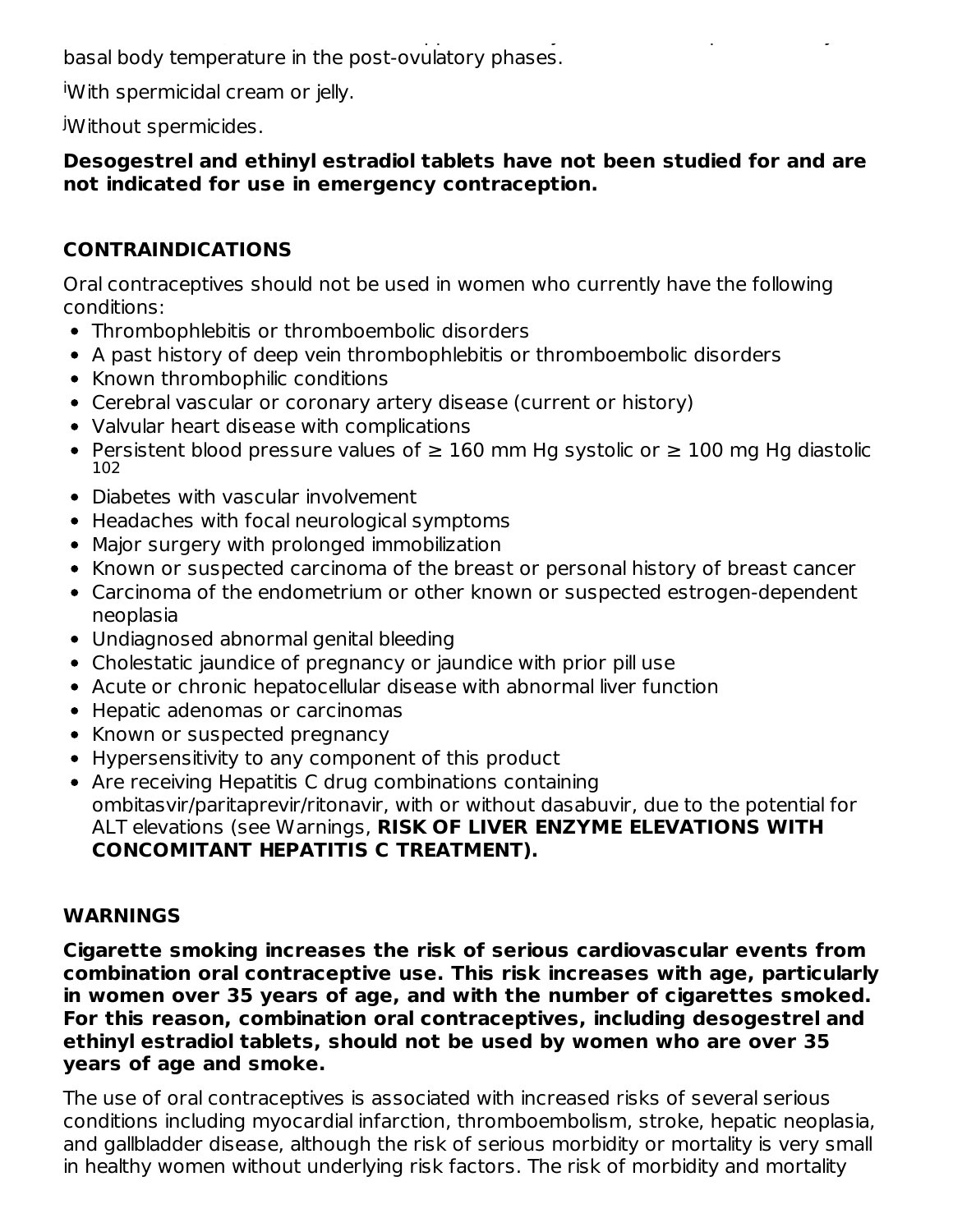basal body temperature in the post-ovulatory phases.

[i]With spermicidal cream or jelly.

[j]Without spermicides.

**Desogestrel and ethinyl estradiol tablets have not been studied for and are not indicated for use in emergency contraception.**

## CONTRAINDICATIONS

Oral contraceptives should not be used in women who currently have the following conditions:

- Thrombophlebitis or thromboembolic disorders
- A past history of deep vein thrombophlebitis or thromboembolic disorders
- Known thrombophilic conditions
- Cerebral vascular or coronary artery disease (current or history)
- Valvular heart disease with complications
- Persistent blood pressure values of ≥ 160 mm Hg systolic or ≥ 100 mg Hg diastolic [102]
- Diabetes with vascular involvement
- Headaches with focal neurological symptoms
- Major surgery with prolonged immobilization
- Known or suspected carcinoma of the breast or personal history of breast cancer
- Carcinoma of the endometrium or other known or suspected estrogen-dependent neoplasia
- Undiagnosed abnormal genital bleeding
- Cholestatic jaundice of pregnancy or jaundice with prior pill use
- Acute or chronic hepatocellular disease with abnormal liver function
- Hepatic adenomas or carcinomas
- Known or suspected pregnancy
- Hypersensitivity to any component of this product
- Are receiving Hepatitis C drug combinations containing ombitasvir/paritaprevir/ritonavir, with or without dasabuvir, due to the potential for ALT elevations (see Warnings, **RISK OF LIVER ENZYME ELEVATIONS WITH CONCOMITANT HEPATITIS C TREATMENT).**

## WARNINGS

**Cigarette smoking increases the risk of serious cardiovascular events from combination oral contraceptive use. This risk increases with age, particularly in women over 35 years of age, and with the number of cigarettes smoked. For this reason, combination oral contraceptives, including desogestrel and ethinyl estradiol tablets, should not be used by women who are over 35 years of age and smoke.**

The use of oral contraceptives is associated with increased risks of several serious conditions including myocardial infarction, thromboembolism, stroke, hepatic neoplasia, and gallbladder disease, although the risk of serious morbidity or mortality is very small in healthy women without underlying risk factors. The risk of morbidity and mortality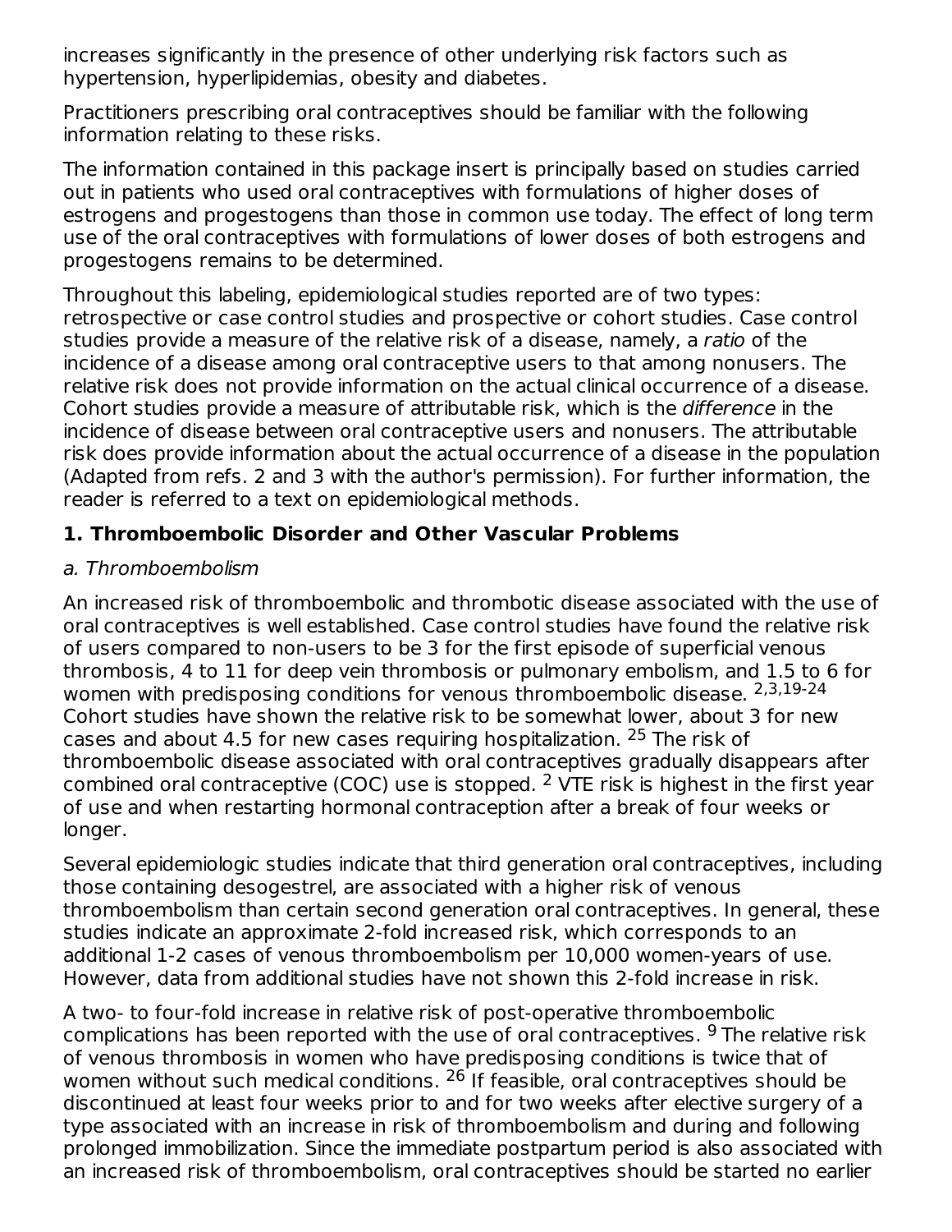increases significantly in the presence of other underlying risk factors such as hypertension, hyperlipidemias, obesity and diabetes.

Practitioners prescribing oral contraceptives should be familiar with the following information relating to these risks.

The information contained in this package insert is principally based on studies carried out in patients who used oral contraceptives with formulations of higher doses of estrogens and progestogens than those in common use today. The effect of long term use of the oral contraceptives with formulations of lower doses of both estrogens and progestogens remains to be determined.

Throughout this labeling, epidemiological studies reported are of two types: retrospective or case control studies and prospective or cohort studies. Case control studies provide a measure of the relative risk of a disease, namely, a *ratio* of the incidence of a disease among oral contraceptive users to that among nonusers. The relative risk does not provide information on the actual clinical occurrence of a disease. Cohort studies provide a measure of attributable risk, which is the *difference* in the incidence of disease between oral contraceptive users and nonusers. The attributable risk does provide information about the actual occurrence of a disease in the population (Adapted from refs. 2 and 3 with the author's permission). For further information, the reader is referred to a text on epidemiological methods.

**1. Thromboembolic Disorder and Other Vascular Problems**

*a. Thromboembolism*

An increased risk of thromboembolic and thrombotic disease associated with the use of oral contraceptives is well established. Case control studies have found the relative risk of users compared to non-users to be 3 for the first episode of superficial venous thrombosis, 4 to 11 for deep vein thrombosis or pulmonary embolism, and 1.5 to 6 for women with predisposing conditions for venous thromboembolic disease. [2,3,19-24] Cohort studies have shown the relative risk to be somewhat lower, about 3 for new cases and about 4.5 for new cases requiring hospitalization. [25] The risk of thromboembolic disease associated with oral contraceptives gradually disappears after combined oral contraceptive (COC) use is stopped. [2] VTE risk is highest in the first year of use and when restarting hormonal contraception after a break of four weeks or longer.

Several epidemiologic studies indicate that third generation oral contraceptives, including those containing desogestrel, are associated with a higher risk of venous thromboembolism than certain second generation oral contraceptives. In general, these studies indicate an approximate 2-fold increased risk, which corresponds to an additional 1-2 cases of venous thromboembolism per 10,000 women-years of use. However, data from additional studies have not shown this 2-fold increase in risk.

A two- to four-fold increase in relative risk of post-operative thromboembolic complications has been reported with the use of oral contraceptives. [9] The relative risk of venous thrombosis in women who have predisposing conditions is twice that of women without such medical conditions. [26] If feasible, oral contraceptives should be discontinued at least four weeks prior to and for two weeks after elective surgery of a type associated with an increase in risk of thromboembolism and during and following prolonged immobilization. Since the immediate postpartum period is also associated with an increased risk of thromboembolism, oral contraceptives should be started no earlier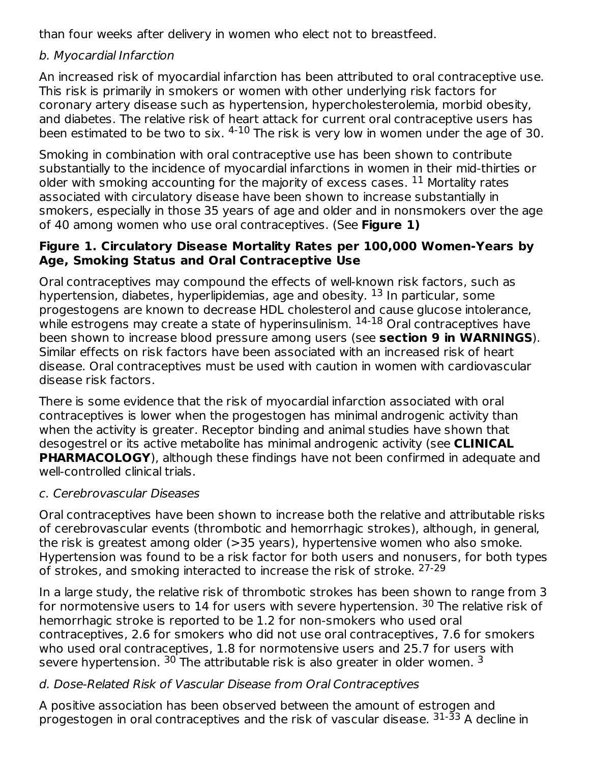than four weeks after delivery in women who elect not to breastfeed.

*b. Myocardial Infarction*

An increased risk of myocardial infarction has been attributed to oral contraceptive use. This risk is primarily in smokers or women with other underlying risk factors for coronary artery disease such as hypertension, hypercholesterolemia, morbid obesity, and diabetes. The relative risk of heart attack for current oral contraceptive users has been estimated to be two to six. [4-10] The risk is very low in women under the age of 30.

Smoking in combination with oral contraceptive use has been shown to contribute substantially to the incidence of myocardial infarctions in women in their mid-thirties or older with smoking accounting for the majority of excess cases. [11] Mortality rates associated with circulatory disease have been shown to increase substantially in smokers, especially in those 35 years of age and older and in nonsmokers over the age of 40 among women who use oral contraceptives. (See **Figure 1)**

**Figure 1. Circulatory Disease Mortality Rates per 100,000 Women-Years by Age, Smoking Status and Oral Contraceptive Use**

Oral contraceptives may compound the effects of well-known risk factors, such as hypertension, diabetes, hyperlipidemias, age and obesity. [13] In particular, some progestogens are known to decrease HDL cholesterol and cause glucose intolerance, while estrogens may create a state of hyperinsulinism. [14-18] Oral contraceptives have been shown to increase blood pressure among users (see **section 9 in WARNINGS**). Similar effects on risk factors have been associated with an increased risk of heart disease. Oral contraceptives must be used with caution in women with cardiovascular disease risk factors.

There is some evidence that the risk of myocardial infarction associated with oral contraceptives is lower when the progestogen has minimal androgenic activity than when the activity is greater. Receptor binding and animal studies have shown that desogestrel or its active metabolite has minimal androgenic activity (see **CLINICAL PHARMACOLOGY**), although these findings have not been confirmed in adequate and well-controlled clinical trials.

*c. Cerebrovascular Diseases*

Oral contraceptives have been shown to increase both the relative and attributable risks of cerebrovascular events (thrombotic and hemorrhagic strokes), although, in general, the risk is greatest among older (>35 years), hypertensive women who also smoke. Hypertension was found to be a risk factor for both users and nonusers, for both types of strokes, and smoking interacted to increase the risk of stroke. [27-29]

In a large study, the relative risk of thrombotic strokes has been shown to range from 3 for normotensive users to 14 for users with severe hypertension. [30] The relative risk of hemorrhagic stroke is reported to be 1.2 for non-smokers who used oral contraceptives, 2.6 for smokers who did not use oral contraceptives, 7.6 for smokers who used oral contraceptives, 1.8 for normotensive users and 25.7 for users with severe hypertension. [30] The attributable risk is also greater in older women. [3]

*d. Dose-Related Risk of Vascular Disease from Oral Contraceptives*

A positive association has been observed between the amount of estrogen and progestogen in oral contraceptives and the risk of vascular disease. [31-33] A decline in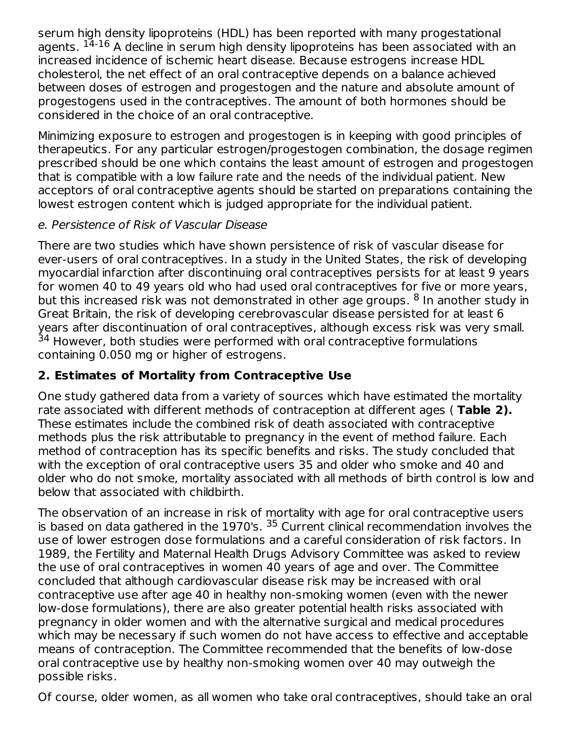serum high density lipoproteins (HDL) has been reported with many progestational agents. [14-16] A decline in serum high density lipoproteins has been associated with an increased incidence of ischemic heart disease. Because estrogens increase HDL cholesterol, the net effect of an oral contraceptive depends on a balance achieved between doses of estrogen and progestogen and the nature and absolute amount of progestogens used in the contraceptives. The amount of both hormones should be considered in the choice of an oral contraceptive.

Minimizing exposure to estrogen and progestogen is in keeping with good principles of therapeutics. For any particular estrogen/progestogen combination, the dosage regimen prescribed should be one which contains the least amount of estrogen and progestogen that is compatible with a low failure rate and the needs of the individual patient. New acceptors of oral contraceptive agents should be started on preparations containing the lowest estrogen content which is judged appropriate for the individual patient.

*e. Persistence of Risk of Vascular Disease*

There are two studies which have shown persistence of risk of vascular disease for ever-users of oral contraceptives. In a study in the United States, the risk of developing myocardial infarction after discontinuing oral contraceptives persists for at least 9 years for women 40 to 49 years old who had used oral contraceptives for five or more years, but this increased risk was not demonstrated in other age groups. [8] In another study in Great Britain, the risk of developing cerebrovascular disease persisted for at least 6 years after discontinuation of oral contraceptives, although excess risk was very small. [34] However, both studies were performed with oral contraceptive formulations containing 0.050 mg or higher of estrogens.

### 2. Estimates of Mortality from Contraceptive Use

One study gathered data from a variety of sources which have estimated the mortality rate associated with different methods of contraception at different ages ( **Table 2).** These estimates include the combined risk of death associated with contraceptive methods plus the risk attributable to pregnancy in the event of method failure. Each method of contraception has its specific benefits and risks. The study concluded that with the exception of oral contraceptive users 35 and older who smoke and 40 and older who do not smoke, mortality associated with all methods of birth control is low and below that associated with childbirth.

The observation of an increase in risk of mortality with age for oral contraceptive users is based on data gathered in the 1970's. [35] Current clinical recommendation involves the use of lower estrogen dose formulations and a careful consideration of risk factors. In 1989, the Fertility and Maternal Health Drugs Advisory Committee was asked to review the use of oral contraceptives in women 40 years of age and over. The Committee concluded that although cardiovascular disease risk may be increased with oral contraceptive use after age 40 in healthy non-smoking women (even with the newer low-dose formulations), there are also greater potential health risks associated with pregnancy in older women and with the alternative surgical and medical procedures which may be necessary if such women do not have access to effective and acceptable means of contraception. The Committee recommended that the benefits of low-dose oral contraceptive use by healthy non-smoking women over 40 may outweigh the possible risks.

Of course, older women, as all women who take oral contraceptives, should take an oral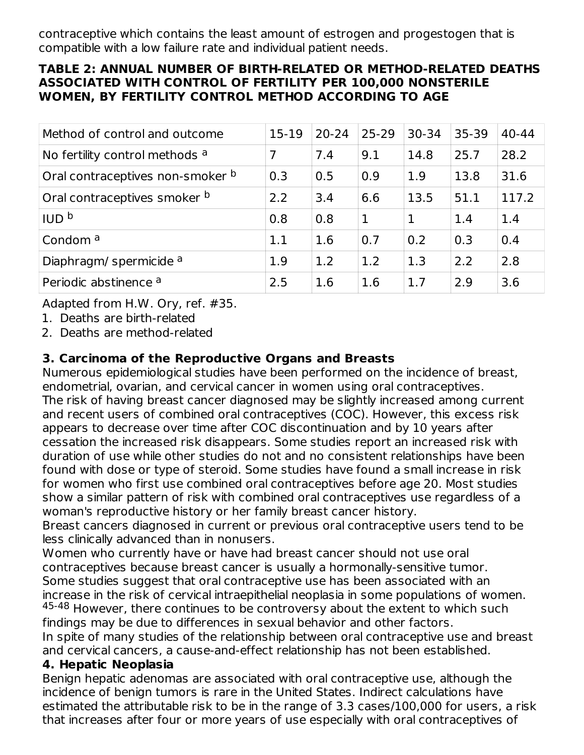contraceptive which contains the least amount of estrogen and progestogen that is compatible with a low failure rate and individual patient needs.

**TABLE 2: ANNUAL NUMBER OF BIRTH-RELATED OR METHOD-RELATED DEATHS ASSOCIATED WITH CONTROL OF FERTILITY PER 100,000 NONSTERILE WOMEN, BY FERTILITY CONTROL METHOD ACCORDING TO AGE**

| Method of control and outcome | 15-19 | 20-24 | 25-29 | 30-34 | 35-39 | 40-44 |
|---|---|---|---|---|---|---|
| No fertility control methods [a] | 7 | 7.4 | 9.1 | 14.8 | 25.7 | 28.2 |
| Oral contraceptives non-smoker [b] | 0.3 | 0.5 | 0.9 | 1.9 | 13.8 | 31.6 |
| Oral contraceptives smoker [b] | 2.2 | 3.4 | 6.6 | 13.5 | 51.1 | 117.2 |
| IUD [b] | 0.8 | 0.8 | 1 | 1 | 1.4 | 1.4 |
| Condom [a] | 1.1 | 1.6 | 0.7 | 0.2 | 0.3 | 0.4 |
| Diaphragm/ spermicide [a] | 1.9 | 1.2 | 1.2 | 1.3 | 2.2 | 2.8 |
| Periodic abstinence [a] | 2.5 | 1.6 | 1.6 | 1.7 | 2.9 | 3.6 |

Adapted from H.W. Ory, ref. #35.

1. Deaths are birth-related
2. Deaths are method-related

**3. Carcinoma of the Reproductive Organs and Breasts**

Numerous epidemiological studies have been performed on the incidence of breast, endometrial, ovarian, and cervical cancer in women using oral contraceptives.

The risk of having breast cancer diagnosed may be slightly increased among current and recent users of combined oral contraceptives (COC). However, this excess risk appears to decrease over time after COC discontinuation and by 10 years after cessation the increased risk disappears. Some studies report an increased risk with duration of use while other studies do not and no consistent relationships have been found with dose or type of steroid. Some studies have found a small increase in risk for women who first use combined oral contraceptives before age 20. Most studies show a similar pattern of risk with combined oral contraceptives use regardless of a woman's reproductive history or her family breast cancer history.

Breast cancers diagnosed in current or previous oral contraceptive users tend to be less clinically advanced than in nonusers.

Women who currently have or have had breast cancer should not use oral contraceptives because breast cancer is usually a hormonally-sensitive tumor.

Some studies suggest that oral contraceptive use has been associated with an increase in the risk of cervical intraepithelial neoplasia in some populations of women.[45-48] However, there continues to be controversy about the extent to which such findings may be due to differences in sexual behavior and other factors.

In spite of many studies of the relationship between oral contraceptive use and breast and cervical cancers, a cause-and-effect relationship has not been established.

**4. Hepatic Neoplasia**

Benign hepatic adenomas are associated with oral contraceptive use, although the incidence of benign tumors is rare in the United States. Indirect calculations have estimated the attributable risk to be in the range of 3.3 cases/100,000 for users, a risk that increases after four or more years of use especially with oral contraceptives of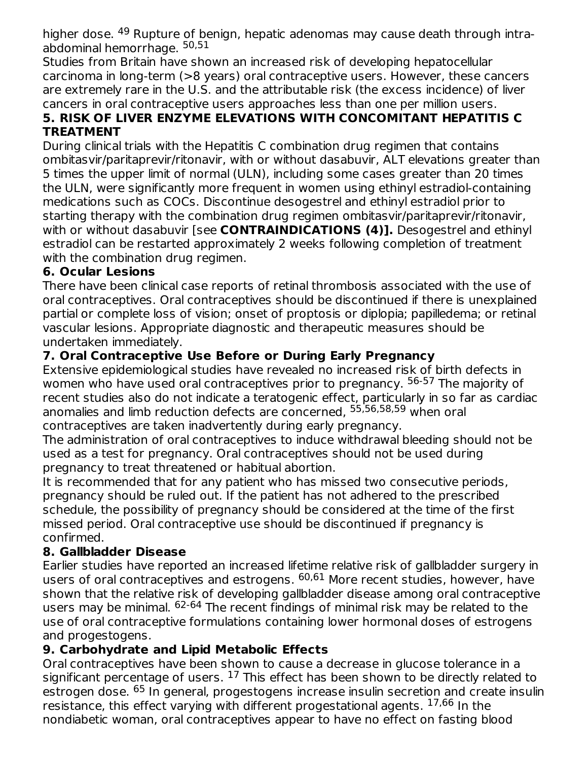higher dose. [49] Rupture of benign, hepatic adenomas may cause death through intra-abdominal hemorrhage. [50,51]

Studies from Britain have shown an increased risk of developing hepatocellular carcinoma in long-term (>8 years) oral contraceptive users. However, these cancers are extremely rare in the U.S. and the attributable risk (the excess incidence) of liver cancers in oral contraceptive users approaches less than one per million users.

### 5. RISK OF LIVER ENZYME ELEVATIONS WITH CONCOMITANT HEPATITIS C TREATMENT

During clinical trials with the Hepatitis C combination drug regimen that contains ombitasvir/paritaprevir/ritonavir, with or without dasabuvir, ALT elevations greater than 5 times the upper limit of normal (ULN), including some cases greater than 20 times the ULN, were significantly more frequent in women using ethinyl estradiol-containing medications such as COCs. Discontinue desogestrel and ethinyl estradiol prior to starting therapy with the combination drug regimen ombitasvir/paritaprevir/ritonavir, with or without dasabuvir [see **CONTRAINDICATIONS (4)].** Desogestrel and ethinyl estradiol can be restarted approximately 2 weeks following completion of treatment with the combination drug regimen.

### 6. Ocular Lesions

There have been clinical case reports of retinal thrombosis associated with the use of oral contraceptives. Oral contraceptives should be discontinued if there is unexplained partial or complete loss of vision; onset of proptosis or diplopia; papilledema; or retinal vascular lesions. Appropriate diagnostic and therapeutic measures should be undertaken immediately.

### 7. Oral Contraceptive Use Before or During Early Pregnancy

Extensive epidemiological studies have revealed no increased risk of birth defects in women who have used oral contraceptives prior to pregnancy. [56-57] The majority of recent studies also do not indicate a teratogenic effect, particularly in so far as cardiac anomalies and limb reduction defects are concerned, [55,56,58,59] when oral contraceptives are taken inadvertently during early pregnancy.

The administration of oral contraceptives to induce withdrawal bleeding should not be used as a test for pregnancy. Oral contraceptives should not be used during pregnancy to treat threatened or habitual abortion.

It is recommended that for any patient who has missed two consecutive periods, pregnancy should be ruled out. If the patient has not adhered to the prescribed schedule, the possibility of pregnancy should be considered at the time of the first missed period. Oral contraceptive use should be discontinued if pregnancy is confirmed.

### 8. Gallbladder Disease

Earlier studies have reported an increased lifetime relative risk of gallbladder surgery in users of oral contraceptives and estrogens. [60,61] More recent studies, however, have shown that the relative risk of developing gallbladder disease among oral contraceptive users may be minimal. [62-64] The recent findings of minimal risk may be related to the use of oral contraceptive formulations containing lower hormonal doses of estrogens and progestogens.

### 9. Carbohydrate and Lipid Metabolic Effects

Oral contraceptives have been shown to cause a decrease in glucose tolerance in a significant percentage of users. [17] This effect has been shown to be directly related to estrogen dose. [65] In general, progestogens increase insulin secretion and create insulin resistance, this effect varying with different progestational agents. [17,66] In the nondiabetic woman, oral contraceptives appear to have no effect on fasting blood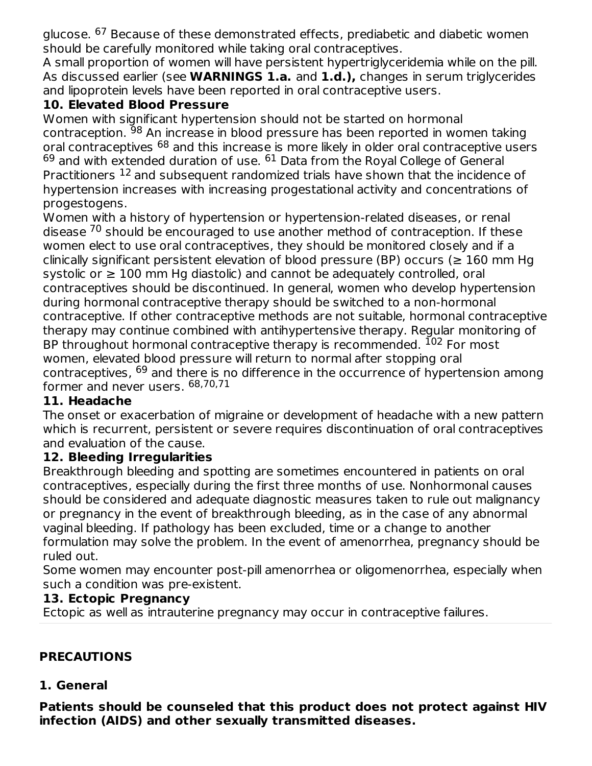glucose. [67] Because of these demonstrated effects, prediabetic and diabetic women should be carefully monitored while taking oral contraceptives.

A small proportion of women will have persistent hypertriglyceridemia while on the pill. As discussed earlier (see **WARNINGS 1.a.** and **1.d.),** changes in serum triglycerides and lipoprotein levels have been reported in oral contraceptive users.

### 10. Elevated Blood Pressure

Women with significant hypertension should not be started on hormonal contraception. [98] An increase in blood pressure has been reported in women taking oral contraceptives [68] and this increase is more likely in older oral contraceptive users [69] and with extended duration of use. [61] Data from the Royal College of General Practitioners [12] and subsequent randomized trials have shown that the incidence of hypertension increases with increasing progestational activity and concentrations of progestogens.

Women with a history of hypertension or hypertension-related diseases, or renal disease [70] should be encouraged to use another method of contraception. If these women elect to use oral contraceptives, they should be monitored closely and if a clinically significant persistent elevation of blood pressure (BP) occurs (≥ 160 mm Hg systolic or ≥ 100 mm Hg diastolic) and cannot be adequately controlled, oral contraceptives should be discontinued. In general, women who develop hypertension during hormonal contraceptive therapy should be switched to a non-hormonal contraceptive. If other contraceptive methods are not suitable, hormonal contraceptive therapy may continue combined with antihypertensive therapy. Regular monitoring of BP throughout hormonal contraceptive therapy is recommended. [102] For most women, elevated blood pressure will return to normal after stopping oral contraceptives, [69] and there is no difference in the occurrence of hypertension among former and never users. [68,70,71]

### 11. Headache

The onset or exacerbation of migraine or development of headache with a new pattern which is recurrent, persistent or severe requires discontinuation of oral contraceptives and evaluation of the cause.

### 12. Bleeding Irregularities

Breakthrough bleeding and spotting are sometimes encountered in patients on oral contraceptives, especially during the first three months of use. Nonhormonal causes should be considered and adequate diagnostic measures taken to rule out malignancy or pregnancy in the event of breakthrough bleeding, as in the case of any abnormal vaginal bleeding. If pathology has been excluded, time or a change to another formulation may solve the problem. In the event of amenorrhea, pregnancy should be ruled out.

Some women may encounter post-pill amenorrhea or oligomenorrhea, especially when such a condition was pre-existent.

### 13. Ectopic Pregnancy

Ectopic as well as intrauterine pregnancy may occur in contraceptive failures.

## PRECAUTIONS

### 1. General

**Patients should be counseled that this product does not protect against HIV infection (AIDS) and other sexually transmitted diseases.**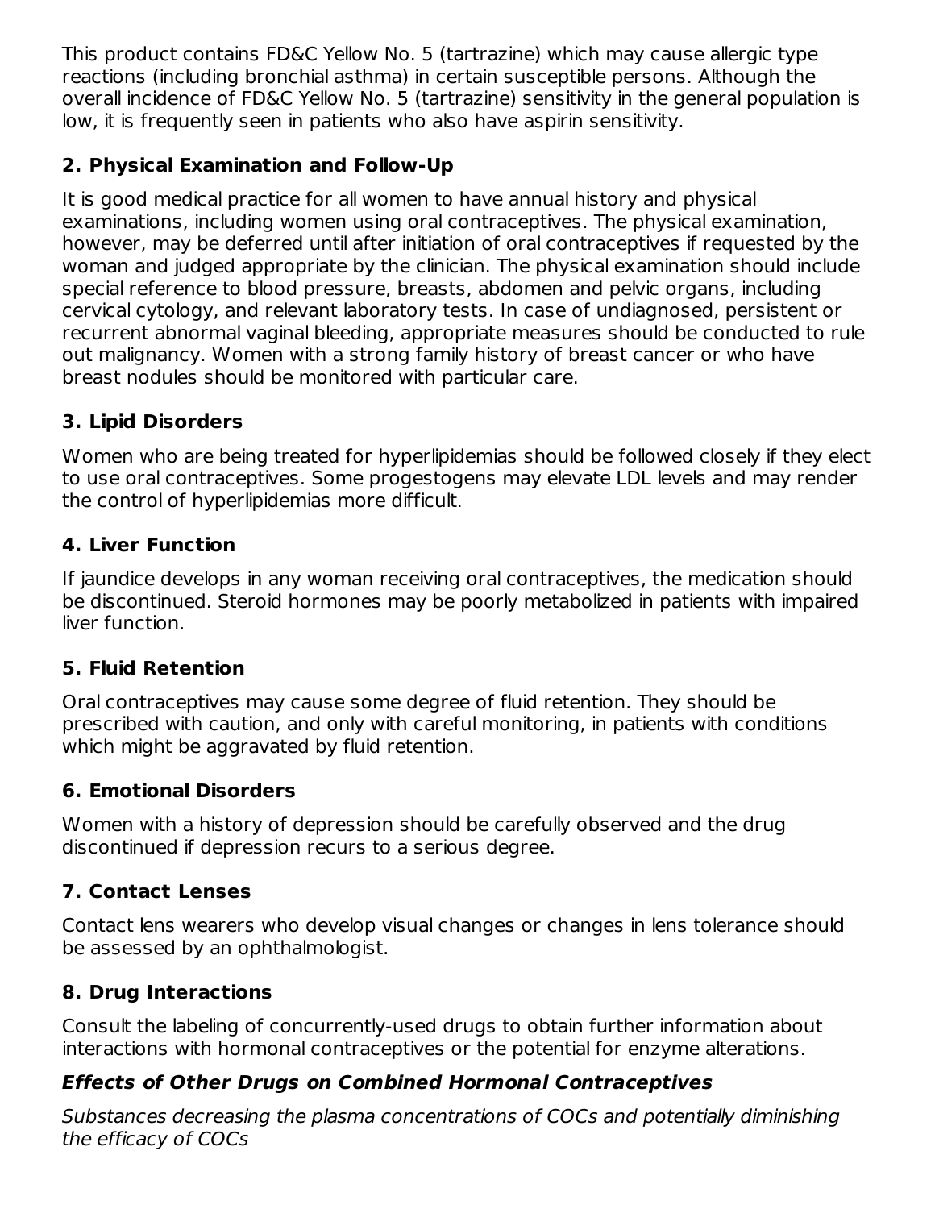This product contains FD&C Yellow No. 5 (tartrazine) which may cause allergic type reactions (including bronchial asthma) in certain susceptible persons. Although the overall incidence of FD&C Yellow No. 5 (tartrazine) sensitivity in the general population is low, it is frequently seen in patients who also have aspirin sensitivity.

## 2. Physical Examination and Follow-Up

It is good medical practice for all women to have annual history and physical examinations, including women using oral contraceptives. The physical examination, however, may be deferred until after initiation of oral contraceptives if requested by the woman and judged appropriate by the clinician. The physical examination should include special reference to blood pressure, breasts, abdomen and pelvic organs, including cervical cytology, and relevant laboratory tests. In case of undiagnosed, persistent or recurrent abnormal vaginal bleeding, appropriate measures should be conducted to rule out malignancy. Women with a strong family history of breast cancer or who have breast nodules should be monitored with particular care.

## 3. Lipid Disorders

Women who are being treated for hyperlipidemias should be followed closely if they elect to use oral contraceptives. Some progestogens may elevate LDL levels and may render the control of hyperlipidemias more difficult.

## 4. Liver Function

If jaundice develops in any woman receiving oral contraceptives, the medication should be discontinued. Steroid hormones may be poorly metabolized in patients with impaired liver function.

## 5. Fluid Retention

Oral contraceptives may cause some degree of fluid retention. They should be prescribed with caution, and only with careful monitoring, in patients with conditions which might be aggravated by fluid retention.

## 6. Emotional Disorders

Women with a history of depression should be carefully observed and the drug discontinued if depression recurs to a serious degree.

## 7. Contact Lenses

Contact lens wearers who develop visual changes or changes in lens tolerance should be assessed by an ophthalmologist.

## 8. Drug Interactions

Consult the labeling of concurrently-used drugs to obtain further information about interactions with hormonal contraceptives or the potential for enzyme alterations.

### *Effects of Other Drugs on Combined Hormonal Contraceptives*

*Substances decreasing the plasma concentrations of COCs and potentially diminishing the efficacy of COCs*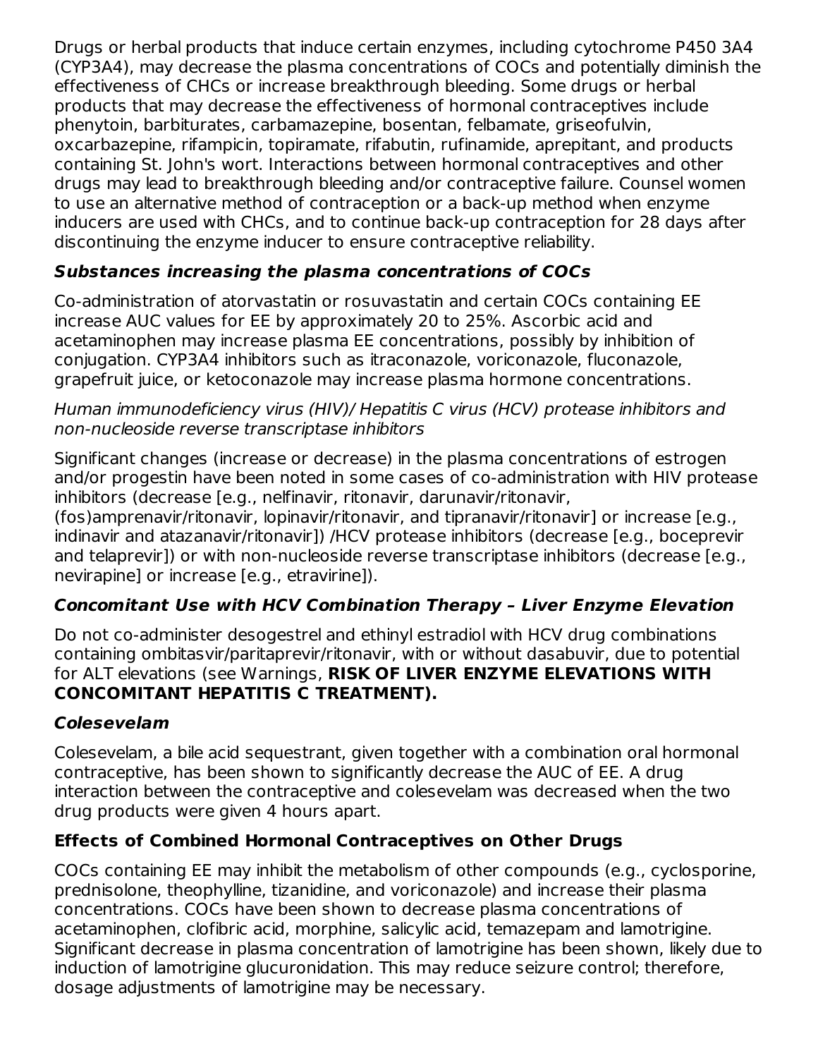Drugs or herbal products that induce certain enzymes, including cytochrome P450 3A4 (CYP3A4), may decrease the plasma concentrations of COCs and potentially diminish the effectiveness of CHCs or increase breakthrough bleeding. Some drugs or herbal products that may decrease the effectiveness of hormonal contraceptives include phenytoin, barbiturates, carbamazepine, bosentan, felbamate, griseofulvin, oxcarbazepine, rifampicin, topiramate, rifabutin, rufinamide, aprepitant, and products containing St. John's wort. Interactions between hormonal contraceptives and other drugs may lead to breakthrough bleeding and/or contraceptive failure. Counsel women to use an alternative method of contraception or a back-up method when enzyme inducers are used with CHCs, and to continue back-up contraception for 28 days after discontinuing the enzyme inducer to ensure contraceptive reliability.

### *Substances increasing the plasma concentrations of COCs*

Co-administration of atorvastatin or rosuvastatin and certain COCs containing EE increase AUC values for EE by approximately 20 to 25%. Ascorbic acid and acetaminophen may increase plasma EE concentrations, possibly by inhibition of conjugation. CYP3A4 inhibitors such as itraconazole, voriconazole, fluconazole, grapefruit juice, or ketoconazole may increase plasma hormone concentrations.

*Human immunodeficiency virus (HIV)/ Hepatitis C virus (HCV) protease inhibitors and non-nucleoside reverse transcriptase inhibitors*

Significant changes (increase or decrease) in the plasma concentrations of estrogen and/or progestin have been noted in some cases of co-administration with HIV protease inhibitors (decrease [e.g., nelfinavir, ritonavir, darunavir/ritonavir, (fos)amprenavir/ritonavir, lopinavir/ritonavir, and tipranavir/ritonavir] or increase [e.g., indinavir and atazanavir/ritonavir]) /HCV protease inhibitors (decrease [e.g., boceprevir and telaprevir]) or with non-nucleoside reverse transcriptase inhibitors (decrease [e.g., nevirapine] or increase [e.g., etravirine]).

### *Concomitant Use with HCV Combination Therapy – Liver Enzyme Elevation*

Do not co-administer desogestrel and ethinyl estradiol with HCV drug combinations containing ombitasvir/paritaprevir/ritonavir, with or without dasabuvir, due to potential for ALT elevations (see Warnings, **RISK OF LIVER ENZYME ELEVATIONS WITH CONCOMITANT HEPATITIS C TREATMENT).**

### *Colesevelam*

Colesevelam, a bile acid sequestrant, given together with a combination oral hormonal contraceptive, has been shown to significantly decrease the AUC of EE. A drug interaction between the contraceptive and colesevelam was decreased when the two drug products were given 4 hours apart.

### Effects of Combined Hormonal Contraceptives on Other Drugs

COCs containing EE may inhibit the metabolism of other compounds (e.g., cyclosporine, prednisolone, theophylline, tizanidine, and voriconazole) and increase their plasma concentrations. COCs have been shown to decrease plasma concentrations of acetaminophen, clofibric acid, morphine, salicylic acid, temazepam and lamotrigine. Significant decrease in plasma concentration of lamotrigine has been shown, likely due to induction of lamotrigine glucuronidation. This may reduce seizure control; therefore, dosage adjustments of lamotrigine may be necessary.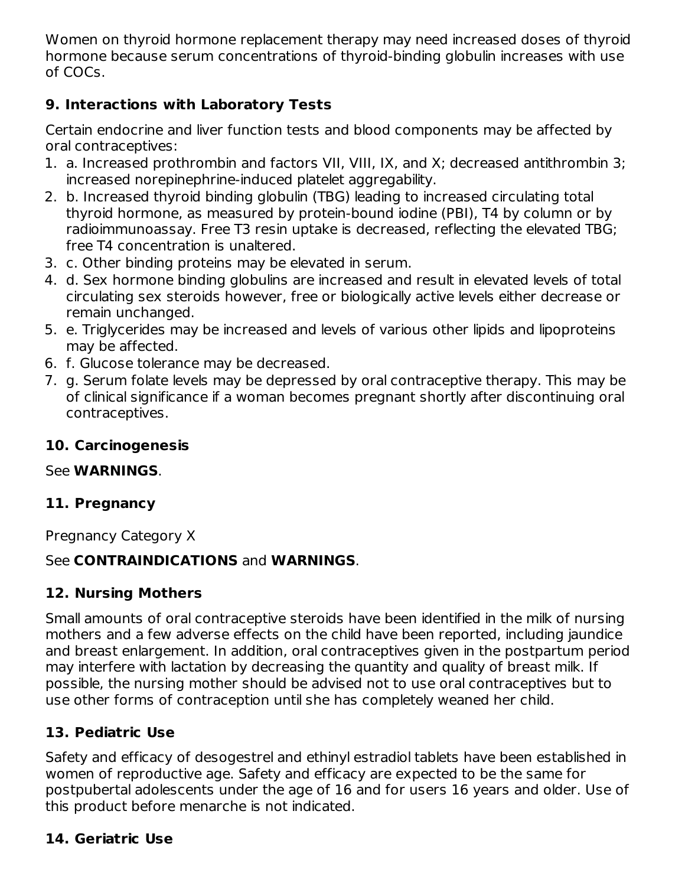Women on thyroid hormone replacement therapy may need increased doses of thyroid hormone because serum concentrations of thyroid-binding globulin increases with use of COCs.

## 9. Interactions with Laboratory Tests

Certain endocrine and liver function tests and blood components may be affected by oral contraceptives:

1. a. Increased prothrombin and factors VII, VIII, IX, and X; decreased antithrombin 3; increased norepinephrine-induced platelet aggregability.
2. b. Increased thyroid binding globulin (TBG) leading to increased circulating total thyroid hormone, as measured by protein-bound iodine (PBI), T4 by column or by radioimmunoassay. Free T3 resin uptake is decreased, reflecting the elevated TBG; free T4 concentration is unaltered.
3. c. Other binding proteins may be elevated in serum.
4. d. Sex hormone binding globulins are increased and result in elevated levels of total circulating sex steroids however, free or biologically active levels either decrease or remain unchanged.
5. e. Triglycerides may be increased and levels of various other lipids and lipoproteins may be affected.
6. f. Glucose tolerance may be decreased.
7. g. Serum folate levels may be depressed by oral contraceptive therapy. This may be of clinical significance if a woman becomes pregnant shortly after discontinuing oral contraceptives.

## 10. Carcinogenesis

See **WARNINGS**.

## 11. Pregnancy

Pregnancy Category X

See **CONTRAINDICATIONS** and **WARNINGS**.

## 12. Nursing Mothers

Small amounts of oral contraceptive steroids have been identified in the milk of nursing mothers and a few adverse effects on the child have been reported, including jaundice and breast enlargement. In addition, oral contraceptives given in the postpartum period may interfere with lactation by decreasing the quantity and quality of breast milk. If possible, the nursing mother should be advised not to use oral contraceptives but to use other forms of contraception until she has completely weaned her child.

## 13. Pediatric Use

Safety and efficacy of desogestrel and ethinyl estradiol tablets have been established in women of reproductive age. Safety and efficacy are expected to be the same for postpubertal adolescents under the age of 16 and for users 16 years and older. Use of this product before menarche is not indicated.

## 14. Geriatric Use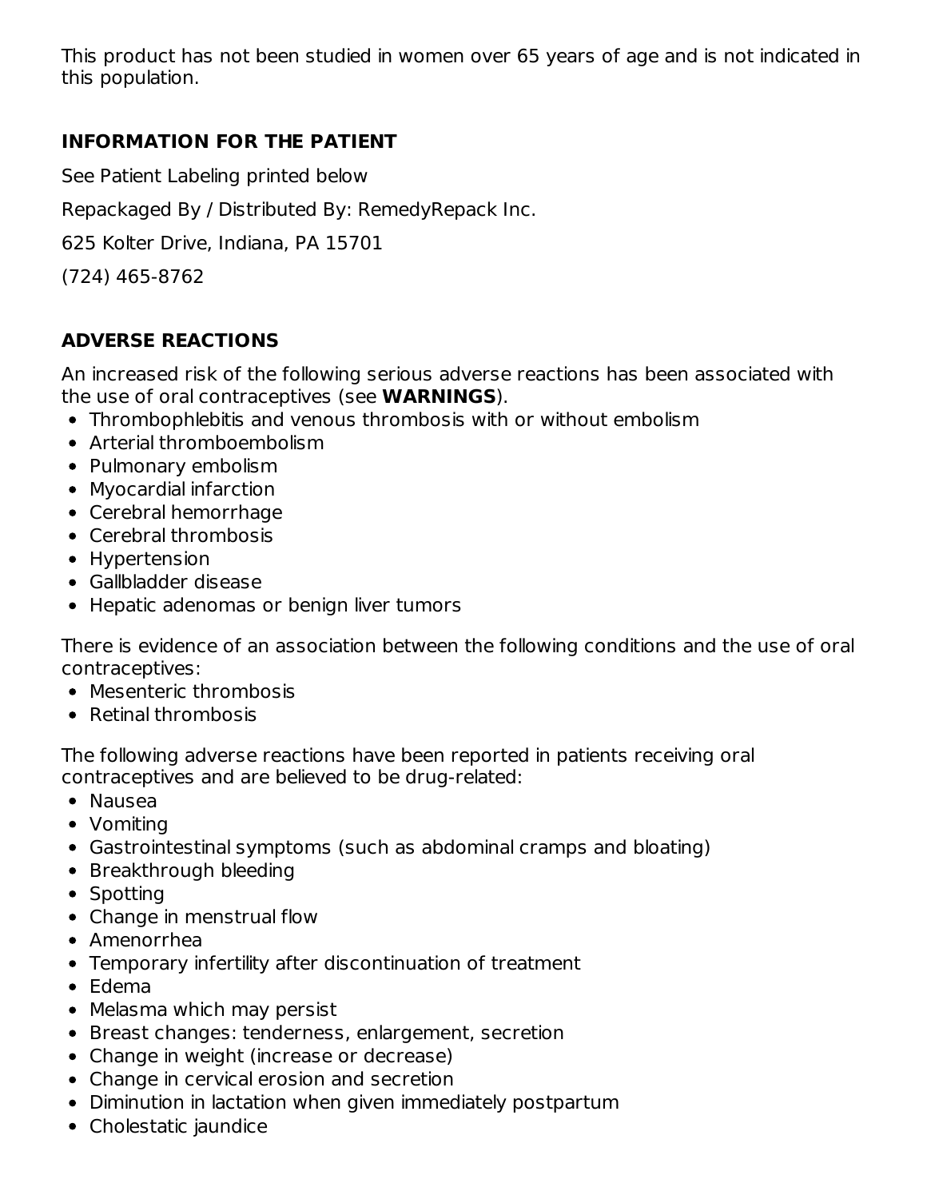This product has not been studied in women over 65 years of age and is not indicated in this population.

## INFORMATION FOR THE PATIENT

See Patient Labeling printed below

Repackaged By / Distributed By: RemedyRepack Inc.

625 Kolter Drive, Indiana, PA 15701

(724) 465-8762

## ADVERSE REACTIONS

An increased risk of the following serious adverse reactions has been associated with the use of oral contraceptives (see **WARNINGS**).

- Thrombophlebitis and venous thrombosis with or without embolism
- Arterial thromboembolism
- Pulmonary embolism
- Myocardial infarction
- Cerebral hemorrhage
- Cerebral thrombosis
- Hypertension
- Gallbladder disease
- Hepatic adenomas or benign liver tumors

There is evidence of an association between the following conditions and the use of oral contraceptives:

- Mesenteric thrombosis
- Retinal thrombosis

The following adverse reactions have been reported in patients receiving oral contraceptives and are believed to be drug-related:

- Nausea
- Vomiting
- Gastrointestinal symptoms (such as abdominal cramps and bloating)
- Breakthrough bleeding
- Spotting
- Change in menstrual flow
- Amenorrhea
- Temporary infertility after discontinuation of treatment
- Edema
- Melasma which may persist
- Breast changes: tenderness, enlargement, secretion
- Change in weight (increase or decrease)
- Change in cervical erosion and secretion
- Diminution in lactation when given immediately postpartum
- Cholestatic jaundice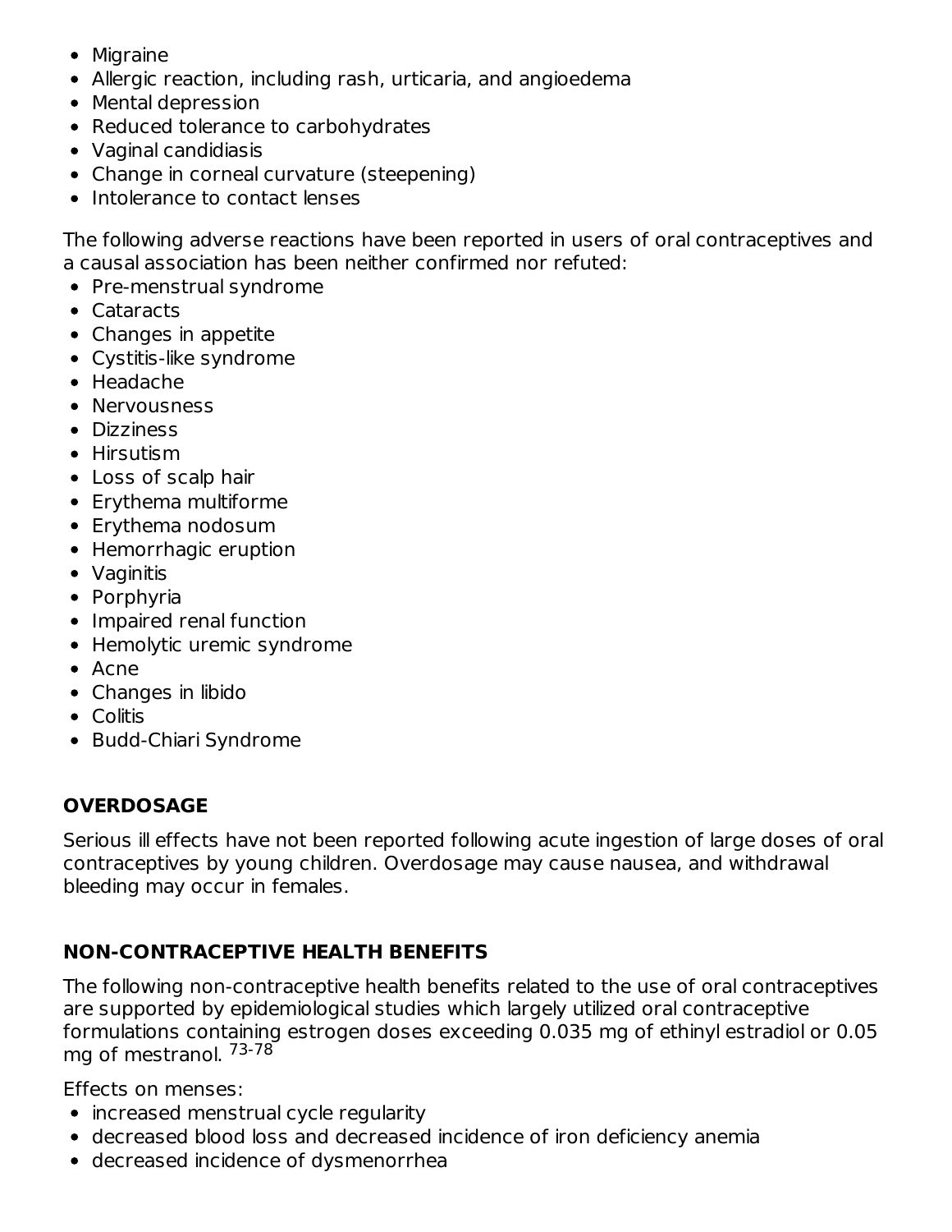- Migraine
- Allergic reaction, including rash, urticaria, and angioedema
- Mental depression
- Reduced tolerance to carbohydrates
- Vaginal candidiasis
- Change in corneal curvature (steepening)
- Intolerance to contact lenses

The following adverse reactions have been reported in users of oral contraceptives and a causal association has been neither confirmed nor refuted:

- Pre-menstrual syndrome
- Cataracts
- Changes in appetite
- Cystitis-like syndrome
- Headache
- Nervousness
- Dizziness
- Hirsutism
- Loss of scalp hair
- Erythema multiforme
- Erythema nodosum
- Hemorrhagic eruption
- Vaginitis
- Porphyria
- Impaired renal function
- Hemolytic uremic syndrome
- Acne
- Changes in libido
- Colitis
- Budd-Chiari Syndrome

## OVERDOSAGE

Serious ill effects have not been reported following acute ingestion of large doses of oral contraceptives by young children. Overdosage may cause nausea, and withdrawal bleeding may occur in females.

## NON-CONTRACEPTIVE HEALTH BENEFITS

The following non-contraceptive health benefits related to the use of oral contraceptives are supported by epidemiological studies which largely utilized oral contraceptive formulations containing estrogen doses exceeding 0.035 mg of ethinyl estradiol or 0.05 mg of mestranol. [73-78]

Effects on menses:

- increased menstrual cycle regularity
- decreased blood loss and decreased incidence of iron deficiency anemia
- decreased incidence of dysmenorrhea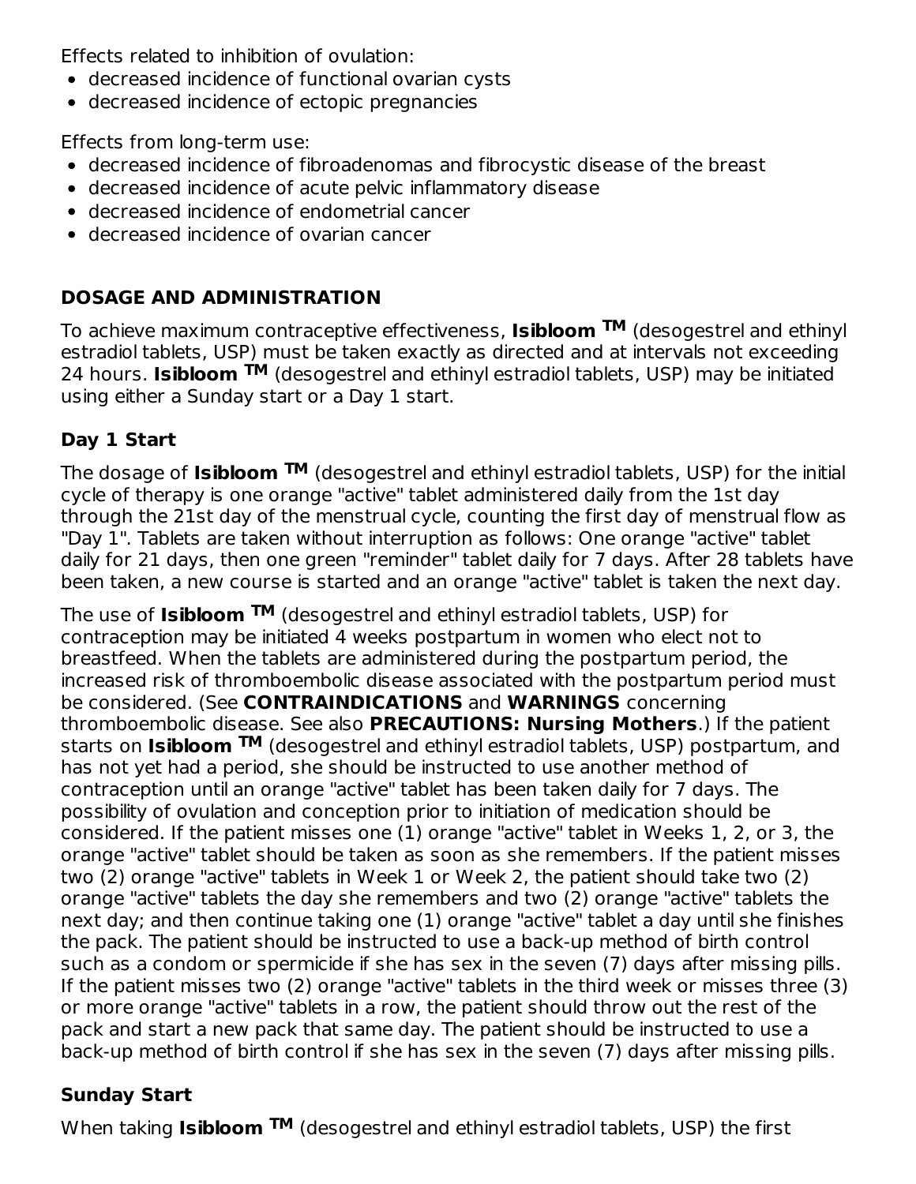Effects related to inhibition of ovulation:

- decreased incidence of functional ovarian cysts
- decreased incidence of ectopic pregnancies

Effects from long-term use:

- decreased incidence of fibroadenomas and fibrocystic disease of the breast
- decreased incidence of acute pelvic inflammatory disease
- decreased incidence of endometrial cancer
- decreased incidence of ovarian cancer

## DOSAGE AND ADMINISTRATION

To achieve maximum contraceptive effectiveness, **Isibloom ™** (desogestrel and ethinyl estradiol tablets, USP) must be taken exactly as directed and at intervals not exceeding 24 hours. **Isibloom ™** (desogestrel and ethinyl estradiol tablets, USP) may be initiated using either a Sunday start or a Day 1 start.

### Day 1 Start

The dosage of **Isibloom ™** (desogestrel and ethinyl estradiol tablets, USP) for the initial cycle of therapy is one orange "active" tablet administered daily from the 1st day through the 21st day of the menstrual cycle, counting the first day of menstrual flow as "Day 1". Tablets are taken without interruption as follows: One orange "active" tablet daily for 21 days, then one green "reminder" tablet daily for 7 days. After 28 tablets have been taken, a new course is started and an orange "active" tablet is taken the next day.

The use of **Isibloom ™** (desogestrel and ethinyl estradiol tablets, USP) for contraception may be initiated 4 weeks postpartum in women who elect not to breastfeed. When the tablets are administered during the postpartum period, the increased risk of thromboembolic disease associated with the postpartum period must be considered. (See **CONTRAINDICATIONS** and **WARNINGS** concerning thromboembolic disease. See also **PRECAUTIONS: Nursing Mothers**.) If the patient starts on **Isibloom ™** (desogestrel and ethinyl estradiol tablets, USP) postpartum, and has not yet had a period, she should be instructed to use another method of contraception until an orange "active" tablet has been taken daily for 7 days. The possibility of ovulation and conception prior to initiation of medication should be considered. If the patient misses one (1) orange "active" tablet in Weeks 1, 2, or 3, the orange "active" tablet should be taken as soon as she remembers. If the patient misses two (2) orange "active" tablets in Week 1 or Week 2, the patient should take two (2) orange "active" tablets the day she remembers and two (2) orange "active" tablets the next day; and then continue taking one (1) orange "active" tablet a day until she finishes the pack. The patient should be instructed to use a back-up method of birth control such as a condom or spermicide if she has sex in the seven (7) days after missing pills. If the patient misses two (2) orange "active" tablets in the third week or misses three (3) or more orange "active" tablets in a row, the patient should throw out the rest of the pack and start a new pack that same day. The patient should be instructed to use a back-up method of birth control if she has sex in the seven (7) days after missing pills.

### Sunday Start

When taking **Isibloom ™** (desogestrel and ethinyl estradiol tablets, USP) the first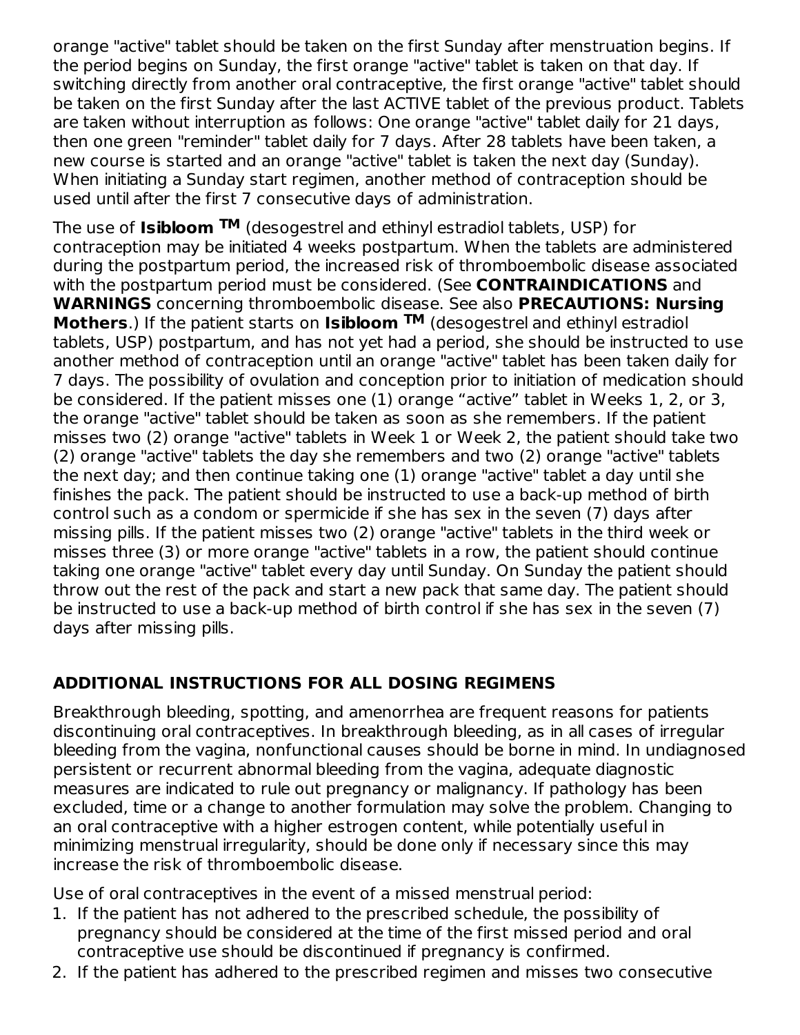orange "active" tablet should be taken on the first Sunday after menstruation begins. If the period begins on Sunday, the first orange "active" tablet is taken on that day. If switching directly from another oral contraceptive, the first orange "active" tablet should be taken on the first Sunday after the last ACTIVE tablet of the previous product. Tablets are taken without interruption as follows: One orange "active" tablet daily for 21 days, then one green "reminder" tablet daily for 7 days. After 28 tablets have been taken, a new course is started and an orange "active" tablet is taken the next day (Sunday). When initiating a Sunday start regimen, another method of contraception should be used until after the first 7 consecutive days of administration.

The use of **Isibloom ™** (desogestrel and ethinyl estradiol tablets, USP) for contraception may be initiated 4 weeks postpartum. When the tablets are administered during the postpartum period, the increased risk of thromboembolic disease associated with the postpartum period must be considered. (See **CONTRAINDICATIONS** and **WARNINGS** concerning thromboembolic disease. See also **PRECAUTIONS: Nursing Mothers**.) If the patient starts on **Isibloom ™** (desogestrel and ethinyl estradiol tablets, USP) postpartum, and has not yet had a period, she should be instructed to use another method of contraception until an orange "active" tablet has been taken daily for 7 days. The possibility of ovulation and conception prior to initiation of medication should be considered. If the patient misses one (1) orange "active" tablet in Weeks 1, 2, or 3, the orange "active" tablet should be taken as soon as she remembers. If the patient misses two (2) orange "active" tablets in Week 1 or Week 2, the patient should take two (2) orange "active" tablets the day she remembers and two (2) orange "active" tablets the next day; and then continue taking one (1) orange "active" tablet a day until she finishes the pack. The patient should be instructed to use a back-up method of birth control such as a condom or spermicide if she has sex in the seven (7) days after missing pills. If the patient misses two (2) orange "active" tablets in the third week or misses three (3) or more orange "active" tablets in a row, the patient should continue taking one orange "active" tablet every day until Sunday. On Sunday the patient should throw out the rest of the pack and start a new pack that same day. The patient should be instructed to use a back-up method of birth control if she has sex in the seven (7) days after missing pills.

## ADDITIONAL INSTRUCTIONS FOR ALL DOSING REGIMENS

Breakthrough bleeding, spotting, and amenorrhea are frequent reasons for patients discontinuing oral contraceptives. In breakthrough bleeding, as in all cases of irregular bleeding from the vagina, nonfunctional causes should be borne in mind. In undiagnosed persistent or recurrent abnormal bleeding from the vagina, adequate diagnostic measures are indicated to rule out pregnancy or malignancy. If pathology has been excluded, time or a change to another formulation may solve the problem. Changing to an oral contraceptive with a higher estrogen content, while potentially useful in minimizing menstrual irregularity, should be done only if necessary since this may increase the risk of thromboembolic disease.

Use of oral contraceptives in the event of a missed menstrual period:

1. If the patient has not adhered to the prescribed schedule, the possibility of pregnancy should be considered at the time of the first missed period and oral contraceptive use should be discontinued if pregnancy is confirmed.
2. If the patient has adhered to the prescribed regimen and misses two consecutive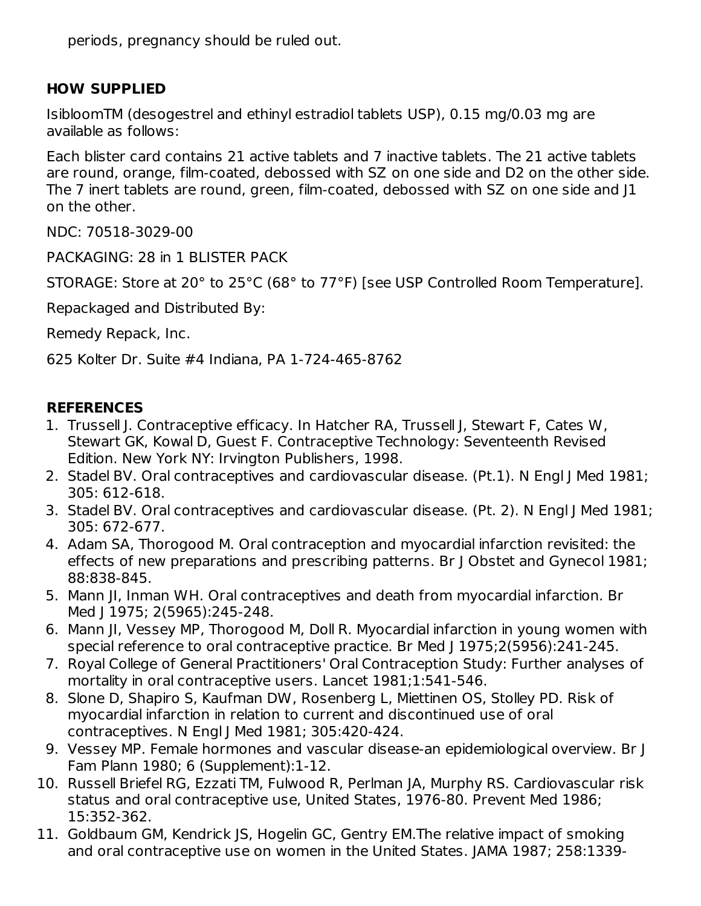periods, pregnancy should be ruled out.

## HOW SUPPLIED

IsibloomTM (desogestrel and ethinyl estradiol tablets USP), 0.15 mg/0.03 mg are available as follows:

Each blister card contains 21 active tablets and 7 inactive tablets. The 21 active tablets are round, orange, film-coated, debossed with SZ on one side and D2 on the other side. The 7 inert tablets are round, green, film-coated, debossed with SZ on one side and J1 on the other.

NDC: 70518-3029-00

PACKAGING: 28 in 1 BLISTER PACK

STORAGE: Store at 20° to 25°C (68° to 77°F) [see USP Controlled Room Temperature].

Repackaged and Distributed By:

Remedy Repack, Inc.

625 Kolter Dr. Suite #4 Indiana, PA 1-724-465-8762

## REFERENCES

1. Trussell J. Contraceptive efficacy. In Hatcher RA, Trussell J, Stewart F, Cates W, Stewart GK, Kowal D, Guest F. Contraceptive Technology: Seventeenth Revised Edition. New York NY: Irvington Publishers, 1998.
2. Stadel BV. Oral contraceptives and cardiovascular disease. (Pt.1). N Engl J Med 1981; 305: 612-618.
3. Stadel BV. Oral contraceptives and cardiovascular disease. (Pt. 2). N Engl J Med 1981; 305: 672-677.
4. Adam SA, Thorogood M. Oral contraception and myocardial infarction revisited: the effects of new preparations and prescribing patterns. Br J Obstet and Gynecol 1981; 88:838-845.
5. Mann JI, Inman WH. Oral contraceptives and death from myocardial infarction. Br Med J 1975; 2(5965):245-248.
6. Mann JI, Vessey MP, Thorogood M, Doll R. Myocardial infarction in young women with special reference to oral contraceptive practice. Br Med J 1975;2(5956):241-245.
7. Royal College of General Practitioners' Oral Contraception Study: Further analyses of mortality in oral contraceptive users. Lancet 1981;1:541-546.
8. Slone D, Shapiro S, Kaufman DW, Rosenberg L, Miettinen OS, Stolley PD. Risk of myocardial infarction in relation to current and discontinued use of oral contraceptives. N Engl J Med 1981; 305:420-424.
9. Vessey MP. Female hormones and vascular disease-an epidemiological overview. Br J Fam Plann 1980; 6 (Supplement):1-12.
10. Russell Briefel RG, Ezzati TM, Fulwood R, Perlman JA, Murphy RS. Cardiovascular risk status and oral contraceptive use, United States, 1976-80. Prevent Med 1986; 15:352-362.
11. Goldbaum GM, Kendrick JS, Hogelin GC, Gentry EM.The relative impact of smoking and oral contraceptive use on women in the United States. JAMA 1987; 258:1339-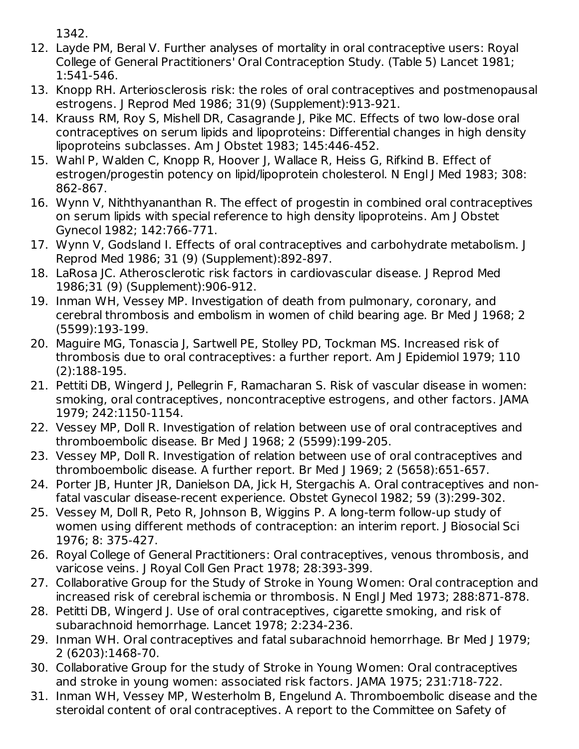1342.

12. Layde PM, Beral V. Further analyses of mortality in oral contraceptive users: Royal College of General Practitioners' Oral Contraception Study. (Table 5) Lancet 1981; 1:541-546.
13. Knopp RH. Arteriosclerosis risk: the roles of oral contraceptives and postmenopausal estrogens. J Reprod Med 1986; 31(9) (Supplement):913-921.
14. Krauss RM, Roy S, Mishell DR, Casagrande J, Pike MC. Effects of two low-dose oral contraceptives on serum lipids and lipoproteins: Differential changes in high density lipoproteins subclasses. Am J Obstet 1983; 145:446-452.
15. Wahl P, Walden C, Knopp R, Hoover J, Wallace R, Heiss G, Rifkind B. Effect of estrogen/progestin potency on lipid/lipoprotein cholesterol. N Engl J Med 1983; 308: 862-867.
16. Wynn V, Niththyananthan R. The effect of progestin in combined oral contraceptives on serum lipids with special reference to high density lipoproteins. Am J Obstet Gynecol 1982; 142:766-771.
17. Wynn V, Godsland I. Effects of oral contraceptives and carbohydrate metabolism. J Reprod Med 1986; 31 (9) (Supplement):892-897.
18. LaRosa JC. Atherosclerotic risk factors in cardiovascular disease. J Reprod Med 1986;31 (9) (Supplement):906-912.
19. Inman WH, Vessey MP. Investigation of death from pulmonary, coronary, and cerebral thrombosis and embolism in women of child bearing age. Br Med J 1968; 2 (5599):193-199.
20. Maguire MG, Tonascia J, Sartwell PE, Stolley PD, Tockman MS. Increased risk of thrombosis due to oral contraceptives: a further report. Am J Epidemiol 1979; 110 (2):188-195.
21. Pettiti DB, Wingerd J, Pellegrin F, Ramacharan S. Risk of vascular disease in women: smoking, oral contraceptives, noncontraceptive estrogens, and other factors. JAMA 1979; 242:1150-1154.
22. Vessey MP, Doll R. Investigation of relation between use of oral contraceptives and thromboembolic disease. Br Med J 1968; 2 (5599):199-205.
23. Vessey MP, Doll R. Investigation of relation between use of oral contraceptives and thromboembolic disease. A further report. Br Med J 1969; 2 (5658):651-657.
24. Porter JB, Hunter JR, Danielson DA, Jick H, Stergachis A. Oral contraceptives and non-fatal vascular disease-recent experience. Obstet Gynecol 1982; 59 (3):299-302.
25. Vessey M, Doll R, Peto R, Johnson B, Wiggins P. A long-term follow-up study of women using different methods of contraception: an interim report. J Biosocial Sci 1976; 8: 375-427.
26. Royal College of General Practitioners: Oral contraceptives, venous thrombosis, and varicose veins. J Royal Coll Gen Pract 1978; 28:393-399.
27. Collaborative Group for the Study of Stroke in Young Women: Oral contraception and increased risk of cerebral ischemia or thrombosis. N Engl J Med 1973; 288:871-878.
28. Petitti DB, Wingerd J. Use of oral contraceptives, cigarette smoking, and risk of subarachnoid hemorrhage. Lancet 1978; 2:234-236.
29. Inman WH. Oral contraceptives and fatal subarachnoid hemorrhage. Br Med J 1979; 2 (6203):1468-70.
30. Collaborative Group for the study of Stroke in Young Women: Oral contraceptives and stroke in young women: associated risk factors. JAMA 1975; 231:718-722.
31. Inman WH, Vessey MP, Westerholm B, Engelund A. Thromboembolic disease and the steroidal content of oral contraceptives. A report to the Committee on Safety of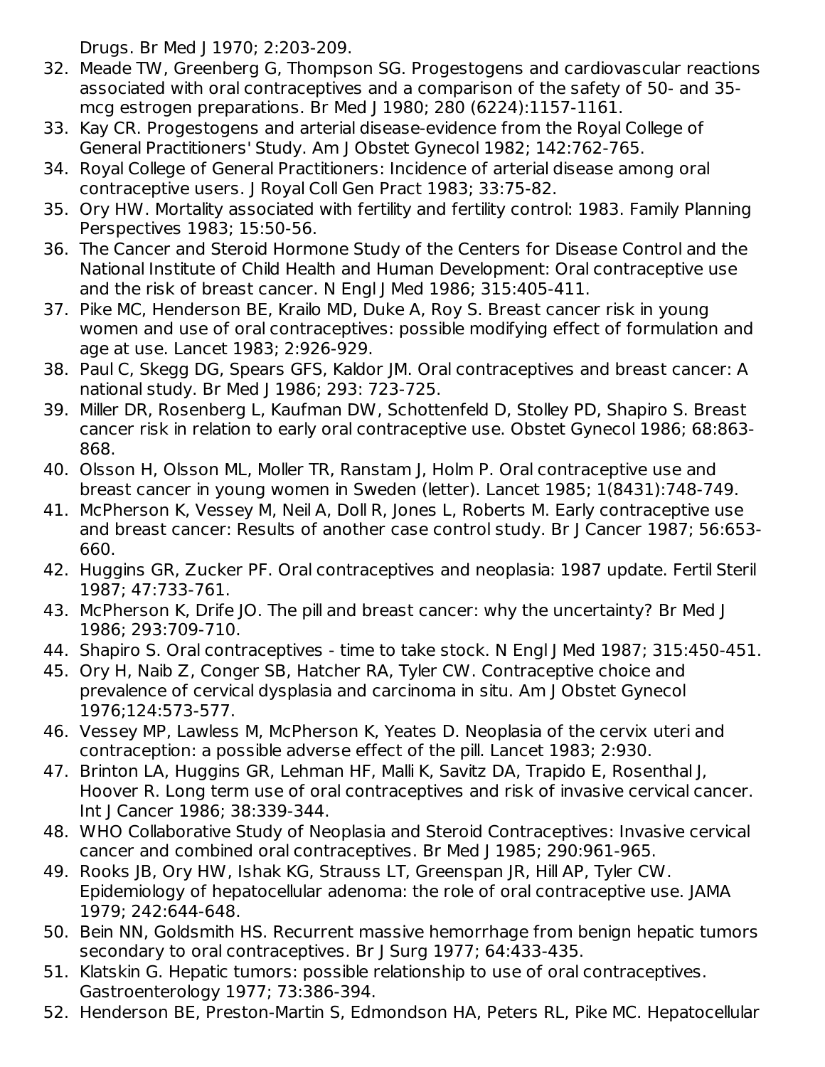Drugs. Br Med J 1970; 2:203-209.

32. Meade TW, Greenberg G, Thompson SG. Progestogens and cardiovascular reactions associated with oral contraceptives and a comparison of the safety of 50- and 35-mcg estrogen preparations. Br Med J 1980; 280 (6224):1157-1161.
33. Kay CR. Progestogens and arterial disease-evidence from the Royal College of General Practitioners' Study. Am J Obstet Gynecol 1982; 142:762-765.
34. Royal College of General Practitioners: Incidence of arterial disease among oral contraceptive users. J Royal Coll Gen Pract 1983; 33:75-82.
35. Ory HW. Mortality associated with fertility and fertility control: 1983. Family Planning Perspectives 1983; 15:50-56.
36. The Cancer and Steroid Hormone Study of the Centers for Disease Control and the National Institute of Child Health and Human Development: Oral contraceptive use and the risk of breast cancer. N Engl J Med 1986; 315:405-411.
37. Pike MC, Henderson BE, Krailo MD, Duke A, Roy S. Breast cancer risk in young women and use of oral contraceptives: possible modifying effect of formulation and age at use. Lancet 1983; 2:926-929.
38. Paul C, Skegg DG, Spears GFS, Kaldor JM. Oral contraceptives and breast cancer: A national study. Br Med J 1986; 293: 723-725.
39. Miller DR, Rosenberg L, Kaufman DW, Schottenfeld D, Stolley PD, Shapiro S. Breast cancer risk in relation to early oral contraceptive use. Obstet Gynecol 1986; 68:863-868.
40. Olsson H, Olsson ML, Moller TR, Ranstam J, Holm P. Oral contraceptive use and breast cancer in young women in Sweden (letter). Lancet 1985; 1(8431):748-749.
41. McPherson K, Vessey M, Neil A, Doll R, Jones L, Roberts M. Early contraceptive use and breast cancer: Results of another case control study. Br J Cancer 1987; 56:653-660.
42. Huggins GR, Zucker PF. Oral contraceptives and neoplasia: 1987 update. Fertil Steril 1987; 47:733-761.
43. McPherson K, Drife JO. The pill and breast cancer: why the uncertainty? Br Med J 1986; 293:709-710.
44. Shapiro S. Oral contraceptives - time to take stock. N Engl J Med 1987; 315:450-451.
45. Ory H, Naib Z, Conger SB, Hatcher RA, Tyler CW. Contraceptive choice and prevalence of cervical dysplasia and carcinoma in situ. Am J Obstet Gynecol 1976;124:573-577.
46. Vessey MP, Lawless M, McPherson K, Yeates D. Neoplasia of the cervix uteri and contraception: a possible adverse effect of the pill. Lancet 1983; 2:930.
47. Brinton LA, Huggins GR, Lehman HF, Malli K, Savitz DA, Trapido E, Rosenthal J, Hoover R. Long term use of oral contraceptives and risk of invasive cervical cancer. Int J Cancer 1986; 38:339-344.
48. WHO Collaborative Study of Neoplasia and Steroid Contraceptives: Invasive cervical cancer and combined oral contraceptives. Br Med J 1985; 290:961-965.
49. Rooks JB, Ory HW, Ishak KG, Strauss LT, Greenspan JR, Hill AP, Tyler CW. Epidemiology of hepatocellular adenoma: the role of oral contraceptive use. JAMA 1979; 242:644-648.
50. Bein NN, Goldsmith HS. Recurrent massive hemorrhage from benign hepatic tumors secondary to oral contraceptives. Br J Surg 1977; 64:433-435.
51. Klatskin G. Hepatic tumors: possible relationship to use of oral contraceptives. Gastroenterology 1977; 73:386-394.
52. Henderson BE, Preston-Martin S, Edmondson HA, Peters RL, Pike MC. Hepatocellular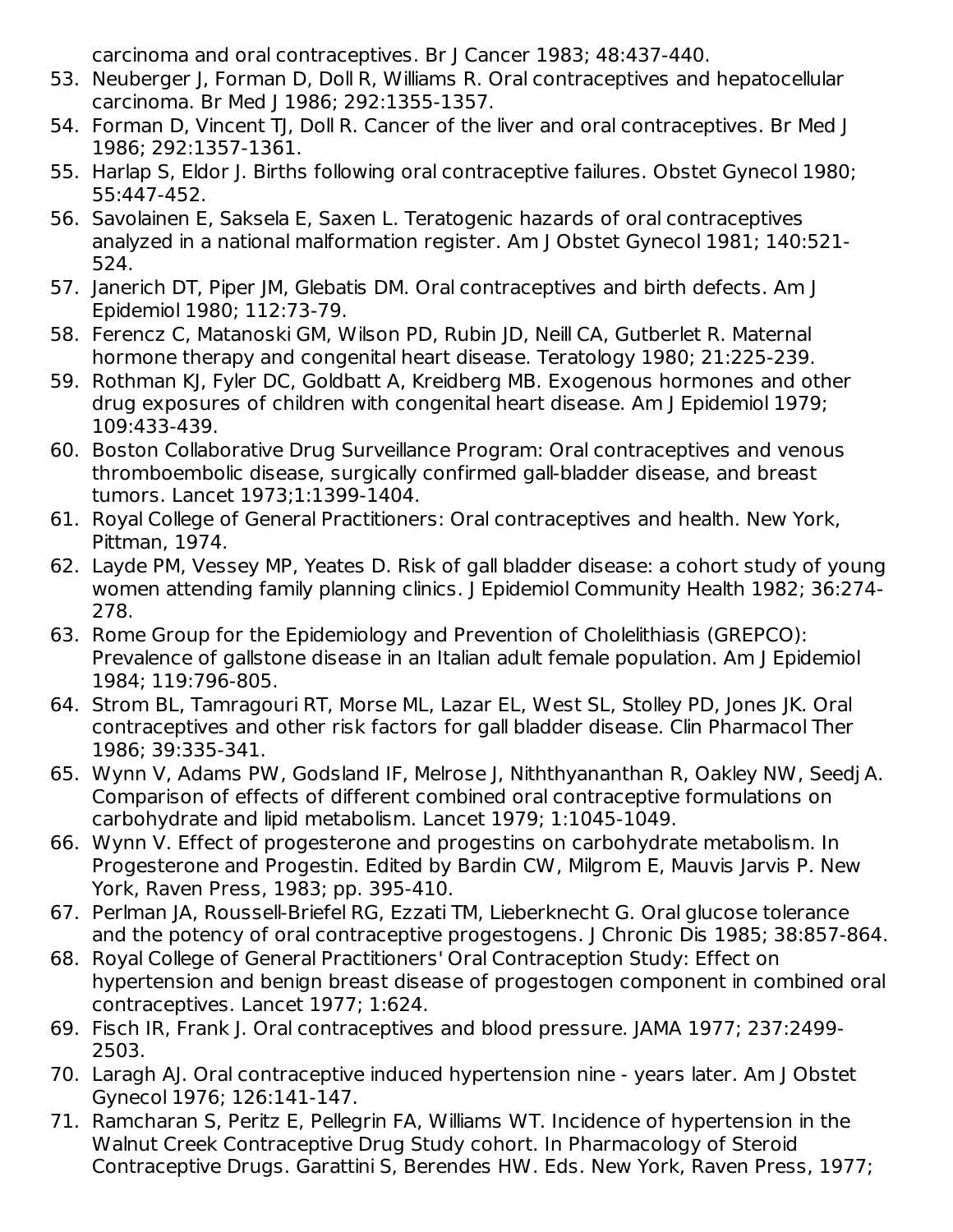carcinoma and oral contraceptives. Br J Cancer 1983; 48:437-440.

53. Neuberger J, Forman D, Doll R, Williams R. Oral contraceptives and hepatocellular carcinoma. Br Med J 1986; 292:1355-1357.
54. Forman D, Vincent TJ, Doll R. Cancer of the liver and oral contraceptives. Br Med J 1986; 292:1357-1361.
55. Harlap S, Eldor J. Births following oral contraceptive failures. Obstet Gynecol 1980; 55:447-452.
56. Savolainen E, Saksela E, Saxen L. Teratogenic hazards of oral contraceptives analyzed in a national malformation register. Am J Obstet Gynecol 1981; 140:521-524.
57. Janerich DT, Piper JM, Glebatis DM. Oral contraceptives and birth defects. Am J Epidemiol 1980; 112:73-79.
58. Ferencz C, Matanoski GM, Wilson PD, Rubin JD, Neill CA, Gutberlet R. Maternal hormone therapy and congenital heart disease. Teratology 1980; 21:225-239.
59. Rothman KJ, Fyler DC, Goldbatt A, Kreidberg MB. Exogenous hormones and other drug exposures of children with congenital heart disease. Am J Epidemiol 1979; 109:433-439.
60. Boston Collaborative Drug Surveillance Program: Oral contraceptives and venous thromboembolic disease, surgically confirmed gall-bladder disease, and breast tumors. Lancet 1973;1:1399-1404.
61. Royal College of General Practitioners: Oral contraceptives and health. New York, Pittman, 1974.
62. Layde PM, Vessey MP, Yeates D. Risk of gall bladder disease: a cohort study of young women attending family planning clinics. J Epidemiol Community Health 1982; 36:274-278.
63. Rome Group for the Epidemiology and Prevention of Cholelithiasis (GREPCO): Prevalence of gallstone disease in an Italian adult female population. Am J Epidemiol 1984; 119:796-805.
64. Strom BL, Tamragouri RT, Morse ML, Lazar EL, West SL, Stolley PD, Jones JK. Oral contraceptives and other risk factors for gall bladder disease. Clin Pharmacol Ther 1986; 39:335-341.
65. Wynn V, Adams PW, Godsland IF, Melrose J, Niththyananthan R, Oakley NW, Seedj A. Comparison of effects of different combined oral contraceptive formulations on carbohydrate and lipid metabolism. Lancet 1979; 1:1045-1049.
66. Wynn V. Effect of progesterone and progestins on carbohydrate metabolism. In Progesterone and Progestin. Edited by Bardin CW, Milgrom E, Mauvis Jarvis P. New York, Raven Press, 1983; pp. 395-410.
67. Perlman JA, Roussell-Briefel RG, Ezzati TM, Lieberknecht G. Oral glucose tolerance and the potency of oral contraceptive progestogens. J Chronic Dis 1985; 38:857-864.
68. Royal College of General Practitioners' Oral Contraception Study: Effect on hypertension and benign breast disease of progestogen component in combined oral contraceptives. Lancet 1977; 1:624.
69. Fisch IR, Frank J. Oral contraceptives and blood pressure. JAMA 1977; 237:2499-2503.
70. Laragh AJ. Oral contraceptive induced hypertension nine - years later. Am J Obstet Gynecol 1976; 126:141-147.
71. Ramcharan S, Peritz E, Pellegrin FA, Williams WT. Incidence of hypertension in the Walnut Creek Contraceptive Drug Study cohort. In Pharmacology of Steroid Contraceptive Drugs. Garattini S, Berendes HW. Eds. New York, Raven Press, 1977;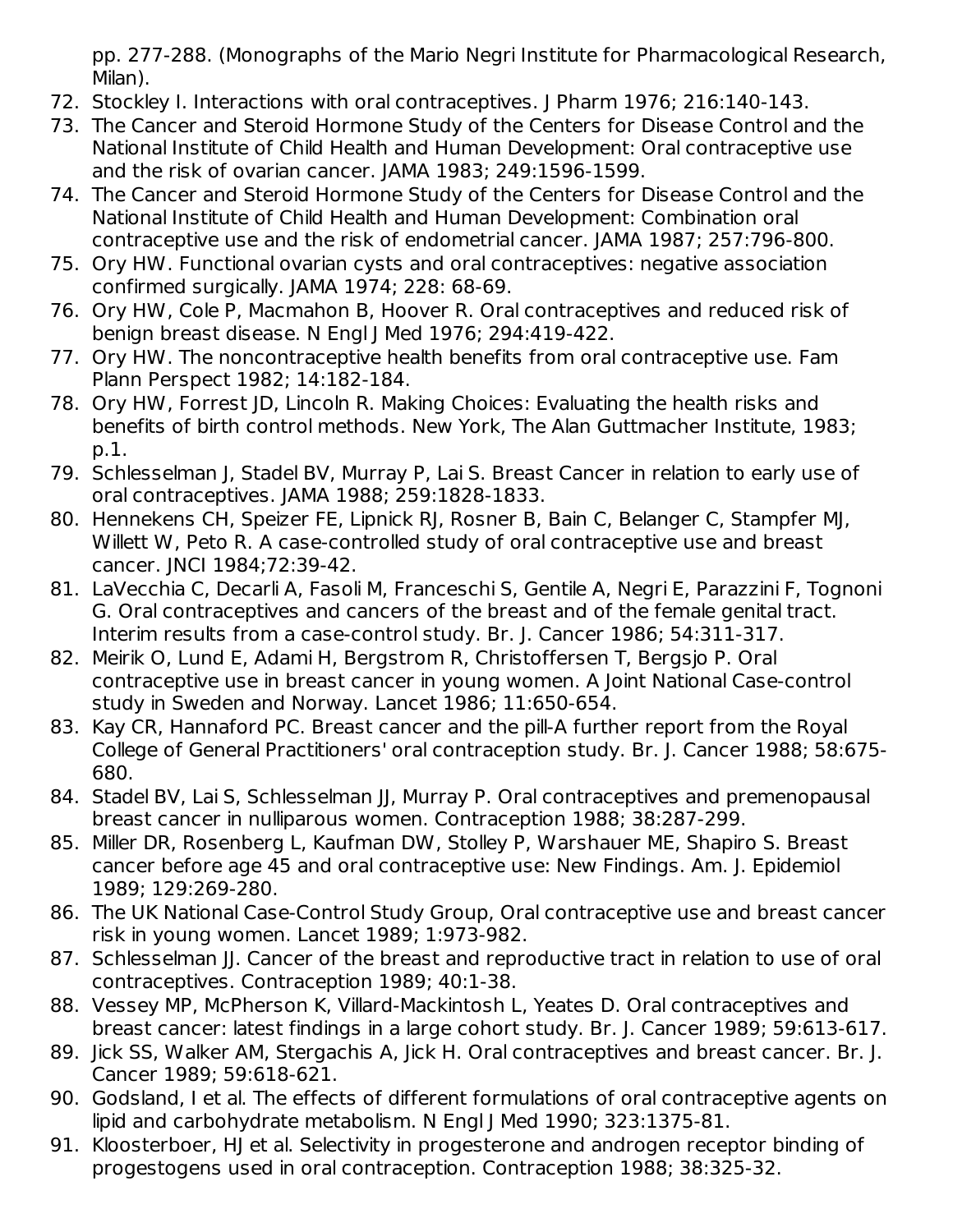pp. 277-288. (Monographs of the Mario Negri Institute for Pharmacological Research, Milan).

72. Stockley I. Interactions with oral contraceptives. J Pharm 1976; 216:140-143.
73. The Cancer and Steroid Hormone Study of the Centers for Disease Control and the National Institute of Child Health and Human Development: Oral contraceptive use and the risk of ovarian cancer. JAMA 1983; 249:1596-1599.
74. The Cancer and Steroid Hormone Study of the Centers for Disease Control and the National Institute of Child Health and Human Development: Combination oral contraceptive use and the risk of endometrial cancer. JAMA 1987; 257:796-800.
75. Ory HW. Functional ovarian cysts and oral contraceptives: negative association confirmed surgically. JAMA 1974; 228: 68-69.
76. Ory HW, Cole P, Macmahon B, Hoover R. Oral contraceptives and reduced risk of benign breast disease. N Engl J Med 1976; 294:419-422.
77. Ory HW. The noncontraceptive health benefits from oral contraceptive use. Fam Plann Perspect 1982; 14:182-184.
78. Ory HW, Forrest JD, Lincoln R. Making Choices: Evaluating the health risks and benefits of birth control methods. New York, The Alan Guttmacher Institute, 1983; p.1.
79. Schlesselman J, Stadel BV, Murray P, Lai S. Breast Cancer in relation to early use of oral contraceptives. JAMA 1988; 259:1828-1833.
80. Hennekens CH, Speizer FE, Lipnick RJ, Rosner B, Bain C, Belanger C, Stampfer MJ, Willett W, Peto R. A case-controlled study of oral contraceptive use and breast cancer. JNCI 1984;72:39-42.
81. LaVecchia C, Decarli A, Fasoli M, Franceschi S, Gentile A, Negri E, Parazzini F, Tognoni G. Oral contraceptives and cancers of the breast and of the female genital tract. Interim results from a case-control study. Br. J. Cancer 1986; 54:311-317.
82. Meirik O, Lund E, Adami H, Bergstrom R, Christoffersen T, Bergsjo P. Oral contraceptive use in breast cancer in young women. A Joint National Case-control study in Sweden and Norway. Lancet 1986; 11:650-654.
83. Kay CR, Hannaford PC. Breast cancer and the pill-A further report from the Royal College of General Practitioners' oral contraception study. Br. J. Cancer 1988; 58:675-680.
84. Stadel BV, Lai S, Schlesselman JJ, Murray P. Oral contraceptives and premenopausal breast cancer in nulliparous women. Contraception 1988; 38:287-299.
85. Miller DR, Rosenberg L, Kaufman DW, Stolley P, Warshauer ME, Shapiro S. Breast cancer before age 45 and oral contraceptive use: New Findings. Am. J. Epidemiol 1989; 129:269-280.
86. The UK National Case-Control Study Group, Oral contraceptive use and breast cancer risk in young women. Lancet 1989; 1:973-982.
87. Schlesselman JJ. Cancer of the breast and reproductive tract in relation to use of oral contraceptives. Contraception 1989; 40:1-38.
88. Vessey MP, McPherson K, Villard-Mackintosh L, Yeates D. Oral contraceptives and breast cancer: latest findings in a large cohort study. Br. J. Cancer 1989; 59:613-617.
89. Jick SS, Walker AM, Stergachis A, Jick H. Oral contraceptives and breast cancer. Br. J. Cancer 1989; 59:618-621.
90. Godsland, I et al. The effects of different formulations of oral contraceptive agents on lipid and carbohydrate metabolism. N Engl J Med 1990; 323:1375-81.
91. Kloosterboer, HJ et al. Selectivity in progesterone and androgen receptor binding of progestogens used in oral contraception. Contraception 1988; 38:325-32.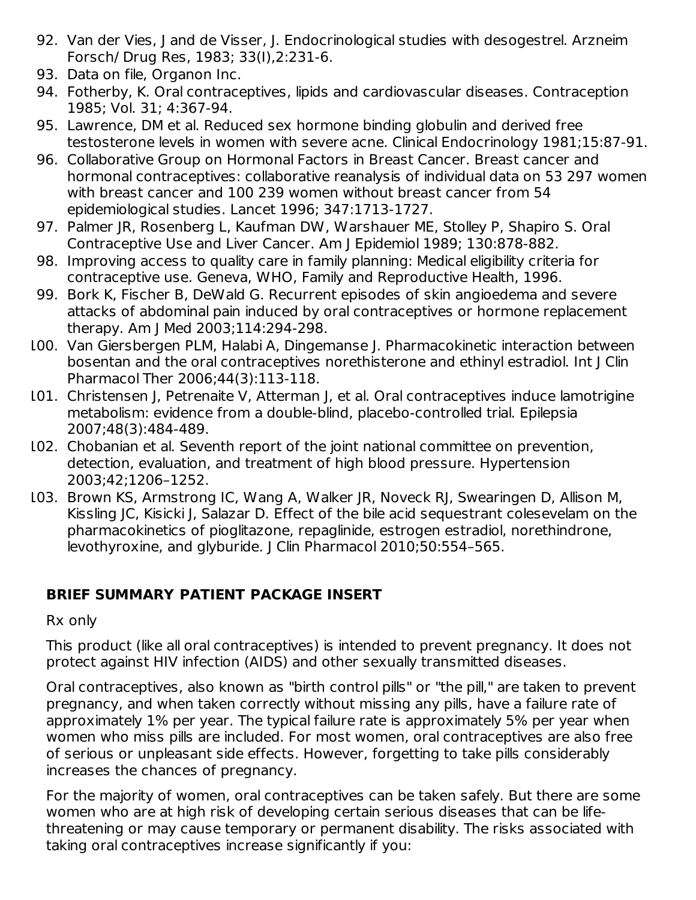92. Van der Vies, J and de Visser, J. Endocrinological studies with desogestrel. Arzneim Forsch/ Drug Res, 1983; 33(I),2:231-6.
93. Data on file, Organon Inc.
94. Fotherby, K. Oral contraceptives, lipids and cardiovascular diseases. Contraception 1985; Vol. 31; 4:367-94.
95. Lawrence, DM et al. Reduced sex hormone binding globulin and derived free testosterone levels in women with severe acne. Clinical Endocrinology 1981;15:87-91.
96. Collaborative Group on Hormonal Factors in Breast Cancer. Breast cancer and hormonal contraceptives: collaborative reanalysis of individual data on 53 297 women with breast cancer and 100 239 women without breast cancer from 54 epidemiological studies. Lancet 1996; 347:1713-1727.
97. Palmer JR, Rosenberg L, Kaufman DW, Warshauer ME, Stolley P, Shapiro S. Oral Contraceptive Use and Liver Cancer. Am J Epidemiol 1989; 130:878-882.
98. Improving access to quality care in family planning: Medical eligibility criteria for contraceptive use. Geneva, WHO, Family and Reproductive Health, 1996.
99. Bork K, Fischer B, DeWald G. Recurrent episodes of skin angioedema and severe attacks of abdominal pain induced by oral contraceptives or hormone replacement therapy. Am J Med 2003;114:294-298.
100. Van Giersbergen PLM, Halabi A, Dingemanse J. Pharmacokinetic interaction between bosentan and the oral contraceptives norethisterone and ethinyl estradiol. Int J Clin Pharmacol Ther 2006;44(3):113-118.
101. Christensen J, Petrenaite V, Atterman J, et al. Oral contraceptives induce lamotrigine metabolism: evidence from a double-blind, placebo-controlled trial. Epilepsia 2007;48(3):484-489.
102. Chobanian et al. Seventh report of the joint national committee on prevention, detection, evaluation, and treatment of high blood pressure. Hypertension 2003;42;1206–1252.
103. Brown KS, Armstrong IC, Wang A, Walker JR, Noveck RJ, Swearingen D, Allison M, Kissling JC, Kisicki J, Salazar D. Effect of the bile acid sequestrant colesevelam on the pharmacokinetics of pioglitazone, repaglinide, estrogen estradiol, norethindrone, levothyroxine, and glyburide. J Clin Pharmacol 2010;50:554–565.

## BRIEF SUMMARY PATIENT PACKAGE INSERT

Rx only

This product (like all oral contraceptives) is intended to prevent pregnancy. It does not protect against HIV infection (AIDS) and other sexually transmitted diseases.

Oral contraceptives, also known as "birth control pills" or "the pill," are taken to prevent pregnancy, and when taken correctly without missing any pills, have a failure rate of approximately 1% per year. The typical failure rate is approximately 5% per year when women who miss pills are included. For most women, oral contraceptives are also free of serious or unpleasant side effects. However, forgetting to take pills considerably increases the chances of pregnancy.

For the majority of women, oral contraceptives can be taken safely. But there are some women who are at high risk of developing certain serious diseases that can be life-threatening or may cause temporary or permanent disability. The risks associated with taking oral contraceptives increase significantly if you: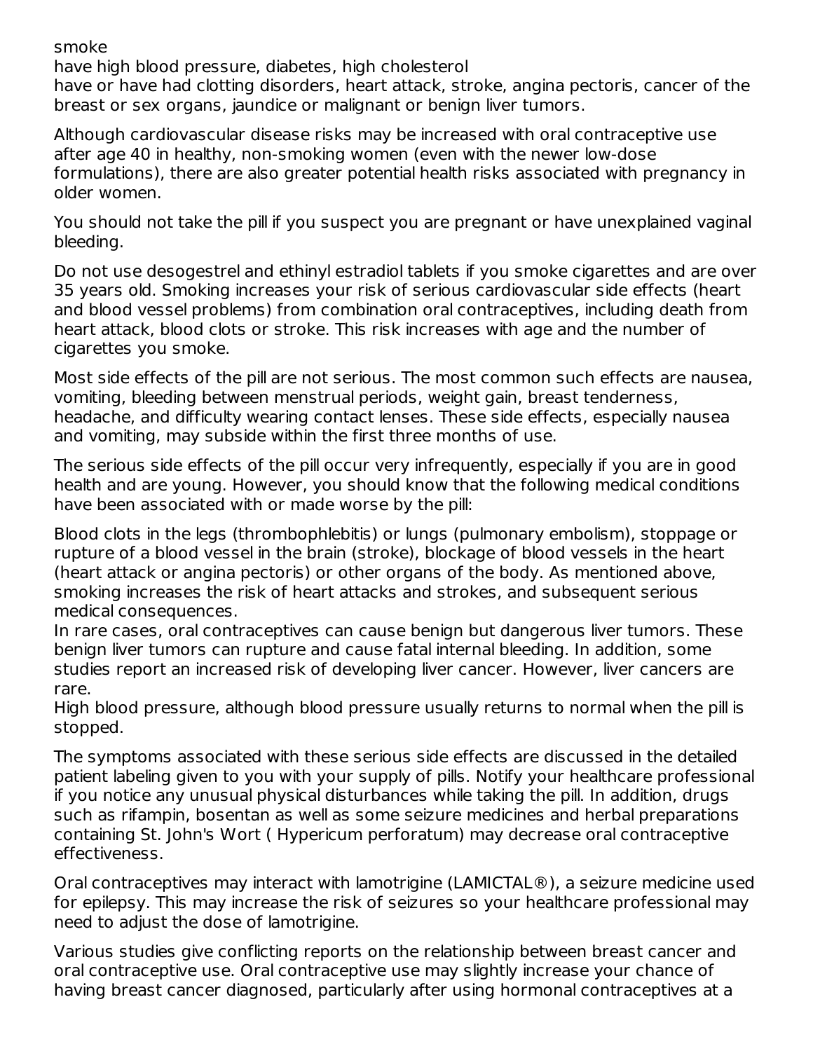smoke
have high blood pressure, diabetes, high cholesterol
have or have had clotting disorders, heart attack, stroke, angina pectoris, cancer of the breast or sex organs, jaundice or malignant or benign liver tumors.

Although cardiovascular disease risks may be increased with oral contraceptive use after age 40 in healthy, non-smoking women (even with the newer low-dose formulations), there are also greater potential health risks associated with pregnancy in older women.

You should not take the pill if you suspect you are pregnant or have unexplained vaginal bleeding.

Do not use desogestrel and ethinyl estradiol tablets if you smoke cigarettes and are over 35 years old. Smoking increases your risk of serious cardiovascular side effects (heart and blood vessel problems) from combination oral contraceptives, including death from heart attack, blood clots or stroke. This risk increases with age and the number of cigarettes you smoke.

Most side effects of the pill are not serious. The most common such effects are nausea, vomiting, bleeding between menstrual periods, weight gain, breast tenderness, headache, and difficulty wearing contact lenses. These side effects, especially nausea and vomiting, may subside within the first three months of use.

The serious side effects of the pill occur very infrequently, especially if you are in good health and are young. However, you should know that the following medical conditions have been associated with or made worse by the pill:

Blood clots in the legs (thrombophlebitis) or lungs (pulmonary embolism), stoppage or rupture of a blood vessel in the brain (stroke), blockage of blood vessels in the heart (heart attack or angina pectoris) or other organs of the body. As mentioned above, smoking increases the risk of heart attacks and strokes, and subsequent serious medical consequences.
In rare cases, oral contraceptives can cause benign but dangerous liver tumors. These benign liver tumors can rupture and cause fatal internal bleeding. In addition, some studies report an increased risk of developing liver cancer. However, liver cancers are rare.
High blood pressure, although blood pressure usually returns to normal when the pill is stopped.

The symptoms associated with these serious side effects are discussed in the detailed patient labeling given to you with your supply of pills. Notify your healthcare professional if you notice any unusual physical disturbances while taking the pill. In addition, drugs such as rifampin, bosentan as well as some seizure medicines and herbal preparations containing St. John's Wort ( Hypericum perforatum) may decrease oral contraceptive effectiveness.

Oral contraceptives may interact with lamotrigine (LAMICTAL®), a seizure medicine used for epilepsy. This may increase the risk of seizures so your healthcare professional may need to adjust the dose of lamotrigine.

Various studies give conflicting reports on the relationship between breast cancer and oral contraceptive use. Oral contraceptive use may slightly increase your chance of having breast cancer diagnosed, particularly after using hormonal contraceptives at a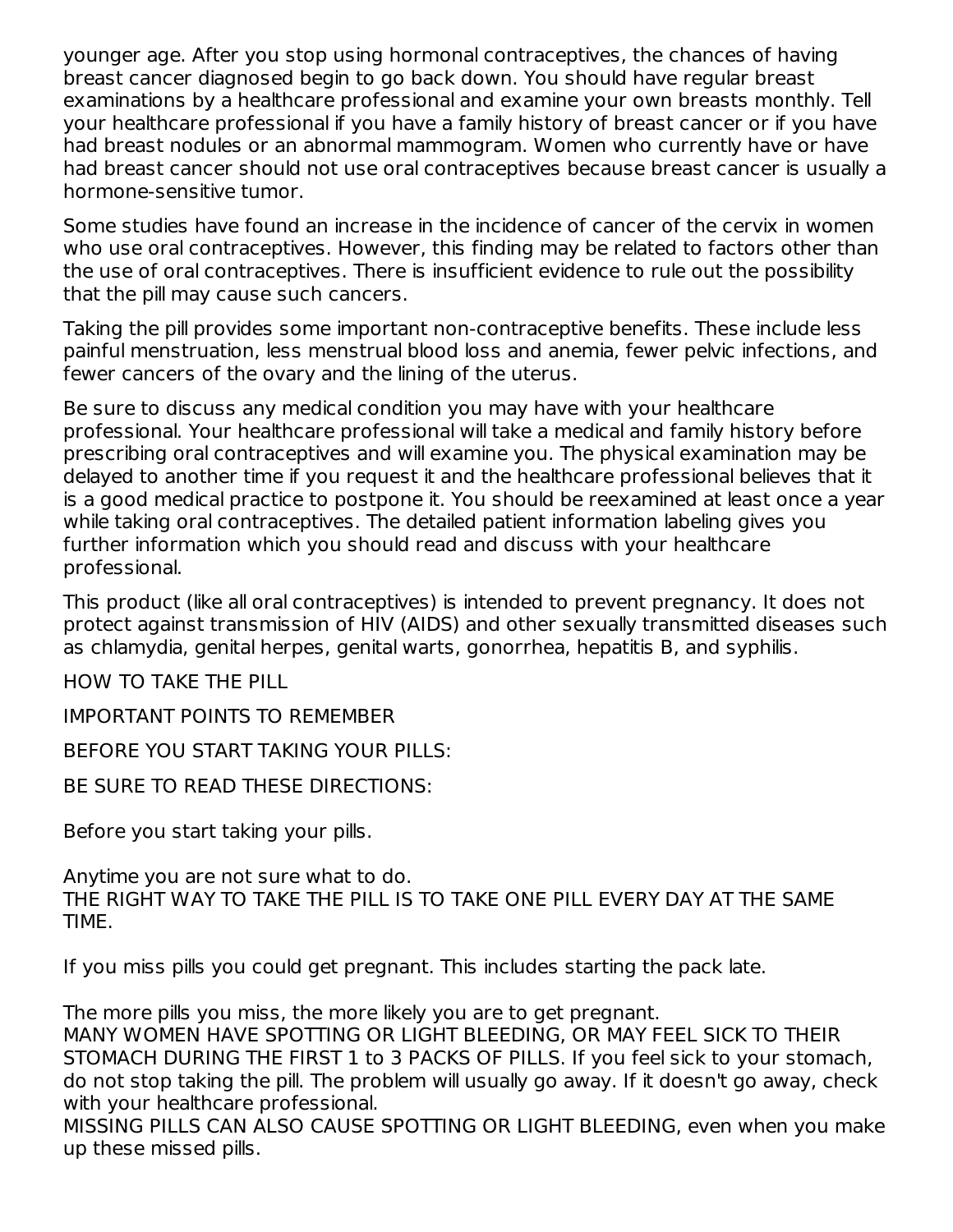younger age. After you stop using hormonal contraceptives, the chances of having breast cancer diagnosed begin to go back down. You should have regular breast examinations by a healthcare professional and examine your own breasts monthly. Tell your healthcare professional if you have a family history of breast cancer or if you have had breast nodules or an abnormal mammogram. Women who currently have or have had breast cancer should not use oral contraceptives because breast cancer is usually a hormone-sensitive tumor.

Some studies have found an increase in the incidence of cancer of the cervix in women who use oral contraceptives. However, this finding may be related to factors other than the use of oral contraceptives. There is insufficient evidence to rule out the possibility that the pill may cause such cancers.

Taking the pill provides some important non-contraceptive benefits. These include less painful menstruation, less menstrual blood loss and anemia, fewer pelvic infections, and fewer cancers of the ovary and the lining of the uterus.

Be sure to discuss any medical condition you may have with your healthcare professional. Your healthcare professional will take a medical and family history before prescribing oral contraceptives and will examine you. The physical examination may be delayed to another time if you request it and the healthcare professional believes that it is a good medical practice to postpone it. You should be reexamined at least once a year while taking oral contraceptives. The detailed patient information labeling gives you further information which you should read and discuss with your healthcare professional.

This product (like all oral contraceptives) is intended to prevent pregnancy. It does not protect against transmission of HIV (AIDS) and other sexually transmitted diseases such as chlamydia, genital herpes, genital warts, gonorrhea, hepatitis B, and syphilis.

## HOW TO TAKE THE PILL

### IMPORTANT POINTS TO REMEMBER

BEFORE YOU START TAKING YOUR PILLS:

BE SURE TO READ THESE DIRECTIONS:

Before you start taking your pills.

Anytime you are not sure what to do.
THE RIGHT WAY TO TAKE THE PILL IS TO TAKE ONE PILL EVERY DAY AT THE SAME TIME.

If you miss pills you could get pregnant. This includes starting the pack late.

The more pills you miss, the more likely you are to get pregnant.
MANY WOMEN HAVE SPOTTING OR LIGHT BLEEDING, OR MAY FEEL SICK TO THEIR STOMACH DURING THE FIRST 1 to 3 PACKS OF PILLS. If you feel sick to your stomach, do not stop taking the pill. The problem will usually go away. If it doesn't go away, check with your healthcare professional.
MISSING PILLS CAN ALSO CAUSE SPOTTING OR LIGHT BLEEDING, even when you make up these missed pills.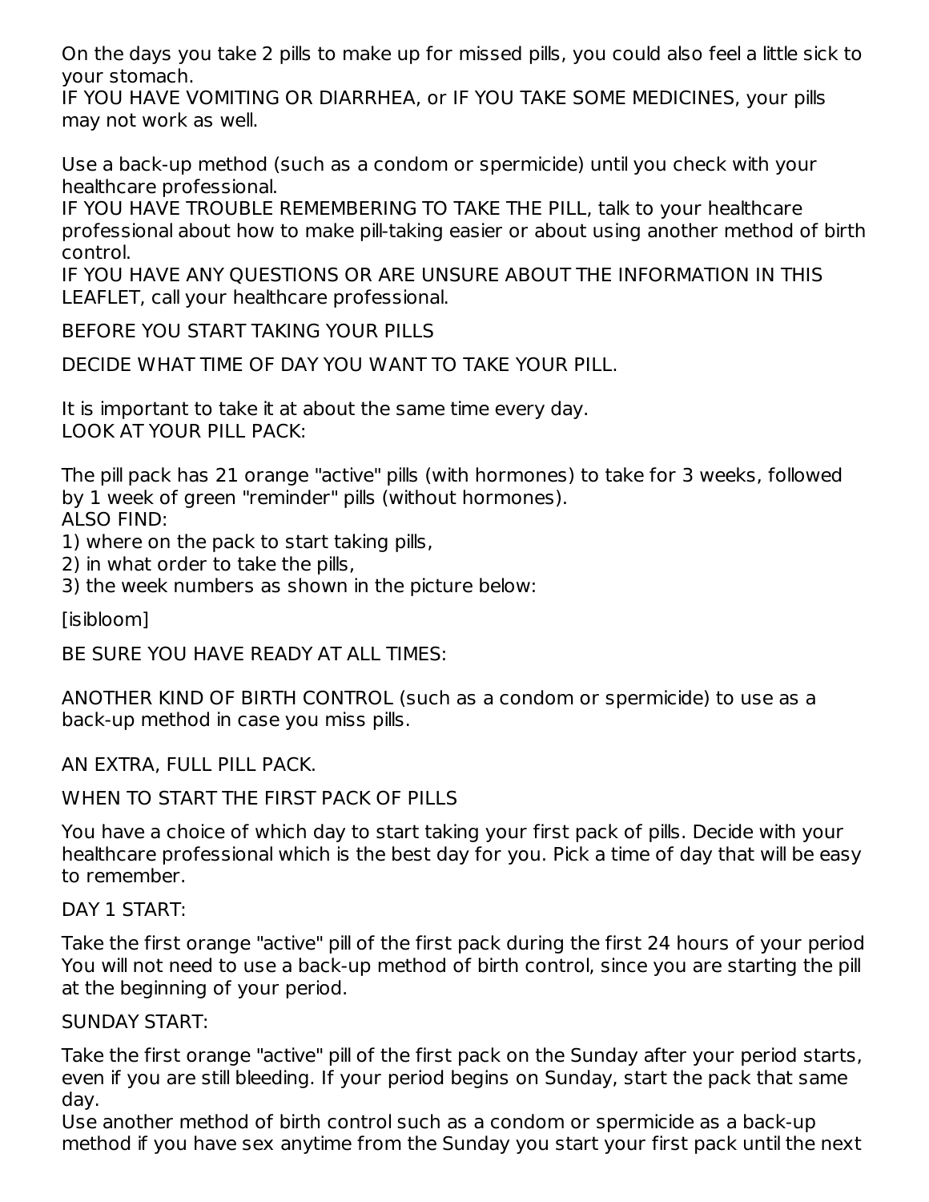On the days you take 2 pills to make up for missed pills, you could also feel a little sick to your stomach.
IF YOU HAVE VOMITING OR DIARRHEA, or IF YOU TAKE SOME MEDICINES, your pills may not work as well.

Use a back-up method (such as a condom or spermicide) until you check with your healthcare professional.
IF YOU HAVE TROUBLE REMEMBERING TO TAKE THE PILL, talk to your healthcare professional about how to make pill-taking easier or about using another method of birth control.
IF YOU HAVE ANY QUESTIONS OR ARE UNSURE ABOUT THE INFORMATION IN THIS LEAFLET, call your healthcare professional.

BEFORE YOU START TAKING YOUR PILLS

DECIDE WHAT TIME OF DAY YOU WANT TO TAKE YOUR PILL.

It is important to take it at about the same time every day.
LOOK AT YOUR PILL PACK:

The pill pack has 21 orange "active" pills (with hormones) to take for 3 weeks, followed by 1 week of green "reminder" pills (without hormones).
ALSO FIND:
1) where on the pack to start taking pills,
2) in what order to take the pills,
3) the week numbers as shown in the picture below:

[isibloom]

BE SURE YOU HAVE READY AT ALL TIMES:

ANOTHER KIND OF BIRTH CONTROL (such as a condom or spermicide) to use as a back-up method in case you miss pills.

AN EXTRA, FULL PILL PACK.

WHEN TO START THE FIRST PACK OF PILLS

You have a choice of which day to start taking your first pack of pills. Decide with your healthcare professional which is the best day for you. Pick a time of day that will be easy to remember.

DAY 1 START:

Take the first orange "active" pill of the first pack during the first 24 hours of your period You will not need to use a back-up method of birth control, since you are starting the pill at the beginning of your period.

SUNDAY START:

Take the first orange "active" pill of the first pack on the Sunday after your period starts, even if you are still bleeding. If your period begins on Sunday, start the pack that same day.
Use another method of birth control such as a condom or spermicide as a back-up method if you have sex anytime from the Sunday you start your first pack until the next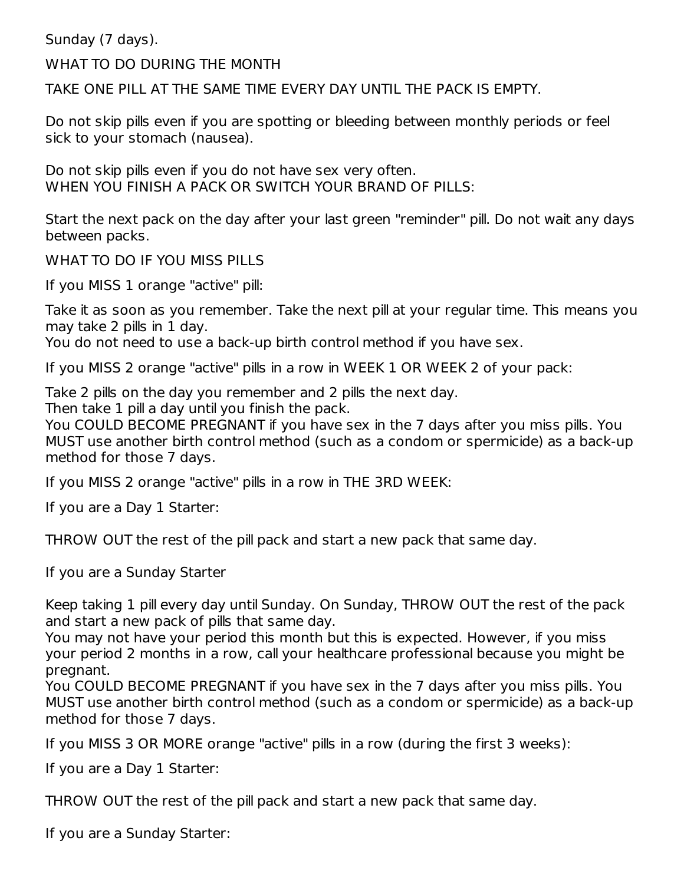Sunday (7 days).

WHAT TO DO DURING THE MONTH

TAKE ONE PILL AT THE SAME TIME EVERY DAY UNTIL THE PACK IS EMPTY.

Do not skip pills even if you are spotting or bleeding between monthly periods or feel sick to your stomach (nausea).

Do not skip pills even if you do not have sex very often.

WHEN YOU FINISH A PACK OR SWITCH YOUR BRAND OF PILLS:

Start the next pack on the day after your last green "reminder" pill. Do not wait any days between packs.

WHAT TO DO IF YOU MISS PILLS

If you MISS 1 orange "active" pill:

Take it as soon as you remember. Take the next pill at your regular time. This means you may take 2 pills in 1 day.
You do not need to use a back-up birth control method if you have sex.

If you MISS 2 orange "active" pills in a row in WEEK 1 OR WEEK 2 of your pack:

Take 2 pills on the day you remember and 2 pills the next day.
Then take 1 pill a day until you finish the pack.
You COULD BECOME PREGNANT if you have sex in the 7 days after you miss pills. You MUST use another birth control method (such as a condom or spermicide) as a back-up method for those 7 days.

If you MISS 2 orange "active" pills in a row in THE 3RD WEEK:

If you are a Day 1 Starter:

THROW OUT the rest of the pill pack and start a new pack that same day.

If you are a Sunday Starter

Keep taking 1 pill every day until Sunday. On Sunday, THROW OUT the rest of the pack and start a new pack of pills that same day.
You may not have your period this month but this is expected. However, if you miss your period 2 months in a row, call your healthcare professional because you might be pregnant.
You COULD BECOME PREGNANT if you have sex in the 7 days after you miss pills. You MUST use another birth control method (such as a condom or spermicide) as a back-up method for those 7 days.

If you MISS 3 OR MORE orange "active" pills in a row (during the first 3 weeks):

If you are a Day 1 Starter:

THROW OUT the rest of the pill pack and start a new pack that same day.

If you are a Sunday Starter: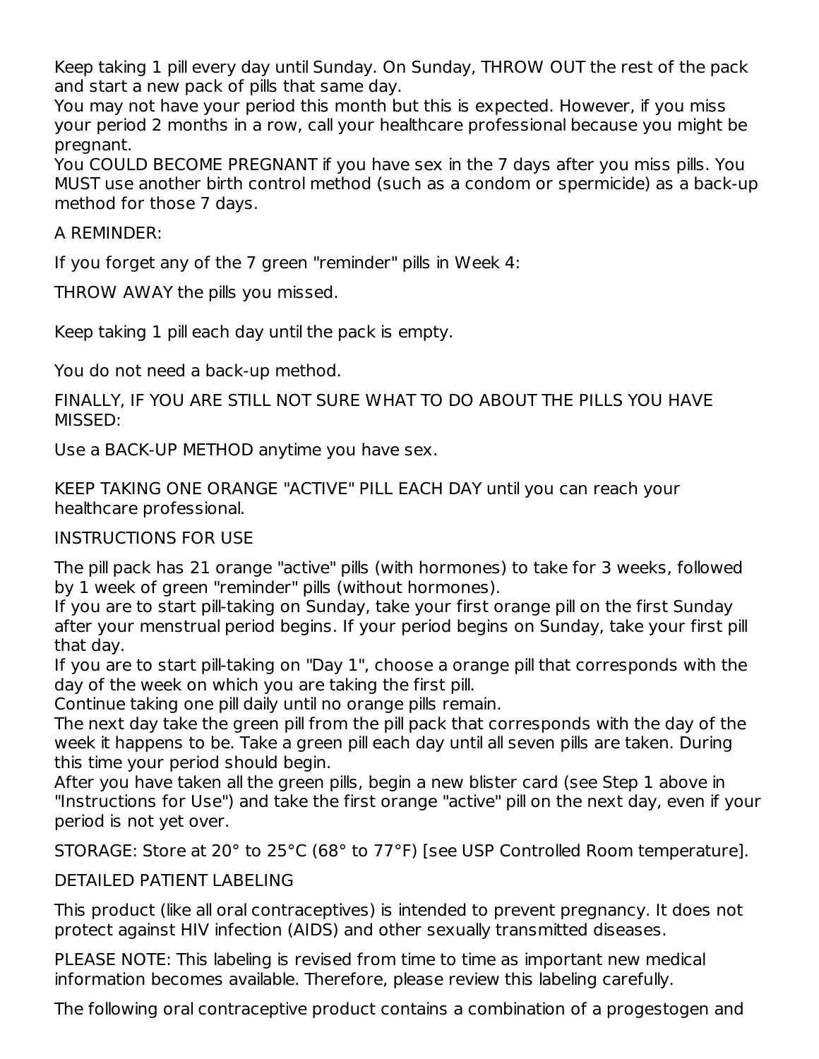Keep taking 1 pill every day until Sunday. On Sunday, THROW OUT the rest of the pack and start a new pack of pills that same day.

You may not have your period this month but this is expected. However, if you miss your period 2 months in a row, call your healthcare professional because you might be pregnant.

You COULD BECOME PREGNANT if you have sex in the 7 days after you miss pills. You MUST use another birth control method (such as a condom or spermicide) as a back-up method for those 7 days.

A REMINDER:

If you forget any of the 7 green "reminder" pills in Week 4:

THROW AWAY the pills you missed.

Keep taking 1 pill each day until the pack is empty.

You do not need a back-up method.

FINALLY, IF YOU ARE STILL NOT SURE WHAT TO DO ABOUT THE PILLS YOU HAVE MISSED:

Use a BACK-UP METHOD anytime you have sex.

KEEP TAKING ONE ORANGE "ACTIVE" PILL EACH DAY until you can reach your healthcare professional.

## INSTRUCTIONS FOR USE

The pill pack has 21 orange "active" pills (with hormones) to take for 3 weeks, followed by 1 week of green "reminder" pills (without hormones).

If you are to start pill-taking on Sunday, take your first orange pill on the first Sunday after your menstrual period begins. If your period begins on Sunday, take your first pill that day.

If you are to start pill-taking on "Day 1", choose a orange pill that corresponds with the day of the week on which you are taking the first pill.

Continue taking one pill daily until no orange pills remain.

The next day take the green pill from the pill pack that corresponds with the day of the week it happens to be. Take a green pill each day until all seven pills are taken. During this time your period should begin.

After you have taken all the green pills, begin a new blister card (see Step 1 above in "Instructions for Use") and take the first orange "active" pill on the next day, even if your period is not yet over.

STORAGE: Store at 20° to 25°C (68° to 77°F) [see USP Controlled Room temperature].

## DETAILED PATIENT LABELING

This product (like all oral contraceptives) is intended to prevent pregnancy. It does not protect against HIV infection (AIDS) and other sexually transmitted diseases.

PLEASE NOTE: This labeling is revised from time to time as important new medical information becomes available. Therefore, please review this labeling carefully.

The following oral contraceptive product contains a combination of a progestogen and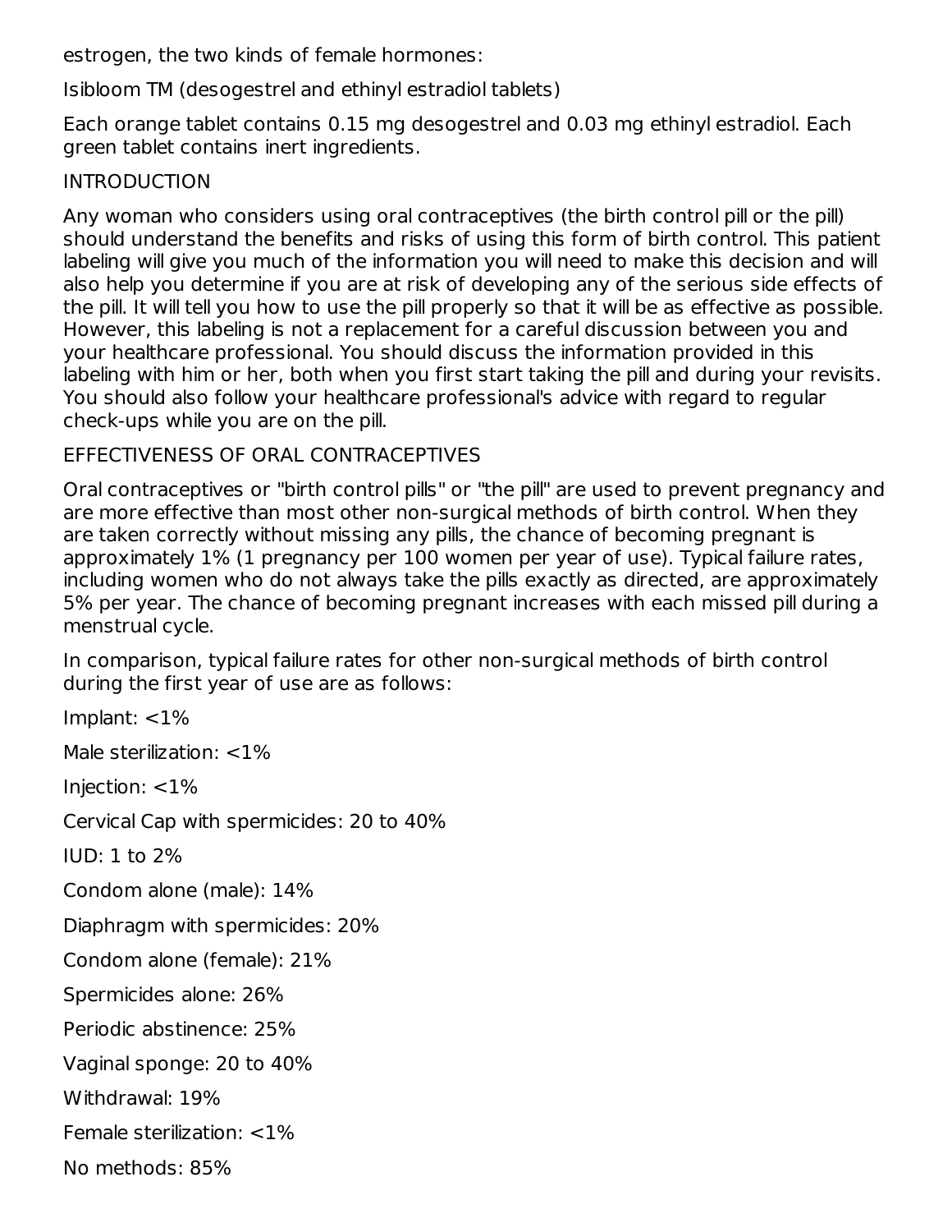estrogen, the two kinds of female hormones:

Isibloom TM (desogestrel and ethinyl estradiol tablets)

Each orange tablet contains 0.15 mg desogestrel and 0.03 mg ethinyl estradiol. Each green tablet contains inert ingredients.

## INTRODUCTION

Any woman who considers using oral contraceptives (the birth control pill or the pill) should understand the benefits and risks of using this form of birth control. This patient labeling will give you much of the information you will need to make this decision and will also help you determine if you are at risk of developing any of the serious side effects of the pill. It will tell you how to use the pill properly so that it will be as effective as possible. However, this labeling is not a replacement for a careful discussion between you and your healthcare professional. You should discuss the information provided in this labeling with him or her, both when you first start taking the pill and during your revisits. You should also follow your healthcare professional's advice with regard to regular check-ups while you are on the pill.

## EFFECTIVENESS OF ORAL CONTRACEPTIVES

Oral contraceptives or "birth control pills" or "the pill" are used to prevent pregnancy and are more effective than most other non-surgical methods of birth control. When they are taken correctly without missing any pills, the chance of becoming pregnant is approximately 1% (1 pregnancy per 100 women per year of use). Typical failure rates, including women who do not always take the pills exactly as directed, are approximately 5% per year. The chance of becoming pregnant increases with each missed pill during a menstrual cycle.

In comparison, typical failure rates for other non-surgical methods of birth control during the first year of use are as follows:

Implant: <1%

Male sterilization: <1%

Injection: <1%

Cervical Cap with spermicides: 20 to 40%

IUD: 1 to 2%

Condom alone (male): 14%

Diaphragm with spermicides: 20%

Condom alone (female): 21%

Spermicides alone: 26%

Periodic abstinence: 25%

Vaginal sponge: 20 to 40%

Withdrawal: 19%

Female sterilization: <1%

No methods: 85%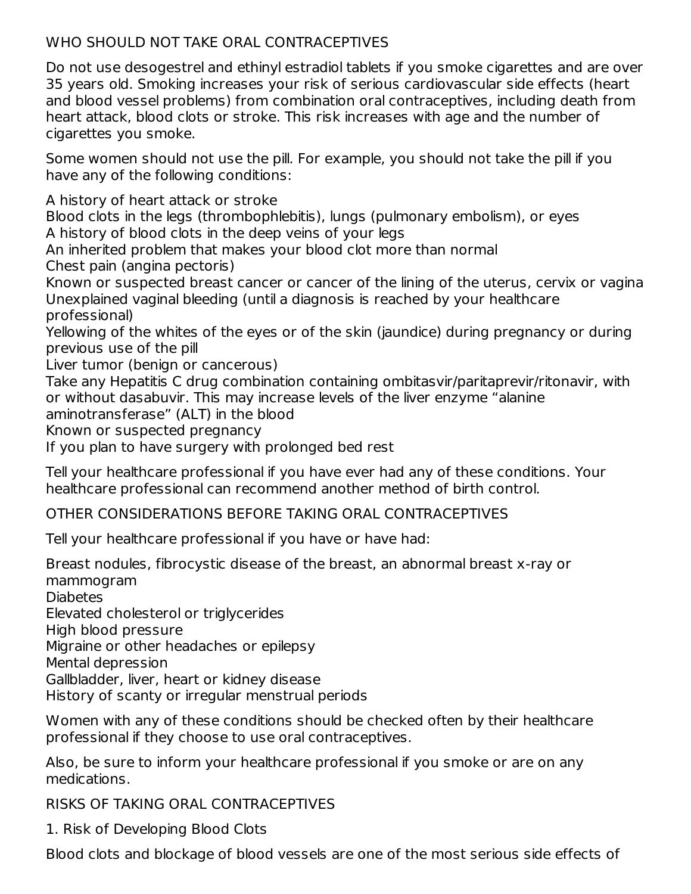## WHO SHOULD NOT TAKE ORAL CONTRACEPTIVES

Do not use desogestrel and ethinyl estradiol tablets if you smoke cigarettes and are over 35 years old. Smoking increases your risk of serious cardiovascular side effects (heart and blood vessel problems) from combination oral contraceptives, including death from heart attack, blood clots or stroke. This risk increases with age and the number of cigarettes you smoke.

Some women should not use the pill. For example, you should not take the pill if you have any of the following conditions:

- A history of heart attack or stroke
- Blood clots in the legs (thrombophlebitis), lungs (pulmonary embolism), or eyes
- A history of blood clots in the deep veins of your legs
- An inherited problem that makes your blood clot more than normal
- Chest pain (angina pectoris)
- Known or suspected breast cancer or cancer of the lining of the uterus, cervix or vagina
- Unexplained vaginal bleeding (until a diagnosis is reached by your healthcare professional)
- Yellowing of the whites of the eyes or of the skin (jaundice) during pregnancy or during previous use of the pill
- Liver tumor (benign or cancerous)
- Take any Hepatitis C drug combination containing ombitasvir/paritaprevir/ritonavir, with or without dasabuvir. This may increase levels of the liver enzyme "alanine aminotransferase" (ALT) in the blood
- Known or suspected pregnancy
- If you plan to have surgery with prolonged bed rest

Tell your healthcare professional if you have ever had any of these conditions. Your healthcare professional can recommend another method of birth control.

## OTHER CONSIDERATIONS BEFORE TAKING ORAL CONTRACEPTIVES

Tell your healthcare professional if you have or have had:

- Breast nodules, fibrocystic disease of the breast, an abnormal breast x-ray or mammogram
- Diabetes
- Elevated cholesterol or triglycerides
- High blood pressure
- Migraine or other headaches or epilepsy
- Mental depression
- Gallbladder, liver, heart or kidney disease
- History of scanty or irregular menstrual periods

Women with any of these conditions should be checked often by their healthcare professional if they choose to use oral contraceptives.

Also, be sure to inform your healthcare professional if you smoke or are on any medications.

## RISKS OF TAKING ORAL CONTRACEPTIVES

### 1. Risk of Developing Blood Clots

Blood clots and blockage of blood vessels are one of the most serious side effects of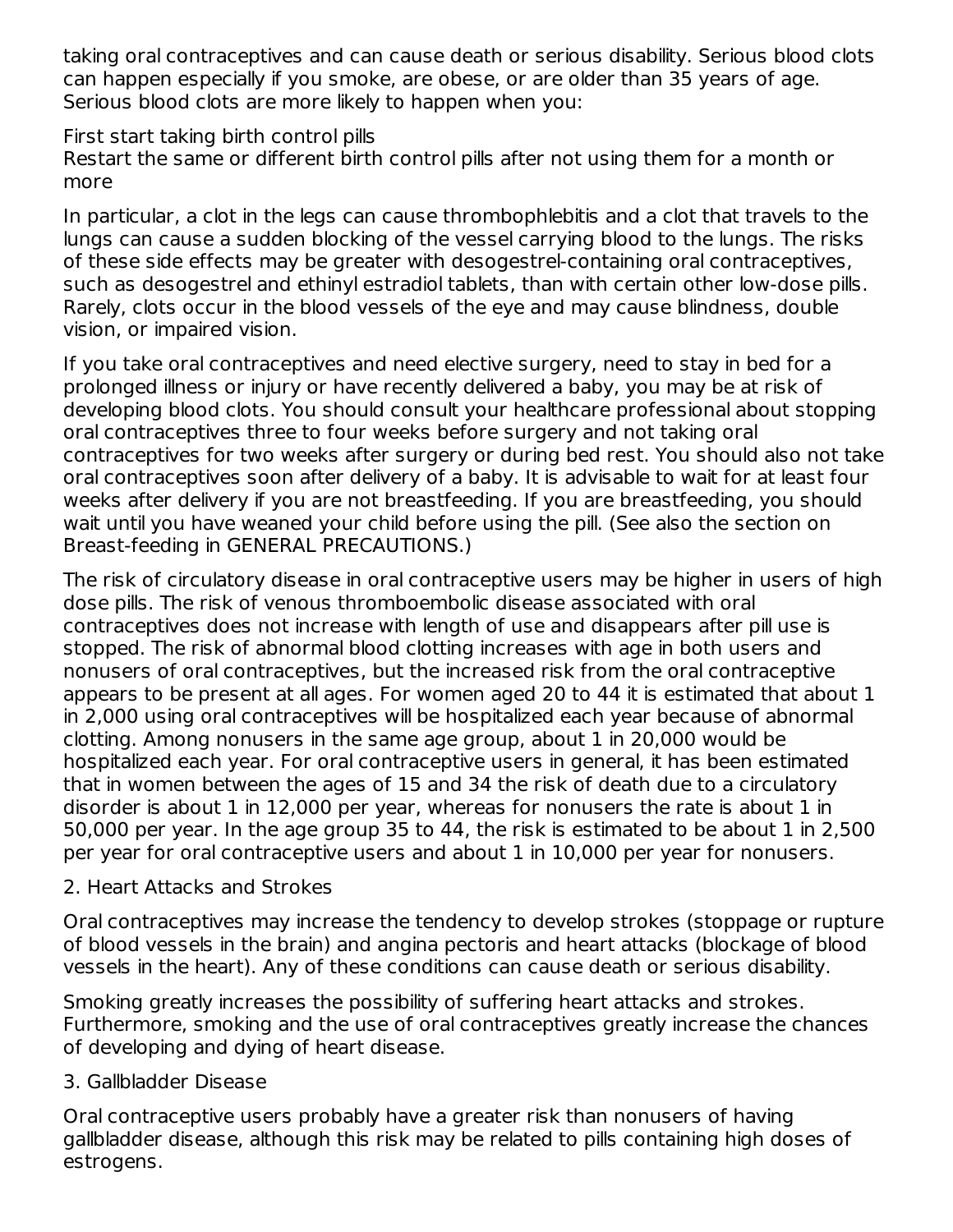taking oral contraceptives and can cause death or serious disability. Serious blood clots can happen especially if you smoke, are obese, or are older than 35 years of age. Serious blood clots are more likely to happen when you:

First start taking birth control pills
Restart the same or different birth control pills after not using them for a month or more

In particular, a clot in the legs can cause thrombophlebitis and a clot that travels to the lungs can cause a sudden blocking of the vessel carrying blood to the lungs. The risks of these side effects may be greater with desogestrel-containing oral contraceptives, such as desogestrel and ethinyl estradiol tablets, than with certain other low-dose pills. Rarely, clots occur in the blood vessels of the eye and may cause blindness, double vision, or impaired vision.

If you take oral contraceptives and need elective surgery, need to stay in bed for a prolonged illness or injury or have recently delivered a baby, you may be at risk of developing blood clots. You should consult your healthcare professional about stopping oral contraceptives three to four weeks before surgery and not taking oral contraceptives for two weeks after surgery or during bed rest. You should also not take oral contraceptives soon after delivery of a baby. It is advisable to wait for at least four weeks after delivery if you are not breastfeeding. If you are breastfeeding, you should wait until you have weaned your child before using the pill. (See also the section on Breast-feeding in GENERAL PRECAUTIONS.)

The risk of circulatory disease in oral contraceptive users may be higher in users of high dose pills. The risk of venous thromboembolic disease associated with oral contraceptives does not increase with length of use and disappears after pill use is stopped. The risk of abnormal blood clotting increases with age in both users and nonusers of oral contraceptives, but the increased risk from the oral contraceptive appears to be present at all ages. For women aged 20 to 44 it is estimated that about 1 in 2,000 using oral contraceptives will be hospitalized each year because of abnormal clotting. Among nonusers in the same age group, about 1 in 20,000 would be hospitalized each year. For oral contraceptive users in general, it has been estimated that in women between the ages of 15 and 34 the risk of death due to a circulatory disorder is about 1 in 12,000 per year, whereas for nonusers the rate is about 1 in 50,000 per year. In the age group 35 to 44, the risk is estimated to be about 1 in 2,500 per year for oral contraceptive users and about 1 in 10,000 per year for nonusers.

2. Heart Attacks and Strokes

Oral contraceptives may increase the tendency to develop strokes (stoppage or rupture of blood vessels in the brain) and angina pectoris and heart attacks (blockage of blood vessels in the heart). Any of these conditions can cause death or serious disability.

Smoking greatly increases the possibility of suffering heart attacks and strokes. Furthermore, smoking and the use of oral contraceptives greatly increase the chances of developing and dying of heart disease.

3. Gallbladder Disease

Oral contraceptive users probably have a greater risk than nonusers of having gallbladder disease, although this risk may be related to pills containing high doses of estrogens.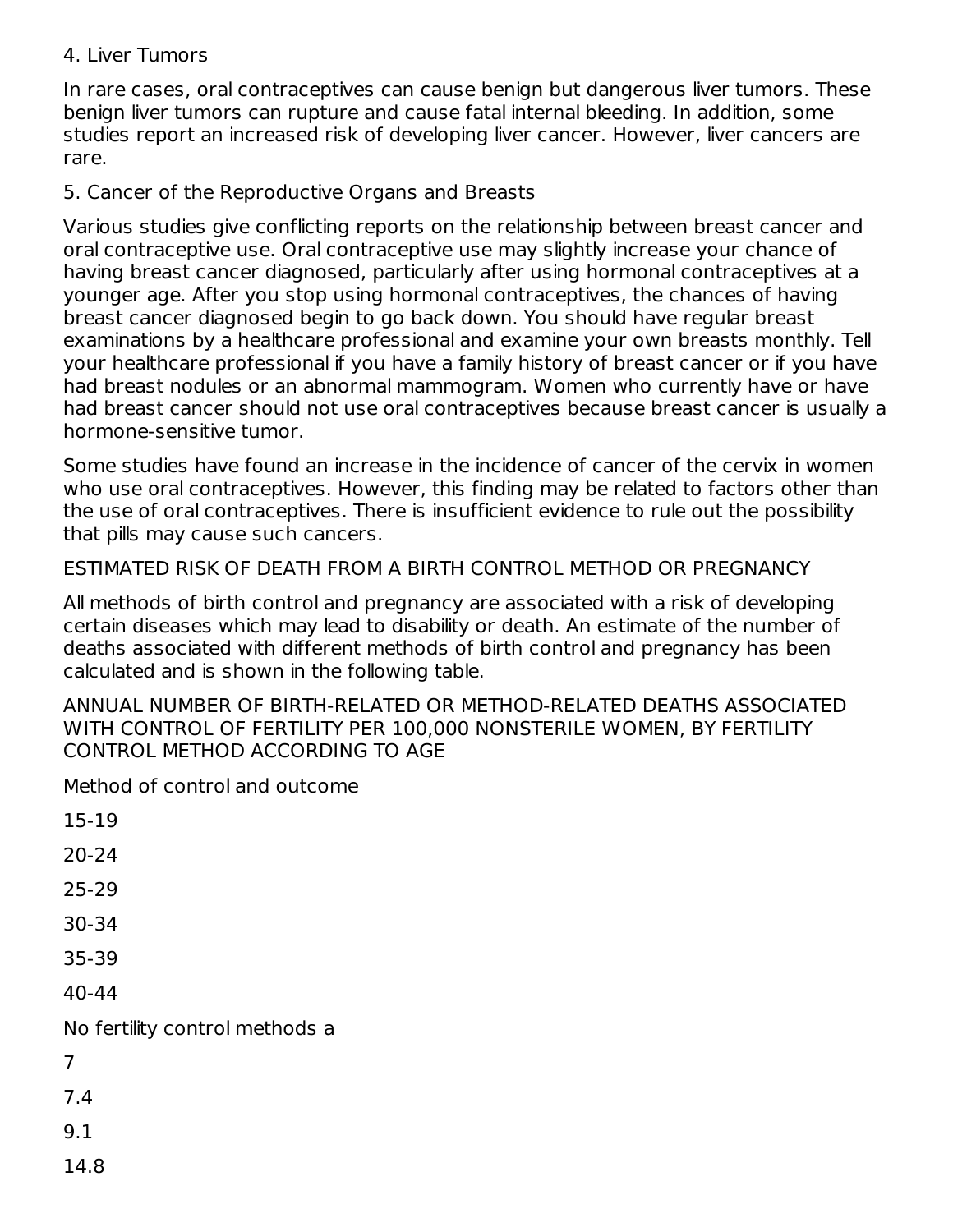4. Liver Tumors

In rare cases, oral contraceptives can cause benign but dangerous liver tumors. These benign liver tumors can rupture and cause fatal internal bleeding. In addition, some studies report an increased risk of developing liver cancer. However, liver cancers are rare.

5. Cancer of the Reproductive Organs and Breasts

Various studies give conflicting reports on the relationship between breast cancer and oral contraceptive use. Oral contraceptive use may slightly increase your chance of having breast cancer diagnosed, particularly after using hormonal contraceptives at a younger age. After you stop using hormonal contraceptives, the chances of having breast cancer diagnosed begin to go back down. You should have regular breast examinations by a healthcare professional and examine your own breasts monthly. Tell your healthcare professional if you have a family history of breast cancer or if you have had breast nodules or an abnormal mammogram. Women who currently have or have had breast cancer should not use oral contraceptives because breast cancer is usually a hormone-sensitive tumor.

Some studies have found an increase in the incidence of cancer of the cervix in women who use oral contraceptives. However, this finding may be related to factors other than the use of oral contraceptives. There is insufficient evidence to rule out the possibility that pills may cause such cancers.

ESTIMATED RISK OF DEATH FROM A BIRTH CONTROL METHOD OR PREGNANCY

All methods of birth control and pregnancy are associated with a risk of developing certain diseases which may lead to disability or death. An estimate of the number of deaths associated with different methods of birth control and pregnancy has been calculated and is shown in the following table.

ANNUAL NUMBER OF BIRTH-RELATED OR METHOD-RELATED DEATHS ASSOCIATED WITH CONTROL OF FERTILITY PER 100,000 NONSTERILE WOMEN, BY FERTILITY CONTROL METHOD ACCORDING TO AGE

| Method of control and outcome | 15-19 | 20-24 | 25-29 | 30-34 | 35-39 | 40-44 |
| --- | --- | --- | --- | --- | --- | --- |
| No fertility control methods a | 7 | 7.4 | 9.1 | 14.8 | | |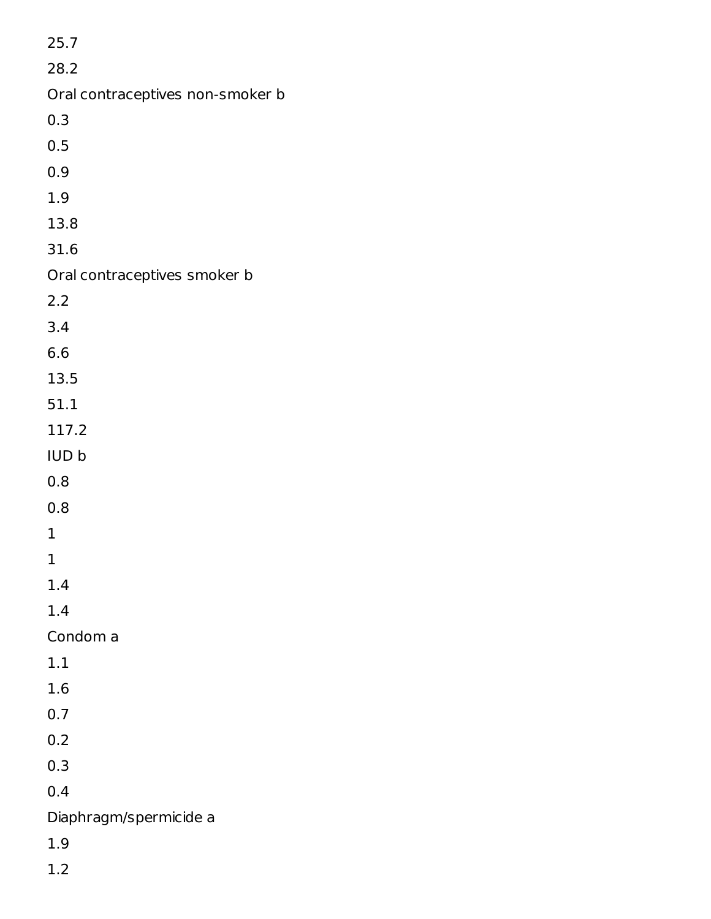25.7

28.2

Oral contraceptives non-smoker b

0.3

0.5

0.9

1.9

13.8

31.6

Oral contraceptives smoker b

2.2

3.4

6.6

13.5

51.1

117.2

IUD b

0.8

0.8

1

1

1.4

1.4

Condom a

1.1

1.6

0.7

0.2

0.3

0.4

Diaphragm/spermicide a

1.9

1.2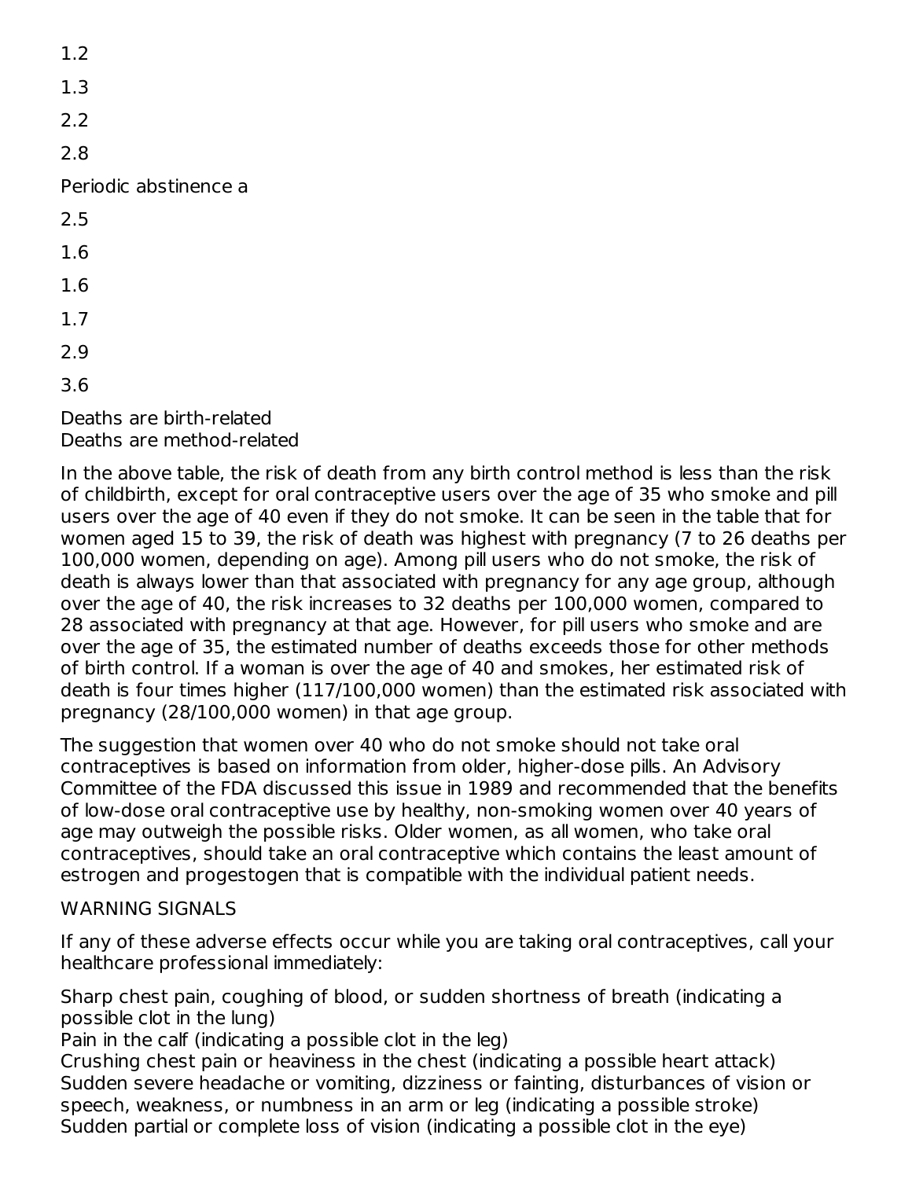1.2

1.3

2.2

2.8

Periodic abstinence a

2.5

1.6

1.6

1.7

2.9

3.6

Deaths are birth-related
Deaths are method-related

In the above table, the risk of death from any birth control method is less than the risk of childbirth, except for oral contraceptive users over the age of 35 who smoke and pill users over the age of 40 even if they do not smoke. It can be seen in the table that for women aged 15 to 39, the risk of death was highest with pregnancy (7 to 26 deaths per 100,000 women, depending on age). Among pill users who do not smoke, the risk of death is always lower than that associated with pregnancy for any age group, although over the age of 40, the risk increases to 32 deaths per 100,000 women, compared to 28 associated with pregnancy at that age. However, for pill users who smoke and are over the age of 35, the estimated number of deaths exceeds those for other methods of birth control. If a woman is over the age of 40 and smokes, her estimated risk of death is four times higher (117/100,000 women) than the estimated risk associated with pregnancy (28/100,000 women) in that age group.

The suggestion that women over 40 who do not smoke should not take oral contraceptives is based on information from older, higher-dose pills. An Advisory Committee of the FDA discussed this issue in 1989 and recommended that the benefits of low-dose oral contraceptive use by healthy, non-smoking women over 40 years of age may outweigh the possible risks. Older women, as all women, who take oral contraceptives, should take an oral contraceptive which contains the least amount of estrogen and progestogen that is compatible with the individual patient needs.

WARNING SIGNALS

If any of these adverse effects occur while you are taking oral contraceptives, call your healthcare professional immediately:

Sharp chest pain, coughing of blood, or sudden shortness of breath (indicating a possible clot in the lung)
Pain in the calf (indicating a possible clot in the leg)
Crushing chest pain or heaviness in the chest (indicating a possible heart attack)
Sudden severe headache or vomiting, dizziness or fainting, disturbances of vision or speech, weakness, or numbness in an arm or leg (indicating a possible stroke)
Sudden partial or complete loss of vision (indicating a possible clot in the eye)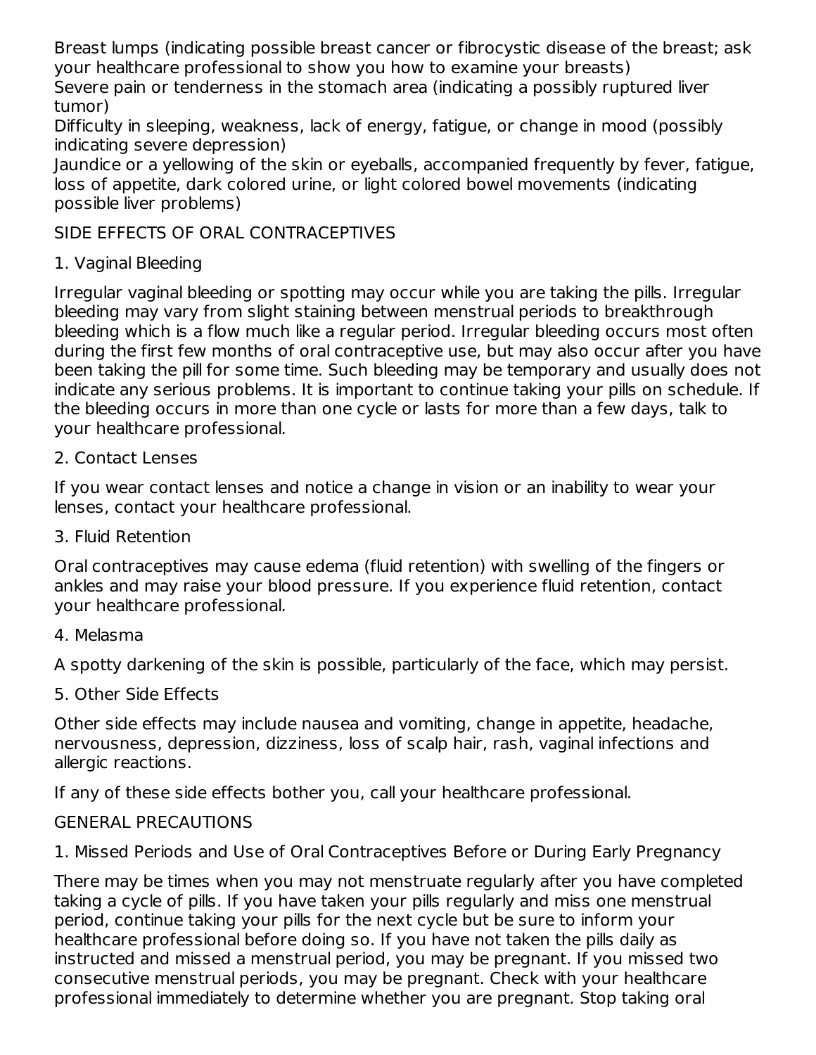Breast lumps (indicating possible breast cancer or fibrocystic disease of the breast; ask your healthcare professional to show you how to examine your breasts)
Severe pain or tenderness in the stomach area (indicating a possibly ruptured liver tumor)
Difficulty in sleeping, weakness, lack of energy, fatigue, or change in mood (possibly indicating severe depression)
Jaundice or a yellowing of the skin or eyeballs, accompanied frequently by fever, fatigue, loss of appetite, dark colored urine, or light colored bowel movements (indicating possible liver problems)

## SIDE EFFECTS OF ORAL CONTRACEPTIVES

### 1. Vaginal Bleeding

Irregular vaginal bleeding or spotting may occur while you are taking the pills. Irregular bleeding may vary from slight staining between menstrual periods to breakthrough bleeding which is a flow much like a regular period. Irregular bleeding occurs most often during the first few months of oral contraceptive use, but may also occur after you have been taking the pill for some time. Such bleeding may be temporary and usually does not indicate any serious problems. It is important to continue taking your pills on schedule. If the bleeding occurs in more than one cycle or lasts for more than a few days, talk to your healthcare professional.

### 2. Contact Lenses

If you wear contact lenses and notice a change in vision or an inability to wear your lenses, contact your healthcare professional.

### 3. Fluid Retention

Oral contraceptives may cause edema (fluid retention) with swelling of the fingers or ankles and may raise your blood pressure. If you experience fluid retention, contact your healthcare professional.

### 4. Melasma

A spotty darkening of the skin is possible, particularly of the face, which may persist.

### 5. Other Side Effects

Other side effects may include nausea and vomiting, change in appetite, headache, nervousness, depression, dizziness, loss of scalp hair, rash, vaginal infections and allergic reactions.

If any of these side effects bother you, call your healthcare professional.

## GENERAL PRECAUTIONS

### 1. Missed Periods and Use of Oral Contraceptives Before or During Early Pregnancy

There may be times when you may not menstruate regularly after you have completed taking a cycle of pills. If you have taken your pills regularly and miss one menstrual period, continue taking your pills for the next cycle but be sure to inform your healthcare professional before doing so. If you have not taken the pills daily as instructed and missed a menstrual period, you may be pregnant. If you missed two consecutive menstrual periods, you may be pregnant. Check with your healthcare professional immediately to determine whether you are pregnant. Stop taking oral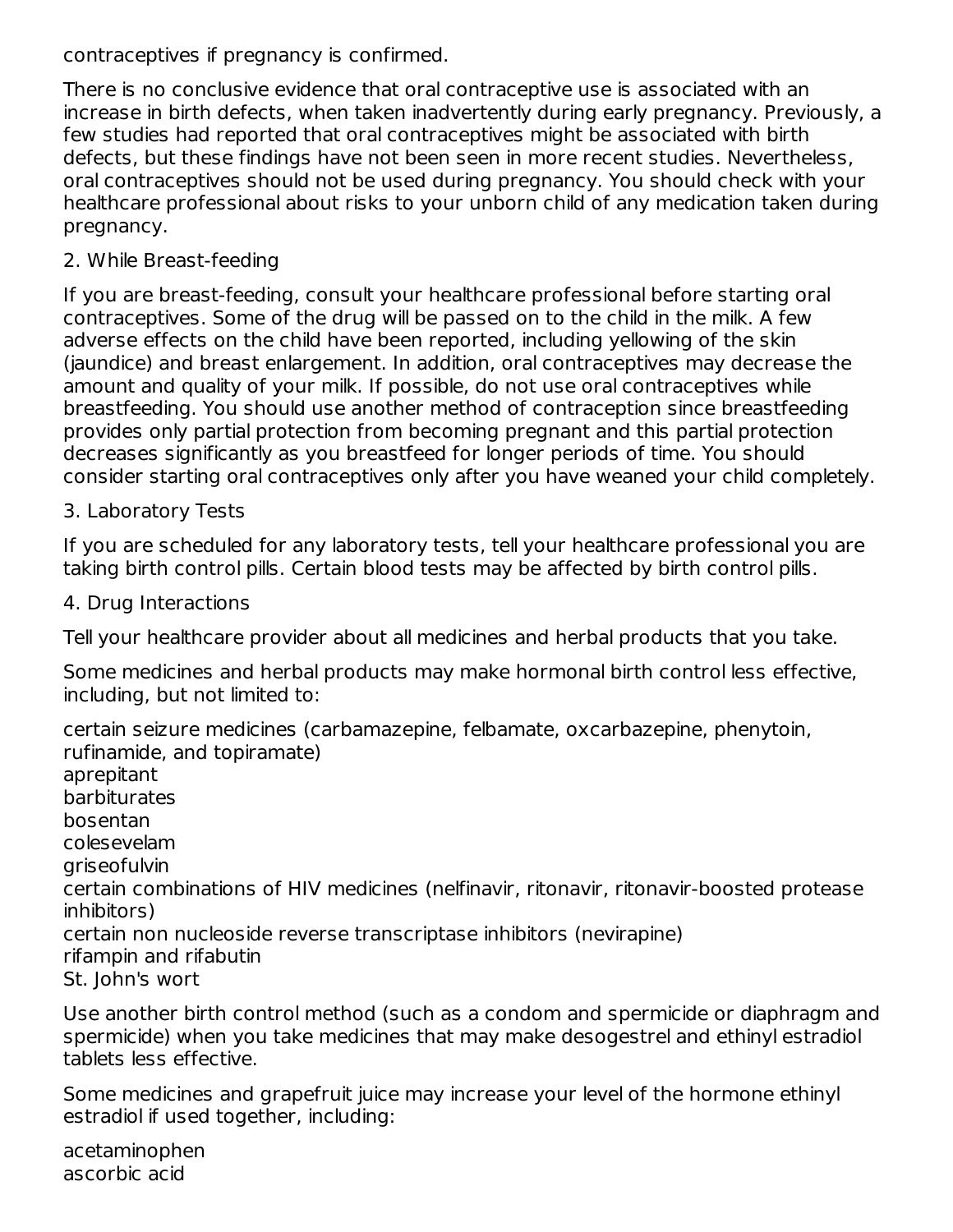contraceptives if pregnancy is confirmed.

There is no conclusive evidence that oral contraceptive use is associated with an increase in birth defects, when taken inadvertently during early pregnancy. Previously, a few studies had reported that oral contraceptives might be associated with birth defects, but these findings have not been seen in more recent studies. Nevertheless, oral contraceptives should not be used during pregnancy. You should check with your healthcare professional about risks to your unborn child of any medication taken during pregnancy.

2. While Breast-feeding

If you are breast-feeding, consult your healthcare professional before starting oral contraceptives. Some of the drug will be passed on to the child in the milk. A few adverse effects on the child have been reported, including yellowing of the skin (jaundice) and breast enlargement. In addition, oral contraceptives may decrease the amount and quality of your milk. If possible, do not use oral contraceptives while breastfeeding. You should use another method of contraception since breastfeeding provides only partial protection from becoming pregnant and this partial protection decreases significantly as you breastfeed for longer periods of time. You should consider starting oral contraceptives only after you have weaned your child completely.

3. Laboratory Tests

If you are scheduled for any laboratory tests, tell your healthcare professional you are taking birth control pills. Certain blood tests may be affected by birth control pills.

4. Drug Interactions

Tell your healthcare provider about all medicines and herbal products that you take.

Some medicines and herbal products may make hormonal birth control less effective, including, but not limited to:

certain seizure medicines (carbamazepine, felbamate, oxcarbazepine, phenytoin, rufinamide, and topiramate)
aprepitant
barbiturates
bosentan
colesevelam
griseofulvin
certain combinations of HIV medicines (nelfinavir, ritonavir, ritonavir-boosted protease inhibitors)
certain non nucleoside reverse transcriptase inhibitors (nevirapine)
rifampin and rifabutin
St. John's wort

Use another birth control method (such as a condom and spermicide or diaphragm and spermicide) when you take medicines that may make desogestrel and ethinyl estradiol tablets less effective.

Some medicines and grapefruit juice may increase your level of the hormone ethinyl estradiol if used together, including:

acetaminophen
ascorbic acid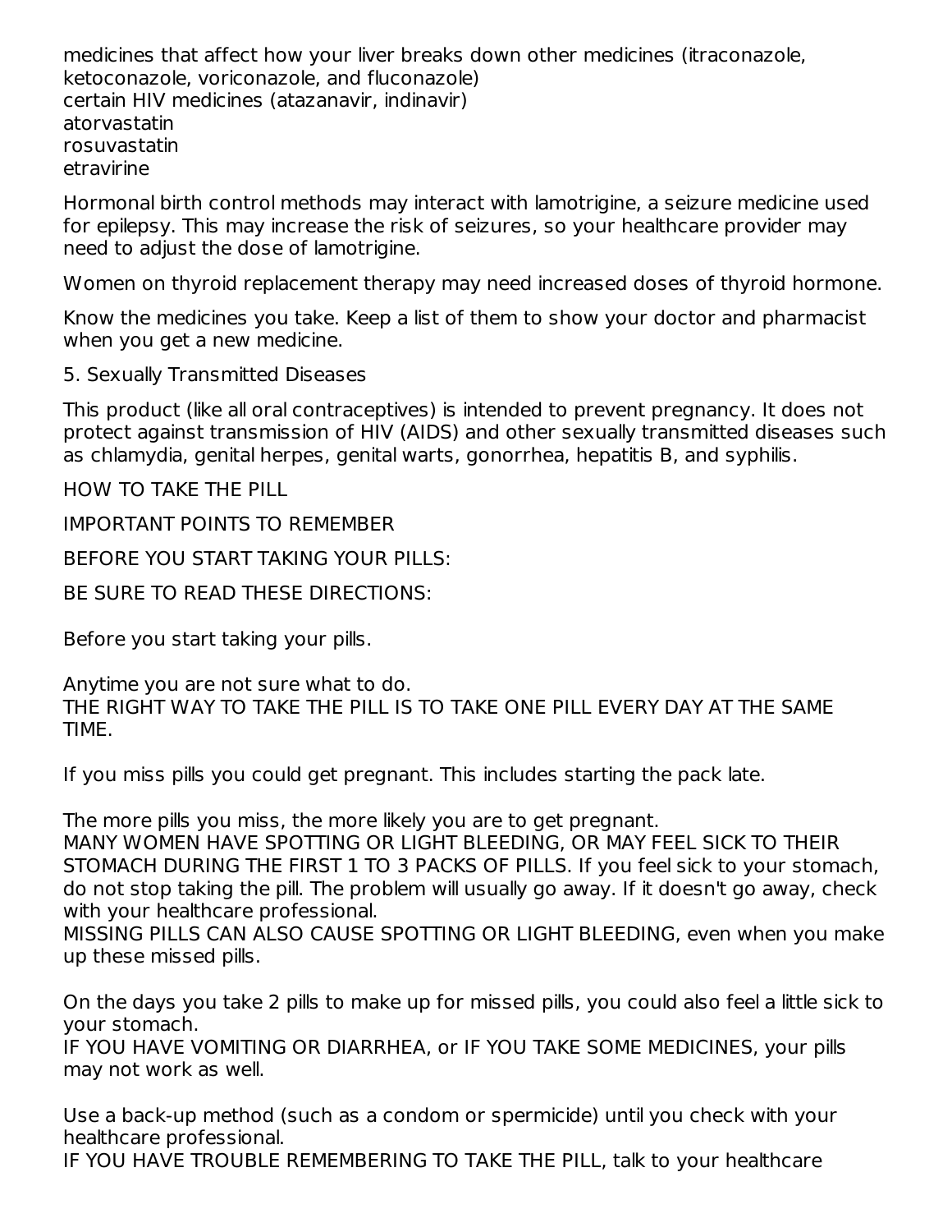medicines that affect how your liver breaks down other medicines (itraconazole, ketoconazole, voriconazole, and fluconazole)
certain HIV medicines (atazanavir, indinavir)
atorvastatin
rosuvastatin
etravirine

Hormonal birth control methods may interact with lamotrigine, a seizure medicine used for epilepsy. This may increase the risk of seizures, so your healthcare provider may need to adjust the dose of lamotrigine.

Women on thyroid replacement therapy may need increased doses of thyroid hormone.

Know the medicines you take. Keep a list of them to show your doctor and pharmacist when you get a new medicine.

5. Sexually Transmitted Diseases

This product (like all oral contraceptives) is intended to prevent pregnancy. It does not protect against transmission of HIV (AIDS) and other sexually transmitted diseases such as chlamydia, genital herpes, genital warts, gonorrhea, hepatitis B, and syphilis.

HOW TO TAKE THE PILL

IMPORTANT POINTS TO REMEMBER

BEFORE YOU START TAKING YOUR PILLS:

BE SURE TO READ THESE DIRECTIONS:

Before you start taking your pills.

Anytime you are not sure what to do.
THE RIGHT WAY TO TAKE THE PILL IS TO TAKE ONE PILL EVERY DAY AT THE SAME TIME.

If you miss pills you could get pregnant. This includes starting the pack late.

The more pills you miss, the more likely you are to get pregnant.
MANY WOMEN HAVE SPOTTING OR LIGHT BLEEDING, OR MAY FEEL SICK TO THEIR STOMACH DURING THE FIRST 1 TO 3 PACKS OF PILLS. If you feel sick to your stomach, do not stop taking the pill. The problem will usually go away. If it doesn't go away, check with your healthcare professional.
MISSING PILLS CAN ALSO CAUSE SPOTTING OR LIGHT BLEEDING, even when you make up these missed pills.

On the days you take 2 pills to make up for missed pills, you could also feel a little sick to your stomach.
IF YOU HAVE VOMITING OR DIARRHEA, or IF YOU TAKE SOME MEDICINES, your pills may not work as well.

Use a back-up method (such as a condom or spermicide) until you check with your healthcare professional.
IF YOU HAVE TROUBLE REMEMBERING TO TAKE THE PILL, talk to your healthcare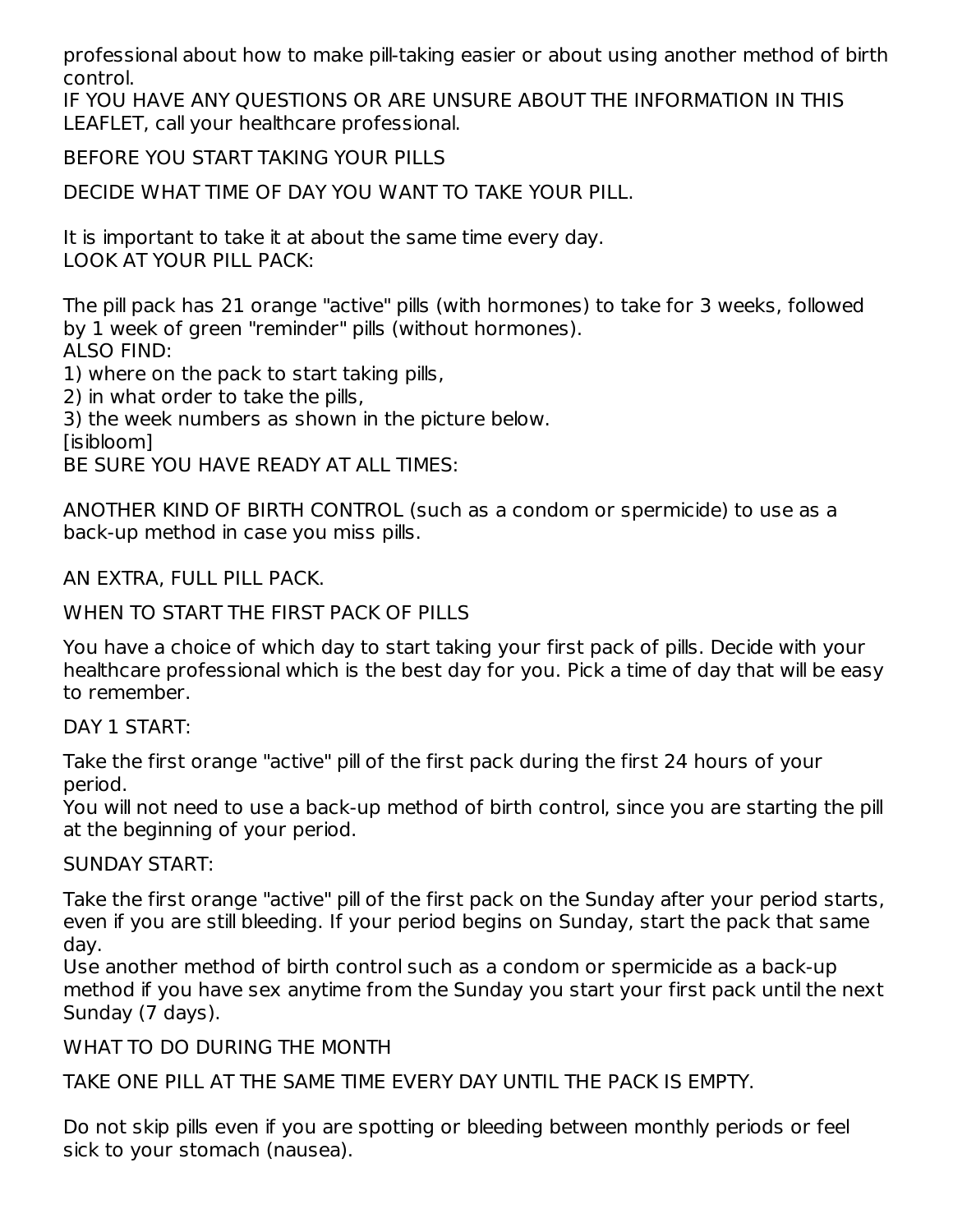professional about how to make pill-taking easier or about using another method of birth control.
IF YOU HAVE ANY QUESTIONS OR ARE UNSURE ABOUT THE INFORMATION IN THIS LEAFLET, call your healthcare professional.

BEFORE YOU START TAKING YOUR PILLS

DECIDE WHAT TIME OF DAY YOU WANT TO TAKE YOUR PILL.

It is important to take it at about the same time every day.
LOOK AT YOUR PILL PACK:

The pill pack has 21 orange "active" pills (with hormones) to take for 3 weeks, followed by 1 week of green "reminder" pills (without hormones).
ALSO FIND:
1) where on the pack to start taking pills,
2) in what order to take the pills,
3) the week numbers as shown in the picture below.
[isibloom]
BE SURE YOU HAVE READY AT ALL TIMES:

ANOTHER KIND OF BIRTH CONTROL (such as a condom or spermicide) to use as a back-up method in case you miss pills.

AN EXTRA, FULL PILL PACK.

WHEN TO START THE FIRST PACK OF PILLS

You have a choice of which day to start taking your first pack of pills. Decide with your healthcare professional which is the best day for you. Pick a time of day that will be easy to remember.

DAY 1 START:

Take the first orange "active" pill of the first pack during the first 24 hours of your period.
You will not need to use a back-up method of birth control, since you are starting the pill at the beginning of your period.

SUNDAY START:

Take the first orange "active" pill of the first pack on the Sunday after your period starts, even if you are still bleeding. If your period begins on Sunday, start the pack that same day.
Use another method of birth control such as a condom or spermicide as a back-up method if you have sex anytime from the Sunday you start your first pack until the next Sunday (7 days).

WHAT TO DO DURING THE MONTH

TAKE ONE PILL AT THE SAME TIME EVERY DAY UNTIL THE PACK IS EMPTY.

Do not skip pills even if you are spotting or bleeding between monthly periods or feel sick to your stomach (nausea).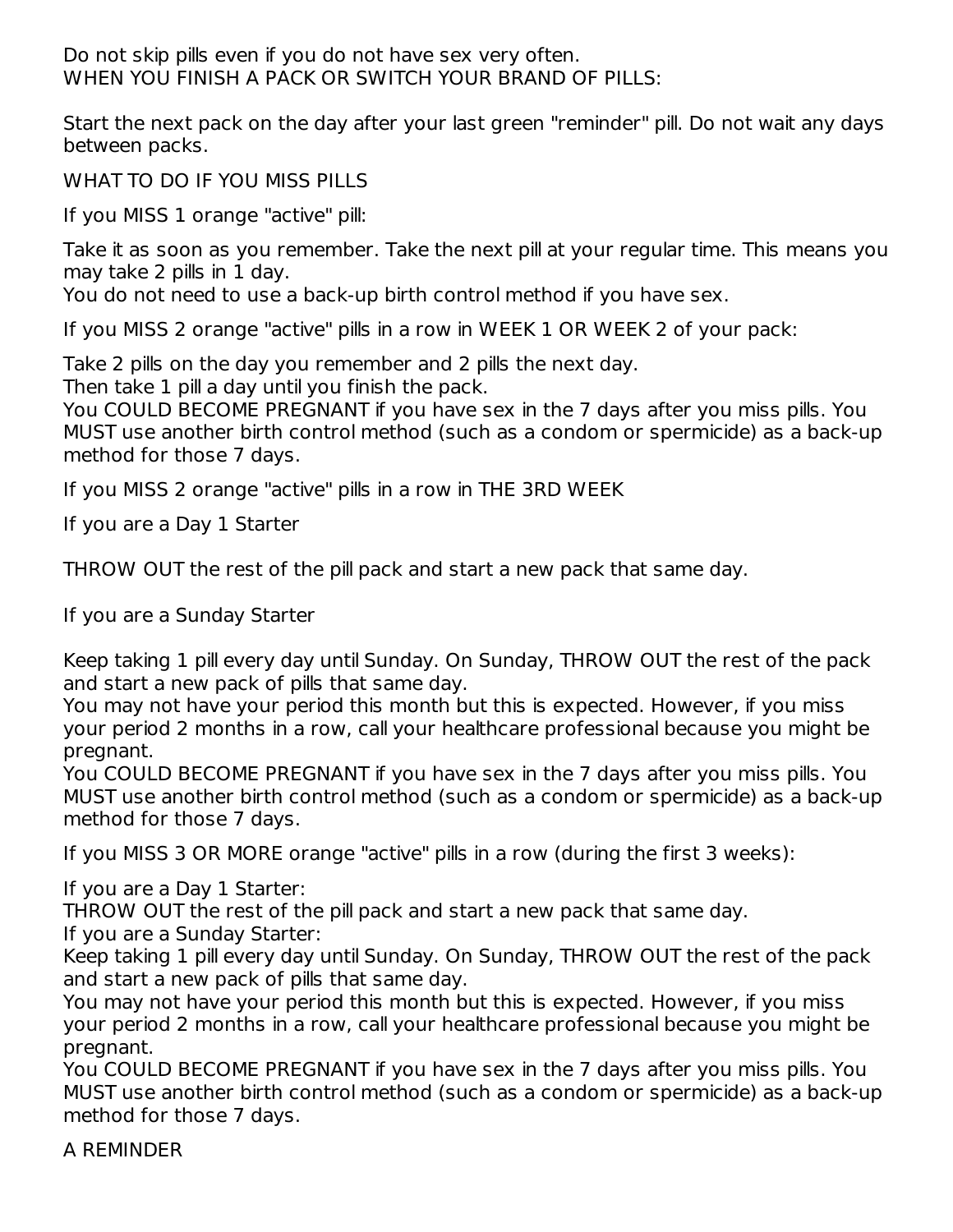Do not skip pills even if you do not have sex very often.
WHEN YOU FINISH A PACK OR SWITCH YOUR BRAND OF PILLS:

Start the next pack on the day after your last green "reminder" pill. Do not wait any days between packs.

WHAT TO DO IF YOU MISS PILLS

If you MISS 1 orange "active" pill:

Take it as soon as you remember. Take the next pill at your regular time. This means you may take 2 pills in 1 day.
You do not need to use a back-up birth control method if you have sex.

If you MISS 2 orange "active" pills in a row in WEEK 1 OR WEEK 2 of your pack:

Take 2 pills on the day you remember and 2 pills the next day.
Then take 1 pill a day until you finish the pack.
You COULD BECOME PREGNANT if you have sex in the 7 days after you miss pills. You MUST use another birth control method (such as a condom or spermicide) as a back-up method for those 7 days.

If you MISS 2 orange "active" pills in a row in THE 3RD WEEK

If you are a Day 1 Starter

THROW OUT the rest of the pill pack and start a new pack that same day.

If you are a Sunday Starter

Keep taking 1 pill every day until Sunday. On Sunday, THROW OUT the rest of the pack and start a new pack of pills that same day.
You may not have your period this month but this is expected. However, if you miss your period 2 months in a row, call your healthcare professional because you might be pregnant.
You COULD BECOME PREGNANT if you have sex in the 7 days after you miss pills. You MUST use another birth control method (such as a condom or spermicide) as a back-up method for those 7 days.

If you MISS 3 OR MORE orange "active" pills in a row (during the first 3 weeks):

If you are a Day 1 Starter:
THROW OUT the rest of the pill pack and start a new pack that same day.
If you are a Sunday Starter:
Keep taking 1 pill every day until Sunday. On Sunday, THROW OUT the rest of the pack and start a new pack of pills that same day.
You may not have your period this month but this is expected. However, if you miss your period 2 months in a row, call your healthcare professional because you might be pregnant.
You COULD BECOME PREGNANT if you have sex in the 7 days after you miss pills. You MUST use another birth control method (such as a condom or spermicide) as a back-up method for those 7 days.

A REMINDER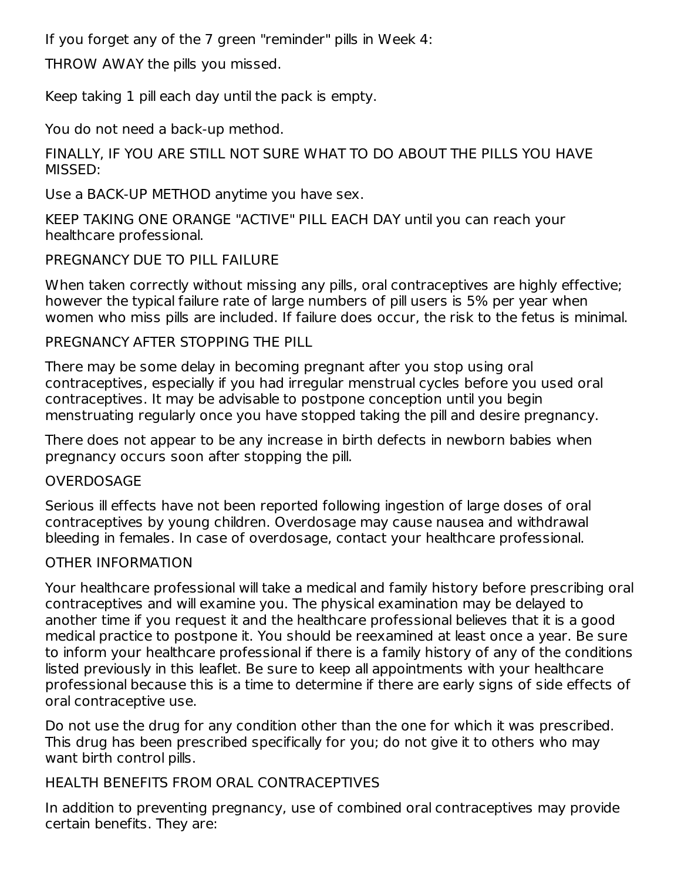If you forget any of the 7 green "reminder" pills in Week 4:

THROW AWAY the pills you missed.

Keep taking 1 pill each day until the pack is empty.

You do not need a back-up method.

FINALLY, IF YOU ARE STILL NOT SURE WHAT TO DO ABOUT THE PILLS YOU HAVE MISSED:

Use a BACK-UP METHOD anytime you have sex.

KEEP TAKING ONE ORANGE "ACTIVE" PILL EACH DAY until you can reach your healthcare professional.

## PREGNANCY DUE TO PILL FAILURE

When taken correctly without missing any pills, oral contraceptives are highly effective; however the typical failure rate of large numbers of pill users is 5% per year when women who miss pills are included. If failure does occur, the risk to the fetus is minimal.

## PREGNANCY AFTER STOPPING THE PILL

There may be some delay in becoming pregnant after you stop using oral contraceptives, especially if you had irregular menstrual cycles before you used oral contraceptives. It may be advisable to postpone conception until you begin menstruating regularly once you have stopped taking the pill and desire pregnancy.

There does not appear to be any increase in birth defects in newborn babies when pregnancy occurs soon after stopping the pill.

## OVERDOSAGE

Serious ill effects have not been reported following ingestion of large doses of oral contraceptives by young children. Overdosage may cause nausea and withdrawal bleeding in females. In case of overdosage, contact your healthcare professional.

## OTHER INFORMATION

Your healthcare professional will take a medical and family history before prescribing oral contraceptives and will examine you. The physical examination may be delayed to another time if you request it and the healthcare professional believes that it is a good medical practice to postpone it. You should be reexamined at least once a year. Be sure to inform your healthcare professional if there is a family history of any of the conditions listed previously in this leaflet. Be sure to keep all appointments with your healthcare professional because this is a time to determine if there are early signs of side effects of oral contraceptive use.

Do not use the drug for any condition other than the one for which it was prescribed. This drug has been prescribed specifically for you; do not give it to others who may want birth control pills.

## HEALTH BENEFITS FROM ORAL CONTRACEPTIVES

In addition to preventing pregnancy, use of combined oral contraceptives may provide certain benefits. They are: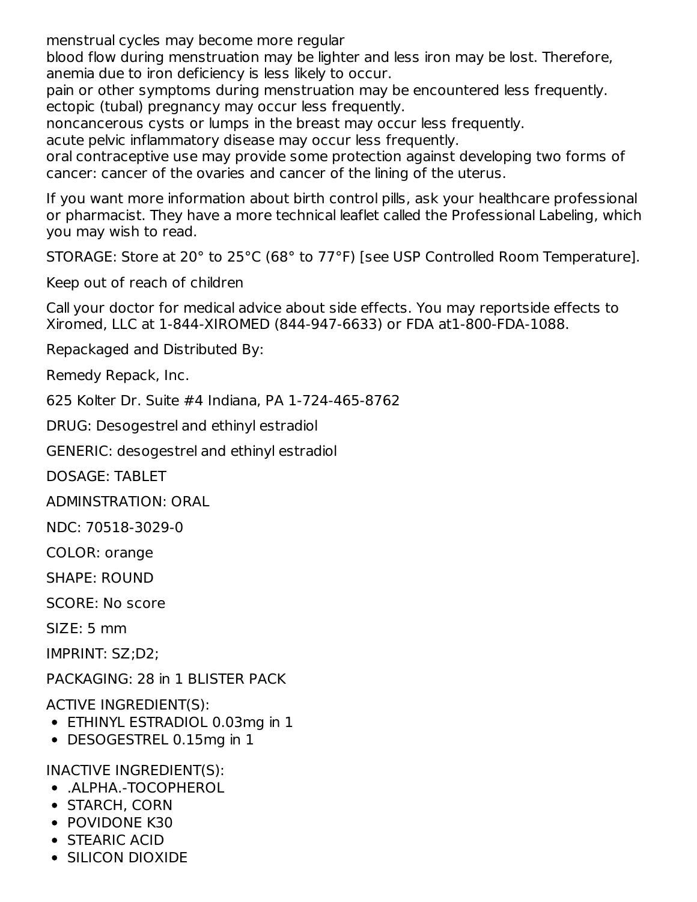menstrual cycles may become more regular
blood flow during menstruation may be lighter and less iron may be lost. Therefore, anemia due to iron deficiency is less likely to occur.
pain or other symptoms during menstruation may be encountered less frequently.
ectopic (tubal) pregnancy may occur less frequently.
noncancerous cysts or lumps in the breast may occur less frequently.
acute pelvic inflammatory disease may occur less frequently.
oral contraceptive use may provide some protection against developing two forms of cancer: cancer of the ovaries and cancer of the lining of the uterus.

If you want more information about birth control pills, ask your healthcare professional or pharmacist. They have a more technical leaflet called the Professional Labeling, which you may wish to read.

STORAGE: Store at 20° to 25°C (68° to 77°F) [see USP Controlled Room Temperature].

Keep out of reach of children

Call your doctor for medical advice about side effects. You may reportside effects to Xiromed, LLC at 1-844-XIROMED (844-947-6633) or FDA at1-800-FDA-1088.

Repackaged and Distributed By:

Remedy Repack, Inc.

625 Kolter Dr. Suite #4 Indiana, PA 1-724-465-8762

DRUG: Desogestrel and ethinyl estradiol

GENERIC: desogestrel and ethinyl estradiol

DOSAGE: TABLET

ADMINSTRATION: ORAL

NDC: 70518-3029-0

COLOR: orange

SHAPE: ROUND

SCORE: No score

SIZE: 5 mm

IMPRINT: SZ;D2;

PACKAGING: 28 in 1 BLISTER PACK

ACTIVE INGREDIENT(S):

- ETHINYL ESTRADIOL 0.03mg in 1
- DESOGESTREL 0.15mg in 1

INACTIVE INGREDIENT(S):

- .ALPHA.-TOCOPHEROL
- STARCH, CORN
- POVIDONE K30
- STEARIC ACID
- SILICON DIOXIDE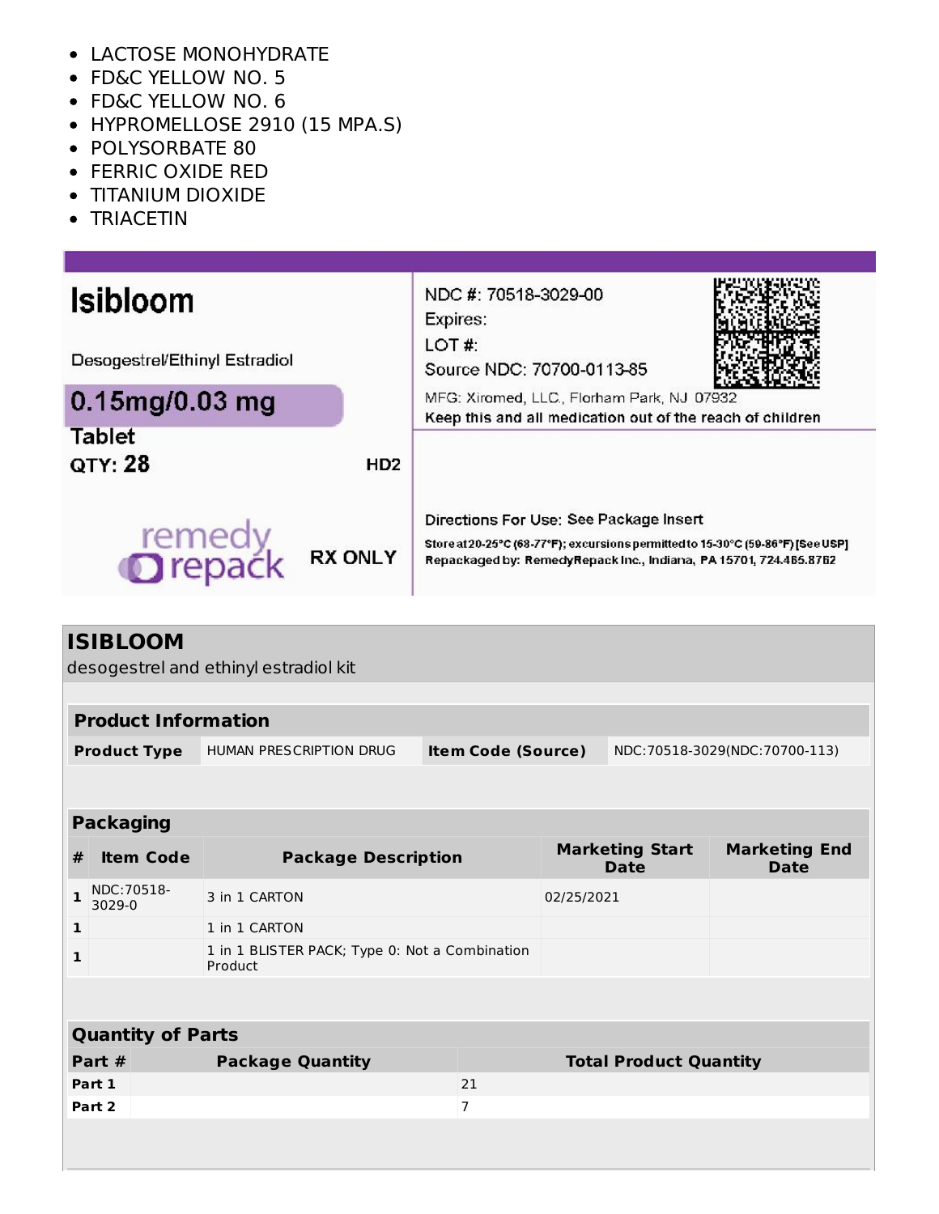- LACTOSE MONOHYDRATE
- FD&C YELLOW NO. 5
- FD&C YELLOW NO. 6
- HYPROMELLOSE 2910 (15 MPA.S)
- POLYSORBATE 80
- FERRIC OXIDE RED
- TITANIUM DIOXIDE
- TRIACETIN

**Isibloom**

Desogestrel/Ethinyl Estradiol

**0.15mg/0.03 mg**

**Tablet**

**QTY: 28** HD2

remedy repack

**RX ONLY**

NDC #: 70518-3029-00
Expires:
LOT #:
Source NDC: 70700-0113-85

MFG: Xiromed, LLC., Florham Park, NJ 07932
Keep this and all medication out of the reach of children

Directions For Use: See Package Insert

Store at 20-25°C (68-77°F); excursions permitted to 15-30°C (59-86°F) [See USP]
Repackaged by: RemedyRepack Inc., Indiana, PA 15701, 724.465.8762

## ISIBLOOM

desogestrel and ethinyl estradiol kit

| Product Information | | | |
|---|---|---|---|
| **Product Type** | HUMAN PRESCRIPTION DRUG | **Item Code (Source)** | NDC:70518-3029(NDC:70700-113) |

| Packaging | | | | |
|---|---|---|---|---|
| **#** | **Item Code** | **Package Description** | **Marketing Start Date** | **Marketing End Date** |
| 1 | NDC:70518-3029-0 | 3 in 1 CARTON | 02/25/2021 | |
| 1 | | 1 in 1 CARTON | | |
| 1 | | 1 in 1 BLISTER PACK; Type 0: Not a Combination Product | | |

| Quantity of Parts | | |
|---|---|---|
| **Part #** | **Package Quantity** | **Total Product Quantity** |
| **Part 1** | | 21 |
| **Part 2** | | 7 |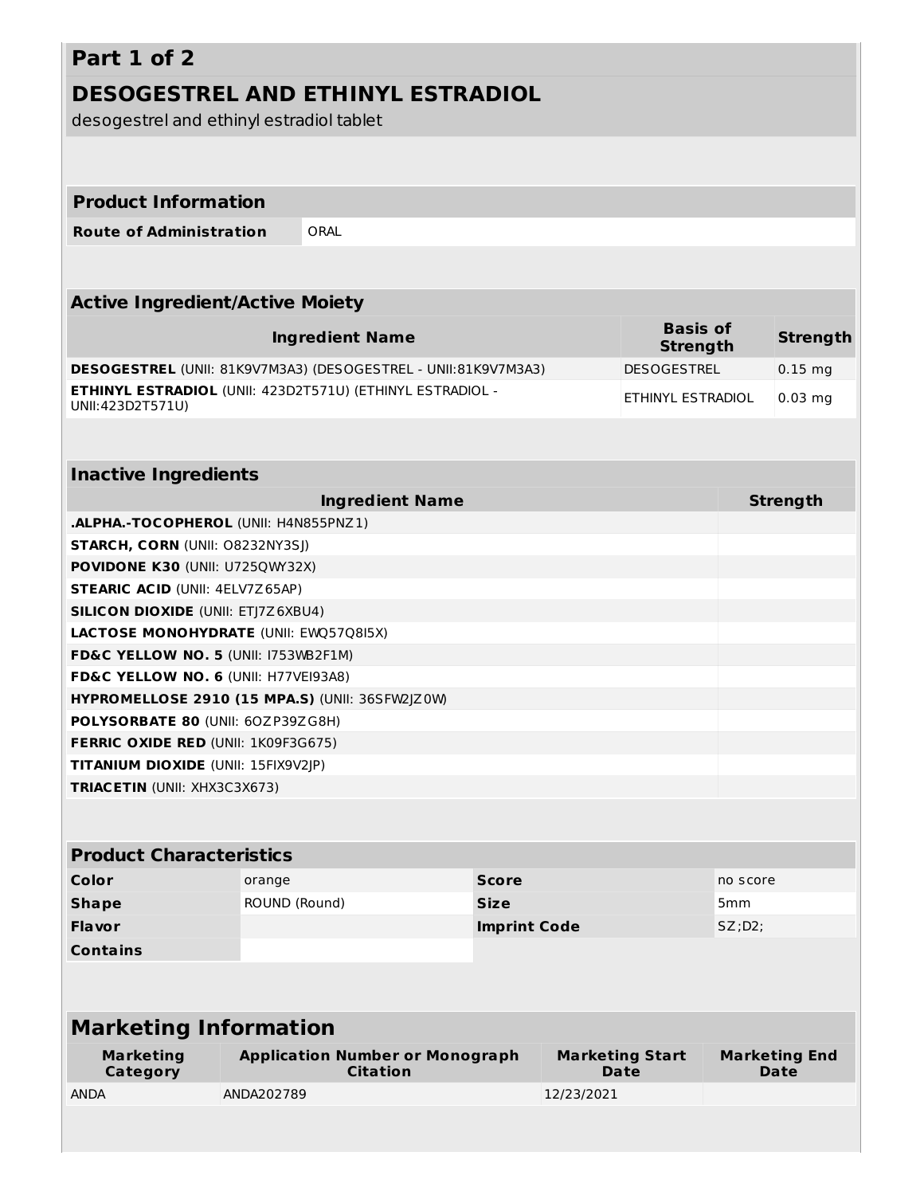## Part 1 of 2

## DESOGESTREL AND ETHINYL ESTRADIOL

desogestrel and ethinyl estradiol tablet

| Product Information | |
|---|---|
| **Route of Administration** | ORAL |

| Active Ingredient/Active Moiety | | |
|---|---|---|
| **Ingredient Name** | **Basis of Strength** | **Strength** |
| **DESOGESTREL** (UNII: 81K9V7M3A3) (DESOGESTREL - UNII:81K9V7M3A3) | DESOGESTREL | 0.15 mg |
| **ETHINYL ESTRADIOL** (UNII: 423D2T571U) (ETHINYL ESTRADIOL - UNII:423D2T571U) | ETHINYL ESTRADIOL | 0.03 mg |

| Inactive Ingredients | |
|---|---|
| **Ingredient Name** | **Strength** |
| **.ALPHA.-TOCOPHEROL** (UNII: H4N855PNZ1) | |
| **STARCH, CORN** (UNII: O8232NY3SJ) | |
| **POVIDONE K30** (UNII: U725QWY32X) | |
| **STEARIC ACID** (UNII: 4ELV7Z65AP) | |
| **SILICON DIOXIDE** (UNII: ETJ7Z6XBU4) | |
| **LACTOSE MONOHYDRATE** (UNII: EWQ57Q8I5X) | |
| **FD&C YELLOW NO. 5** (UNII: I753WB2F1M) | |
| **FD&C YELLOW NO. 6** (UNII: H77VEI93A8) | |
| **HYPROMELLOSE 2910 (15 MPA.S)** (UNII: 36SFW2JZ0W) | |
| **POLYSORBATE 80** (UNII: 6OZP39ZG8H) | |
| **FERRIC OXIDE RED** (UNII: 1K09F3G675) | |
| **TITANIUM DIOXIDE** (UNII: 15FIX9V2JP) | |
| **TRIACETIN** (UNII: XHX3C3X673) | |

| Product Characteristics | | | |
|---|---|---|---|
| **Color** | orange | **Score** | no score |
| **Shape** | ROUND (Round) | **Size** | 5mm |
| **Flavor** | | **Imprint Code** | SZ;D2; |
| **Contains** | | | |

## Marketing Information

| Marketing Category | Application Number or Monograph Citation | Marketing Start Date | Marketing End Date |
|---|---|---|---|
| ANDA | ANDA202789 | 12/23/2021 | |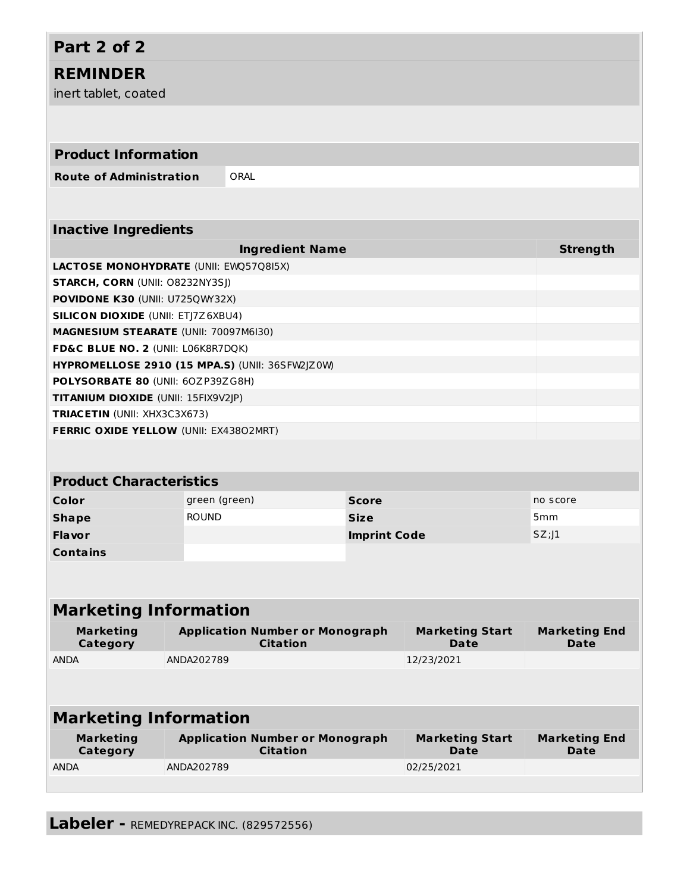## Part 2 of 2

## REMINDER

inert tablet, coated

### Product Information

| | |
|---|---|
| **Route of Administration** | ORAL |

### Inactive Ingredients

| Ingredient Name | Strength |
|---|---|
| **LACTOSE MONOHYDRATE** (UNII: EWQ57Q8I5X) | |
| **STARCH, CORN** (UNII: O8232NY3SJ) | |
| **POVIDONE K30** (UNII: U725QWY32X) | |
| **SILICON DIOXIDE** (UNII: ETJ7Z6XBU4) | |
| **MAGNESIUM STEARATE** (UNII: 70097M6I30) | |
| **FD&C BLUE NO. 2** (UNII: L06K8R7DQK) | |
| **HYPROMELLOSE 2910 (15 MPA.S)** (UNII: 36SFW2JZ0W) | |
| **POLYSORBATE 80** (UNII: 6OZP39ZG8H) | |
| **TITANIUM DIOXIDE** (UNII: 15FIX9V2JP) | |
| **TRIACETIN** (UNII: XHX3C3X673) | |
| **FERRIC OXIDE YELLOW** (UNII: EX438O2MRT) | |

### Product Characteristics

| | | | |
|---|---|---|---|
| **Color** | green (green) | **Score** | no score |
| **Shape** | ROUND | **Size** | 5mm |
| **Flavor** | | **Imprint Code** | SZ;J1 |
| **Contains** | | | |

### Marketing Information

| Marketing Category | Application Number or Monograph Citation | Marketing Start Date | Marketing End Date |
|---|---|---|---|
| ANDA | ANDA202789 | 12/23/2021 | |

### Marketing Information

| Marketing Category | Application Number or Monograph Citation | Marketing Start Date | Marketing End Date |
|---|---|---|---|
| ANDA | ANDA202789 | 02/25/2021 | |

**Labeler -** REMEDYREPACK INC. (829572556)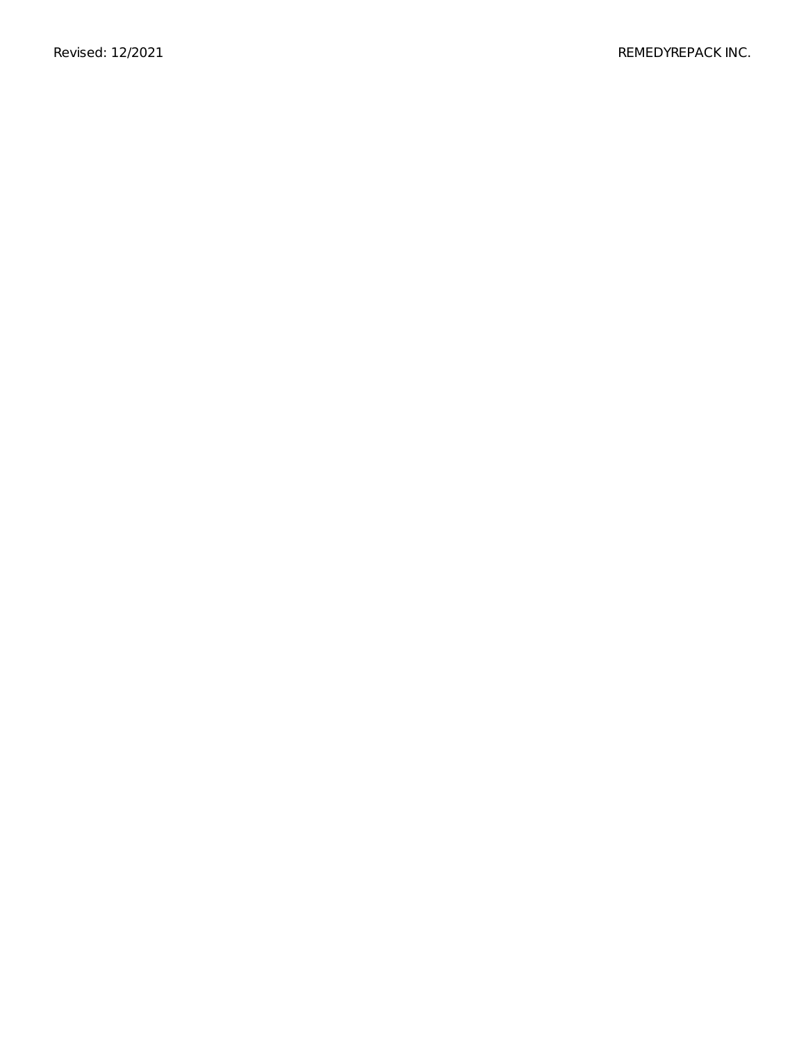Revised: 12/2021

REMEDYREPACK INC.